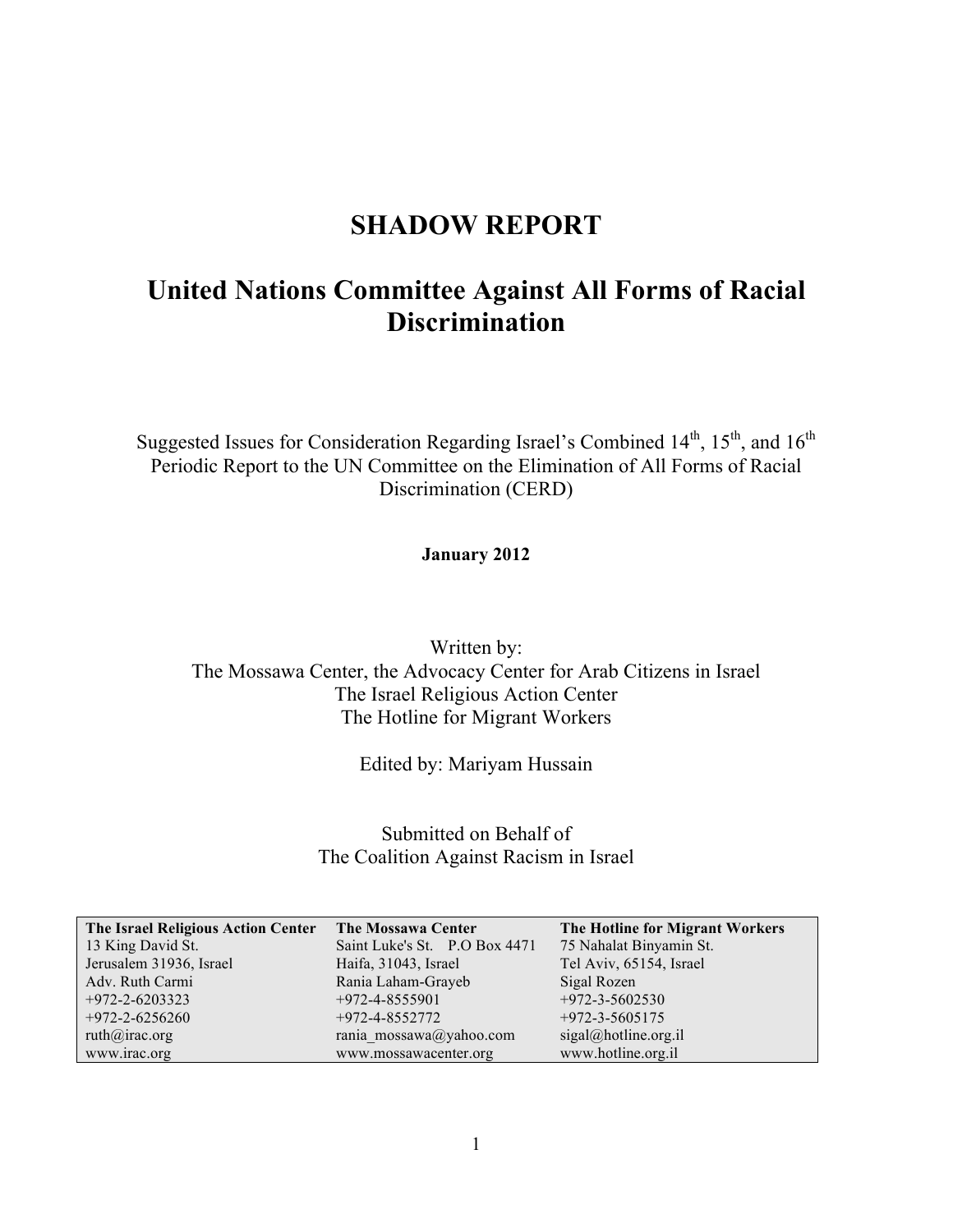# SHADOW REPORT

# United Nations Committee Against All Forms of Racial Discrimination

Suggested Issues for Consideration Regarding Israel's Combined 14th, 15th, and 16th Periodic Report to the UN Committee on the Elimination of All Forms of Racial Discrimination (CERD)

**January 2012**

Written by:
The Mossawa Center, the Advocacy Center for Arab Citizens in Israel
The Israel Religious Action Center
The Hotline for Migrant Workers

Edited by: Mariyam Hussain

Submitted on Behalf of
The Coalition Against Racism in Israel

| **The Israel Religious Action Center** | **The Mossawa Center** | **The Hotline for Migrant Workers** |
|---|---|---|
| 13 King David St. | Saint Luke's St. P.O Box 4471 | 75 Nahalat Binyamin St. |
| Jerusalem 31936, Israel | Haifa, 31043, Israel | Tel Aviv, 65154, Israel |
| Adv. Ruth Carmi | Rania Laham-Grayeb | Sigal Rozen |
| +972-2-6203323 | +972-4-8555901 | +972-3-5602530 |
| +972-2-6256260 | +972-4-8552772 | +972-3-5605175 |
| ruth@irac.org | rania_mossawa@yahoo.com | sigal@hotline.org.il |
| www.irac.org | www.mossawacenter.org | www.hotline.org.il |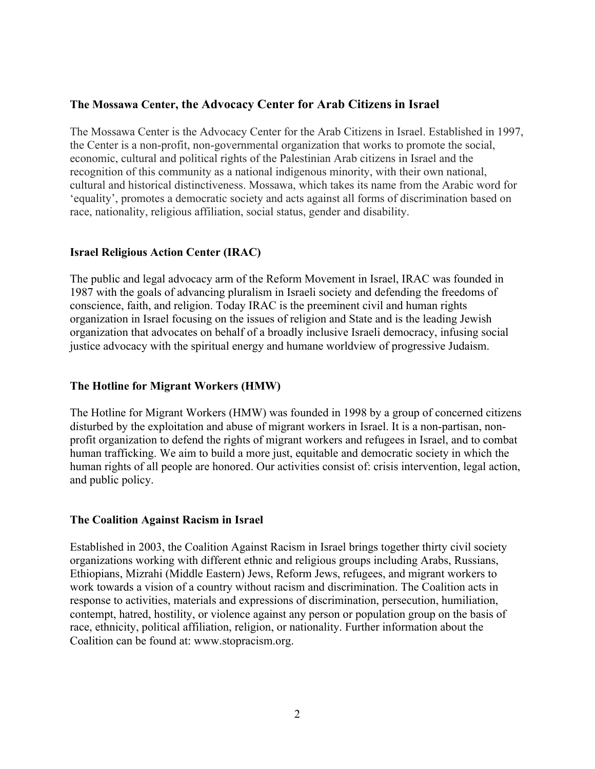### The Mossawa Center, the Advocacy Center for Arab Citizens in Israel

The Mossawa Center is the Advocacy Center for the Arab Citizens in Israel. Established in 1997, the Center is a non-profit, non-governmental organization that works to promote the social, economic, cultural and political rights of the Palestinian Arab citizens in Israel and the recognition of this community as a national indigenous minority, with their own national, cultural and historical distinctiveness. Mossawa, which takes its name from the Arabic word for 'equality', promotes a democratic society and acts against all forms of discrimination based on race, nationality, religious affiliation, social status, gender and disability.

### Israel Religious Action Center (IRAC)

The public and legal advocacy arm of the Reform Movement in Israel, IRAC was founded in 1987 with the goals of advancing pluralism in Israeli society and defending the freedoms of conscience, faith, and religion. Today IRAC is the preeminent civil and human rights organization in Israel focusing on the issues of religion and State and is the leading Jewish organization that advocates on behalf of a broadly inclusive Israeli democracy, infusing social justice advocacy with the spiritual energy and humane worldview of progressive Judaism.

### The Hotline for Migrant Workers (HMW)

The Hotline for Migrant Workers (HMW) was founded in 1998 by a group of concerned citizens disturbed by the exploitation and abuse of migrant workers in Israel. It is a non-partisan, non-profit organization to defend the rights of migrant workers and refugees in Israel, and to combat human trafficking. We aim to build a more just, equitable and democratic society in which the human rights of all people are honored. Our activities consist of: crisis intervention, legal action, and public policy.

### The Coalition Against Racism in Israel

Established in 2003, the Coalition Against Racism in Israel brings together thirty civil society organizations working with different ethnic and religious groups including Arabs, Russians, Ethiopians, Mizrahi (Middle Eastern) Jews, Reform Jews, refugees, and migrant workers to work towards a vision of a country without racism and discrimination. The Coalition acts in response to activities, materials and expressions of discrimination, persecution, humiliation, contempt, hatred, hostility, or violence against any person or population group on the basis of race, ethnicity, political affiliation, religion, or nationality. Further information about the Coalition can be found at: www.stopracism.org.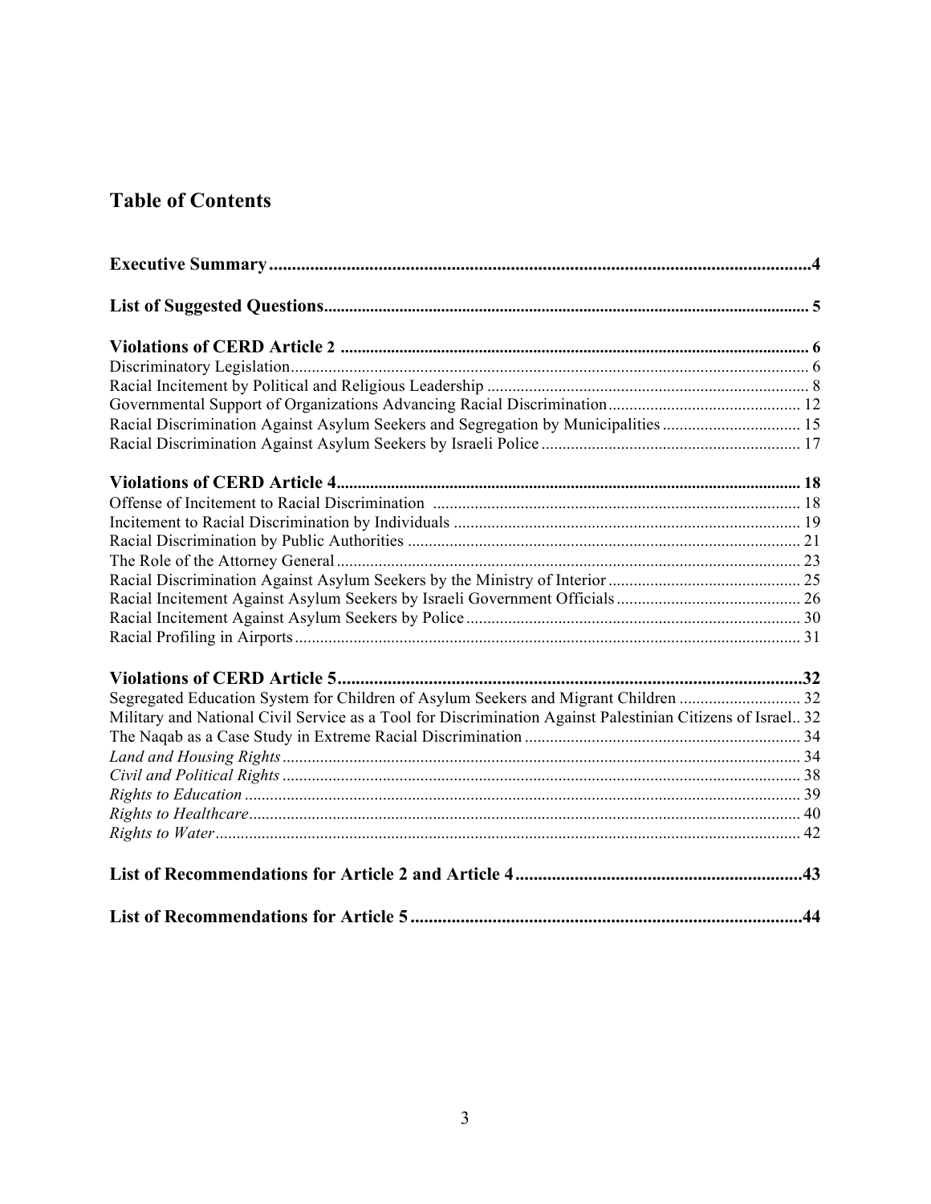## Table of Contents

**Executive Summary** .......... 4

**List of Suggested Questions** .......... 5

**Violations of CERD Article 2** .......... 6

Discriminatory Legislation .......... 6

Racial Incitement by Political and Religious Leadership .......... 8

Governmental Support of Organizations Advancing Racial Discrimination .......... 12

Racial Discrimination Against Asylum Seekers and Segregation by Municipalities .......... 15

Racial Discrimination Against Asylum Seekers by Israeli Police .......... 17

**Violations of CERD Article 4** .......... 18

Offense of Incitement to Racial Discrimination .......... 18

Incitement to Racial Discrimination by Individuals .......... 19

Racial Discrimination by Public Authorities .......... 21

The Role of the Attorney General .......... 23

Racial Discrimination Against Asylum Seekers by the Ministry of Interior .......... 25

Racial Incitement Against Asylum Seekers by Israeli Government Officials .......... 26

Racial Incitement Against Asylum Seekers by Police .......... 30

Racial Profiling in Airports .......... 31

**Violations of CERD Article 5** .......... 32

Segregated Education System for Children of Asylum Seekers and Migrant Children .......... 32

Military and National Civil Service as a Tool for Discrimination Against Palestinian Citizens of Israel .......... 32

The Naqab as a Case Study in Extreme Racial Discrimination .......... 34

*Land and Housing Rights* .......... 34

*Civil and Political Rights* .......... 38

*Rights to Education* .......... 39

*Rights to Healthcare* .......... 40

*Rights to Water* .......... 42

**List of Recommendations for Article 2 and Article 4** .......... 43

**List of Recommendations for Article 5** .......... 44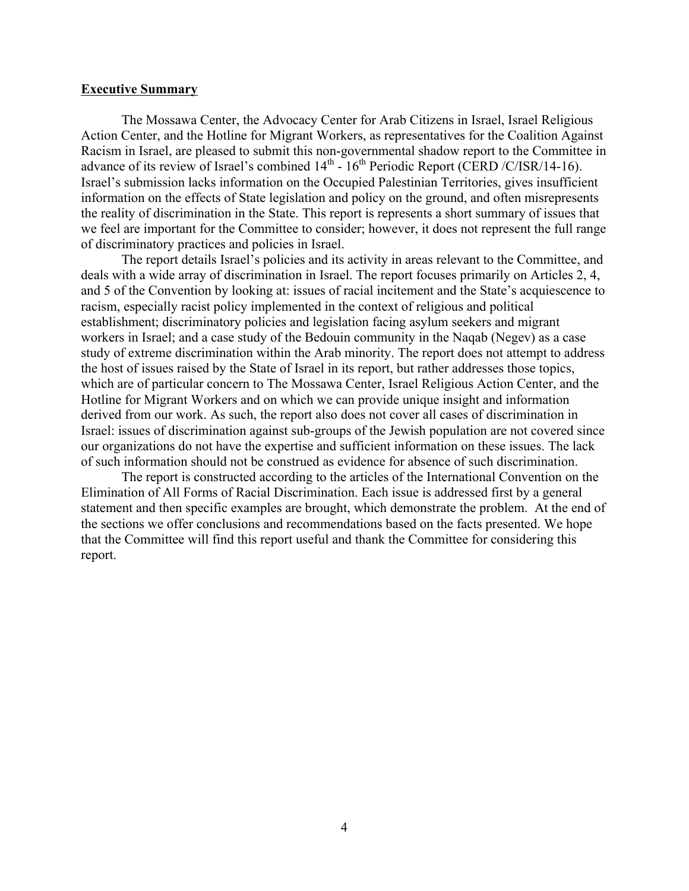**Executive Summary**

The Mossawa Center, the Advocacy Center for Arab Citizens in Israel, Israel Religious Action Center, and the Hotline for Migrant Workers, as representatives for the Coalition Against Racism in Israel, are pleased to submit this non-governmental shadow report to the Committee in advance of its review of Israel's combined 14th - 16th Periodic Report (CERD /C/ISR/14-16). Israel's submission lacks information on the Occupied Palestinian Territories, gives insufficient information on the effects of State legislation and policy on the ground, and often misrepresents the reality of discrimination in the State. This report is represents a short summary of issues that we feel are important for the Committee to consider; however, it does not represent the full range of discriminatory practices and policies in Israel.

The report details Israel's policies and its activity in areas relevant to the Committee, and deals with a wide array of discrimination in Israel. The report focuses primarily on Articles 2, 4, and 5 of the Convention by looking at: issues of racial incitement and the State's acquiescence to racism, especially racist policy implemented in the context of religious and political establishment; discriminatory policies and legislation facing asylum seekers and migrant workers in Israel; and a case study of the Bedouin community in the Naqab (Negev) as a case study of extreme discrimination within the Arab minority. The report does not attempt to address the host of issues raised by the State of Israel in its report, but rather addresses those topics, which are of particular concern to The Mossawa Center, Israel Religious Action Center, and the Hotline for Migrant Workers and on which we can provide unique insight and information derived from our work. As such, the report also does not cover all cases of discrimination in Israel: issues of discrimination against sub-groups of the Jewish population are not covered since our organizations do not have the expertise and sufficient information on these issues. The lack of such information should not be construed as evidence for absence of such discrimination.

The report is constructed according to the articles of the International Convention on the Elimination of All Forms of Racial Discrimination. Each issue is addressed first by a general statement and then specific examples are brought, which demonstrate the problem. At the end of the sections we offer conclusions and recommendations based on the facts presented. We hope that the Committee will find this report useful and thank the Committee for considering this report.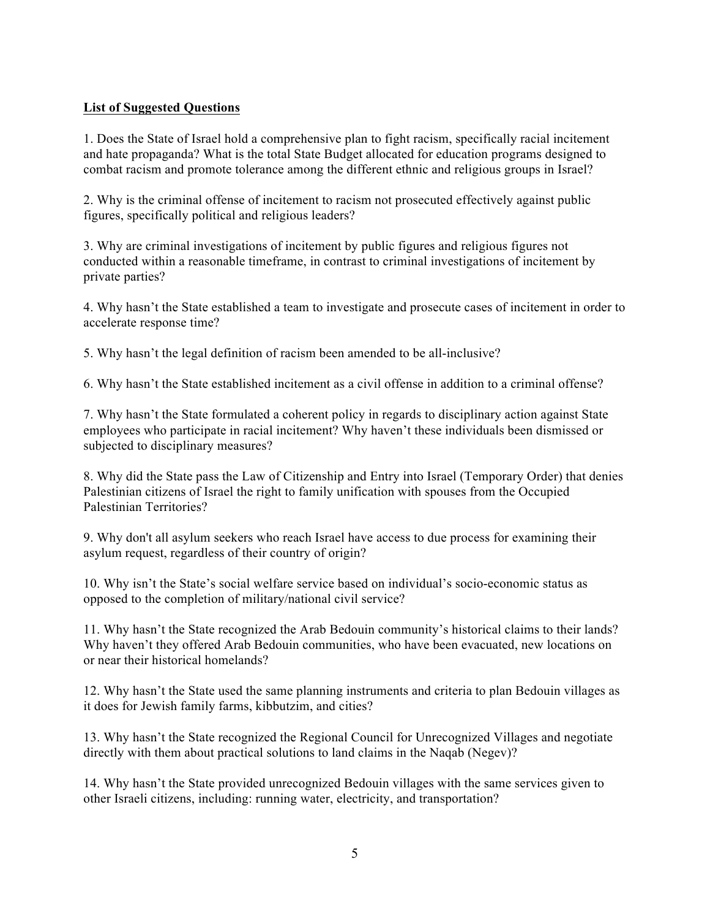**List of Suggested Questions**

1. Does the State of Israel hold a comprehensive plan to fight racism, specifically racial incitement and hate propaganda? What is the total State Budget allocated for education programs designed to combat racism and promote tolerance among the different ethnic and religious groups in Israel?

2. Why is the criminal offense of incitement to racism not prosecuted effectively against public figures, specifically political and religious leaders?

3. Why are criminal investigations of incitement by public figures and religious figures not conducted within a reasonable timeframe, in contrast to criminal investigations of incitement by private parties?

4. Why hasn't the State established a team to investigate and prosecute cases of incitement in order to accelerate response time?

5. Why hasn't the legal definition of racism been amended to be all-inclusive?

6. Why hasn't the State established incitement as a civil offense in addition to a criminal offense?

7. Why hasn't the State formulated a coherent policy in regards to disciplinary action against State employees who participate in racial incitement? Why haven't these individuals been dismissed or subjected to disciplinary measures?

8. Why did the State pass the Law of Citizenship and Entry into Israel (Temporary Order) that denies Palestinian citizens of Israel the right to family unification with spouses from the Occupied Palestinian Territories?

9. Why don't all asylum seekers who reach Israel have access to due process for examining their asylum request, regardless of their country of origin?

10. Why isn't the State's social welfare service based on individual's socio-economic status as opposed to the completion of military/national civil service?

11. Why hasn't the State recognized the Arab Bedouin community's historical claims to their lands? Why haven't they offered Arab Bedouin communities, who have been evacuated, new locations on or near their historical homelands?

12. Why hasn't the State used the same planning instruments and criteria to plan Bedouin villages as it does for Jewish family farms, kibbutzim, and cities?

13. Why hasn't the State recognized the Regional Council for Unrecognized Villages and negotiate directly with them about practical solutions to land claims in the Naqab (Negev)?

14. Why hasn't the State provided unrecognized Bedouin villages with the same services given to other Israeli citizens, including: running water, electricity, and transportation?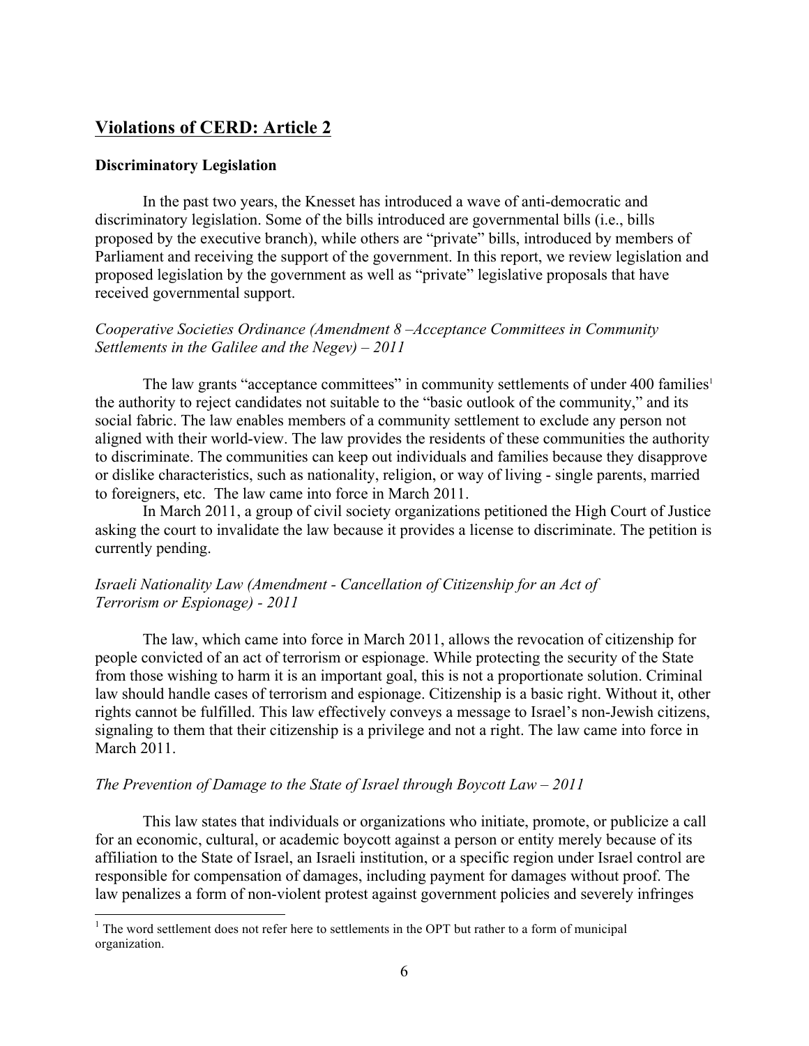## Violations of CERD: Article 2

### Discriminatory Legislation

In the past two years, the Knesset has introduced a wave of anti-democratic and discriminatory legislation. Some of the bills introduced are governmental bills (i.e., bills proposed by the executive branch), while others are "private" bills, introduced by members of Parliament and receiving the support of the government. In this report, we review legislation and proposed legislation by the government as well as "private" legislative proposals that have received governmental support.

*Cooperative Societies Ordinance (Amendment 8 –Acceptance Committees in Community Settlements in the Galilee and the Negev) – 2011*

The law grants "acceptance committees" in community settlements of under 400 families[1] the authority to reject candidates not suitable to the "basic outlook of the community," and its social fabric. The law enables members of a community settlement to exclude any person not aligned with their world-view. The law provides the residents of these communities the authority to discriminate. The communities can keep out individuals and families because they disapprove or dislike characteristics, such as nationality, religion, or way of living - single parents, married to foreigners, etc. The law came into force in March 2011.

In March 2011, a group of civil society organizations petitioned the High Court of Justice asking the court to invalidate the law because it provides a license to discriminate. The petition is currently pending.

*Israeli Nationality Law (Amendment - Cancellation of Citizenship for an Act of Terrorism or Espionage) - 2011*

The law, which came into force in March 2011, allows the revocation of citizenship for people convicted of an act of terrorism or espionage. While protecting the security of the State from those wishing to harm it is an important goal, this is not a proportionate solution. Criminal law should handle cases of terrorism and espionage. Citizenship is a basic right. Without it, other rights cannot be fulfilled. This law effectively conveys a message to Israel's non-Jewish citizens, signaling to them that their citizenship is a privilege and not a right. The law came into force in March 2011.

*The Prevention of Damage to the State of Israel through Boycott Law – 2011*

This law states that individuals or organizations who initiate, promote, or publicize a call for an economic, cultural, or academic boycott against a person or entity merely because of its affiliation to the State of Israel, an Israeli institution, or a specific region under Israel control are responsible for compensation of damages, including payment for damages without proof. The law penalizes a form of non-violent protest against government policies and severely infringes

---

[1] The word settlement does not refer here to settlements in the OPT but rather to a form of municipal organization.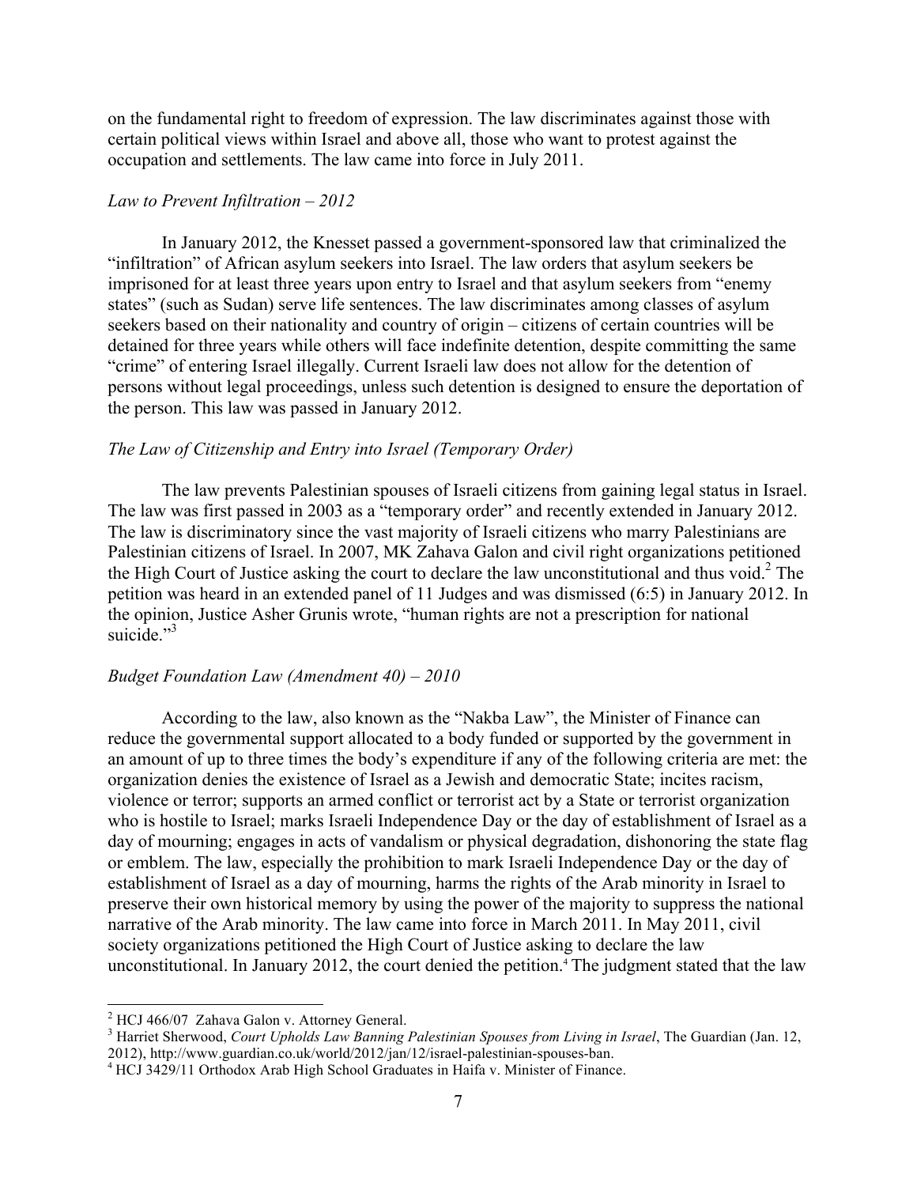on the fundamental right to freedom of expression. The law discriminates against those with certain political views within Israel and above all, those who want to protest against the occupation and settlements. The law came into force in July 2011.

*Law to Prevent Infiltration – 2012*

In January 2012, the Knesset passed a government-sponsored law that criminalized the "infiltration" of African asylum seekers into Israel. The law orders that asylum seekers be imprisoned for at least three years upon entry to Israel and that asylum seekers from "enemy states" (such as Sudan) serve life sentences. The law discriminates among classes of asylum seekers based on their nationality and country of origin – citizens of certain countries will be detained for three years while others will face indefinite detention, despite committing the same "crime" of entering Israel illegally. Current Israeli law does not allow for the detention of persons without legal proceedings, unless such detention is designed to ensure the deportation of the person. This law was passed in January 2012.

*The Law of Citizenship and Entry into Israel (Temporary Order)*

The law prevents Palestinian spouses of Israeli citizens from gaining legal status in Israel. The law was first passed in 2003 as a "temporary order" and recently extended in January 2012. The law is discriminatory since the vast majority of Israeli citizens who marry Palestinians are Palestinian citizens of Israel. In 2007, MK Zahava Galon and civil right organizations petitioned the High Court of Justice asking the court to declare the law unconstitutional and thus void.[2] The petition was heard in an extended panel of 11 Judges and was dismissed (6:5) in January 2012. In the opinion, Justice Asher Grunis wrote, "human rights are not a prescription for national suicide."[3]

*Budget Foundation Law (Amendment 40) – 2010*

According to the law, also known as the "Nakba Law", the Minister of Finance can reduce the governmental support allocated to a body funded or supported by the government in an amount of up to three times the body's expenditure if any of the following criteria are met: the organization denies the existence of Israel as a Jewish and democratic State; incites racism, violence or terror; supports an armed conflict or terrorist act by a State or terrorist organization who is hostile to Israel; marks Israeli Independence Day or the day of establishment of Israel as a day of mourning; engages in acts of vandalism or physical degradation, dishonoring the state flag or emblem. The law, especially the prohibition to mark Israeli Independence Day or the day of establishment of Israel as a day of mourning, harms the rights of the Arab minority in Israel to preserve their own historical memory by using the power of the majority to suppress the national narrative of the Arab minority. The law came into force in March 2011. In May 2011, civil society organizations petitioned the High Court of Justice asking to declare the law unconstitutional. In January 2012, the court denied the petition.[4] The judgment stated that the law

---

[2] HCJ 466/07 Zahava Galon v. Attorney General.

[3] Harriet Sherwood, *Court Upholds Law Banning Palestinian Spouses from Living in Israel*, The Guardian (Jan. 12, 2012), http://www.guardian.co.uk/world/2012/jan/12/israel-palestinian-spouses-ban.

[4] HCJ 3429/11 Orthodox Arab High School Graduates in Haifa v. Minister of Finance.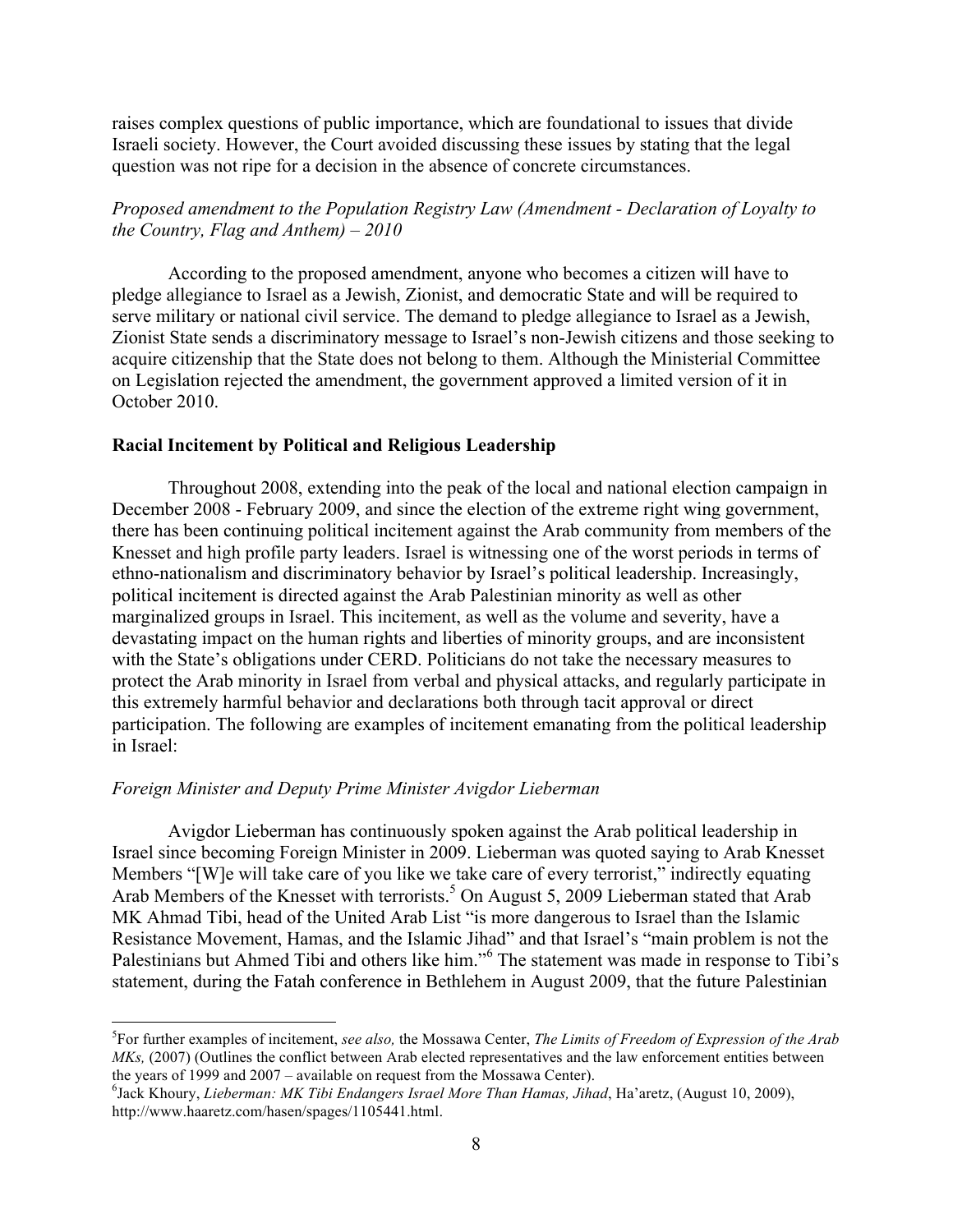raises complex questions of public importance, which are foundational to issues that divide Israeli society. However, the Court avoided discussing these issues by stating that the legal question was not ripe for a decision in the absence of concrete circumstances.

*Proposed amendment to the Population Registry Law (Amendment - Declaration of Loyalty to the Country, Flag and Anthem) – 2010*

According to the proposed amendment, anyone who becomes a citizen will have to pledge allegiance to Israel as a Jewish, Zionist, and democratic State and will be required to serve military or national civil service. The demand to pledge allegiance to Israel as a Jewish, Zionist State sends a discriminatory message to Israel's non-Jewish citizens and those seeking to acquire citizenship that the State does not belong to them. Although the Ministerial Committee on Legislation rejected the amendment, the government approved a limited version of it in October 2010.

**Racial Incitement by Political and Religious Leadership**

Throughout 2008, extending into the peak of the local and national election campaign in December 2008 - February 2009, and since the election of the extreme right wing government, there has been continuing political incitement against the Arab community from members of the Knesset and high profile party leaders. Israel is witnessing one of the worst periods in terms of ethno-nationalism and discriminatory behavior by Israel's political leadership. Increasingly, political incitement is directed against the Arab Palestinian minority as well as other marginalized groups in Israel. This incitement, as well as the volume and severity, have a devastating impact on the human rights and liberties of minority groups, and are inconsistent with the State's obligations under CERD. Politicians do not take the necessary measures to protect the Arab minority in Israel from verbal and physical attacks, and regularly participate in this extremely harmful behavior and declarations both through tacit approval or direct participation. The following are examples of incitement emanating from the political leadership in Israel:

*Foreign Minister and Deputy Prime Minister Avigdor Lieberman*

Avigdor Lieberman has continuously spoken against the Arab political leadership in Israel since becoming Foreign Minister in 2009. Lieberman was quoted saying to Arab Knesset Members "[W]e will take care of you like we take care of every terrorist," indirectly equating Arab Members of the Knesset with terrorists.[5] On August 5, 2009 Lieberman stated that Arab MK Ahmad Tibi, head of the United Arab List "is more dangerous to Israel than the Islamic Resistance Movement, Hamas, and the Islamic Jihad" and that Israel's "main problem is not the Palestinians but Ahmed Tibi and others like him."[6] The statement was made in response to Tibi's statement, during the Fatah conference in Bethlehem in August 2009, that the future Palestinian

---

[5]For further examples of incitement, *see also,* the Mossawa Center, *The Limits of Freedom of Expression of the Arab MKs,* (2007) (Outlines the conflict between Arab elected representatives and the law enforcement entities between the years of 1999 and 2007 – available on request from the Mossawa Center).

[6]Jack Khoury, *Lieberman: MK Tibi Endangers Israel More Than Hamas, Jihad*, Ha'aretz, (August 10, 2009), http://www.haaretz.com/hasen/spages/1105441.html.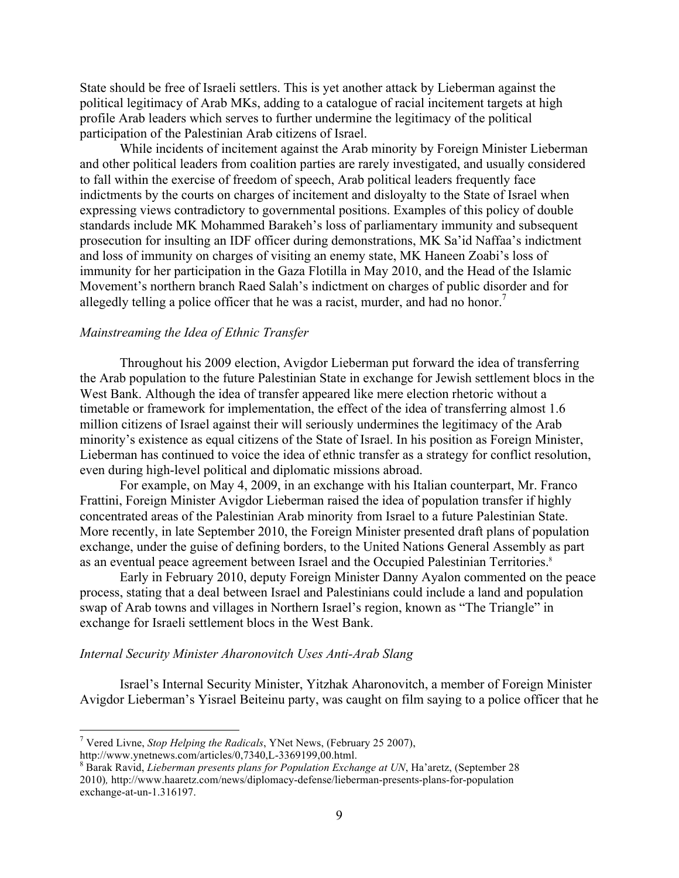State should be free of Israeli settlers. This is yet another attack by Lieberman against the political legitimacy of Arab MKs, adding to a catalogue of racial incitement targets at high profile Arab leaders which serves to further undermine the legitimacy of the political participation of the Palestinian Arab citizens of Israel.

While incidents of incitement against the Arab minority by Foreign Minister Lieberman and other political leaders from coalition parties are rarely investigated, and usually considered to fall within the exercise of freedom of speech, Arab political leaders frequently face indictments by the courts on charges of incitement and disloyalty to the State of Israel when expressing views contradictory to governmental positions. Examples of this policy of double standards include MK Mohammed Barakeh's loss of parliamentary immunity and subsequent prosecution for insulting an IDF officer during demonstrations, MK Sa'id Naffaa's indictment and loss of immunity on charges of visiting an enemy state, MK Haneen Zoabi's loss of immunity for her participation in the Gaza Flotilla in May 2010, and the Head of the Islamic Movement's northern branch Raed Salah's indictment on charges of public disorder and for allegedly telling a police officer that he was a racist, murder, and had no honor.[7]

*Mainstreaming the Idea of Ethnic Transfer*

Throughout his 2009 election, Avigdor Lieberman put forward the idea of transferring the Arab population to the future Palestinian State in exchange for Jewish settlement blocs in the West Bank. Although the idea of transfer appeared like mere election rhetoric without a timetable or framework for implementation, the effect of the idea of transferring almost 1.6 million citizens of Israel against their will seriously undermines the legitimacy of the Arab minority's existence as equal citizens of the State of Israel. In his position as Foreign Minister, Lieberman has continued to voice the idea of ethnic transfer as a strategy for conflict resolution, even during high-level political and diplomatic missions abroad.

For example, on May 4, 2009, in an exchange with his Italian counterpart, Mr. Franco Frattini, Foreign Minister Avigdor Lieberman raised the idea of population transfer if highly concentrated areas of the Palestinian Arab minority from Israel to a future Palestinian State. More recently, in late September 2010, the Foreign Minister presented draft plans of population exchange, under the guise of defining borders, to the United Nations General Assembly as part as an eventual peace agreement between Israel and the Occupied Palestinian Territories.[8]

Early in February 2010, deputy Foreign Minister Danny Ayalon commented on the peace process, stating that a deal between Israel and Palestinians could include a land and population swap of Arab towns and villages in Northern Israel's region, known as "The Triangle" in exchange for Israeli settlement blocs in the West Bank.

*Internal Security Minister Aharonovitch Uses Anti-Arab Slang*

Israel's Internal Security Minister, Yitzhak Aharonovitch, a member of Foreign Minister Avigdor Lieberman's Yisrael Beiteinu party, was caught on film saying to a police officer that he

---

[7] Vered Livne, *Stop Helping the Radicals*, YNet News, (February 25 2007), http://www.ynetnews.com/articles/0,7340,L-3369199,00.html.

[8] Barak Ravid, *Lieberman presents plans for Population Exchange at UN*, Ha'aretz, (September 28 2010), http://www.haaretz.com/news/diplomacy-defense/lieberman-presents-plans-for-population exchange-at-un-1.316197.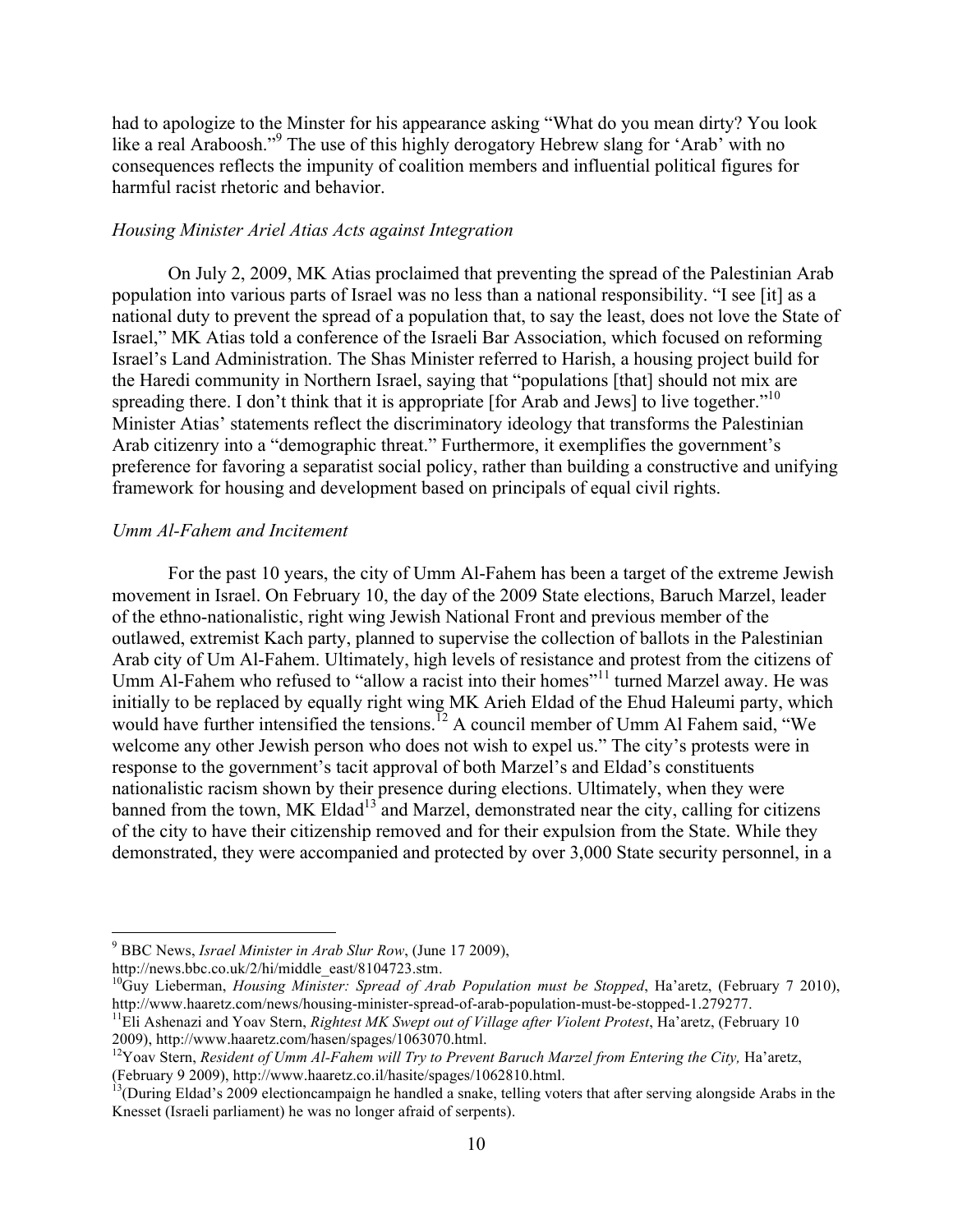had to apologize to the Minster for his appearance asking "What do you mean dirty? You look like a real Araboosh."[9] The use of this highly derogatory Hebrew slang for 'Arab' with no consequences reflects the impunity of coalition members and influential political figures for harmful racist rhetoric and behavior.

*Housing Minister Ariel Atias Acts against Integration*

On July 2, 2009, MK Atias proclaimed that preventing the spread of the Palestinian Arab population into various parts of Israel was no less than a national responsibility. "I see [it] as a national duty to prevent the spread of a population that, to say the least, does not love the State of Israel," MK Atias told a conference of the Israeli Bar Association, which focused on reforming Israel's Land Administration. The Shas Minister referred to Harish, a housing project build for the Haredi community in Northern Israel, saying that "populations [that] should not mix are spreading there. I don't think that it is appropriate [for Arab and Jews] to live together."[10] Minister Atias' statements reflect the discriminatory ideology that transforms the Palestinian Arab citizenry into a "demographic threat." Furthermore, it exemplifies the government's preference for favoring a separatist social policy, rather than building a constructive and unifying framework for housing and development based on principals of equal civil rights.

*Umm Al-Fahem and Incitement*

For the past 10 years, the city of Umm Al-Fahem has been a target of the extreme Jewish movement in Israel. On February 10, the day of the 2009 State elections, Baruch Marzel, leader of the ethno-nationalistic, right wing Jewish National Front and previous member of the outlawed, extremist Kach party, planned to supervise the collection of ballots in the Palestinian Arab city of Um Al-Fahem. Ultimately, high levels of resistance and protest from the citizens of Umm Al-Fahem who refused to "allow a racist into their homes"[11] turned Marzel away. He was initially to be replaced by equally right wing MK Arieh Eldad of the Ehud Haleumi party, which would have further intensified the tensions.[12] A council member of Umm Al Fahem said, "We welcome any other Jewish person who does not wish to expel us." The city's protests were in response to the government's tacit approval of both Marzel's and Eldad's constituents nationalistic racism shown by their presence during elections. Ultimately, when they were banned from the town, MK Eldad[13] and Marzel, demonstrated near the city, calling for citizens of the city to have their citizenship removed and for their expulsion from the State. While they demonstrated, they were accompanied and protected by over 3,000 State security personnel, in a

---

[9] BBC News, *Israel Minister in Arab Slur Row*, (June 17 2009), http://news.bbc.co.uk/2/hi/middle_east/8104723.stm.

[10] Guy Lieberman, *Housing Minister: Spread of Arab Population must be Stopped*, Ha'aretz, (February 7 2010), http://www.haaretz.com/news/housing-minister-spread-of-arab-population-must-be-stopped-1.279277.

[11] Eli Ashenazi and Yoav Stern, *Rightest MK Swept out of Village after Violent Protest*, Ha'aretz, (February 10 2009), http://www.haaretz.com/hasen/spages/1063070.html.

[12] Yoav Stern, *Resident of Umm Al-Fahem will Try to Prevent Baruch Marzel from Entering the City,* Ha'aretz, (February 9 2009), http://www.haaretz.co.il/hasite/spages/1062810.html.

[13] (During Eldad's 2009 electioncampaign he handled a snake, telling voters that after serving alongside Arabs in the Knesset (Israeli parliament) he was no longer afraid of serpents).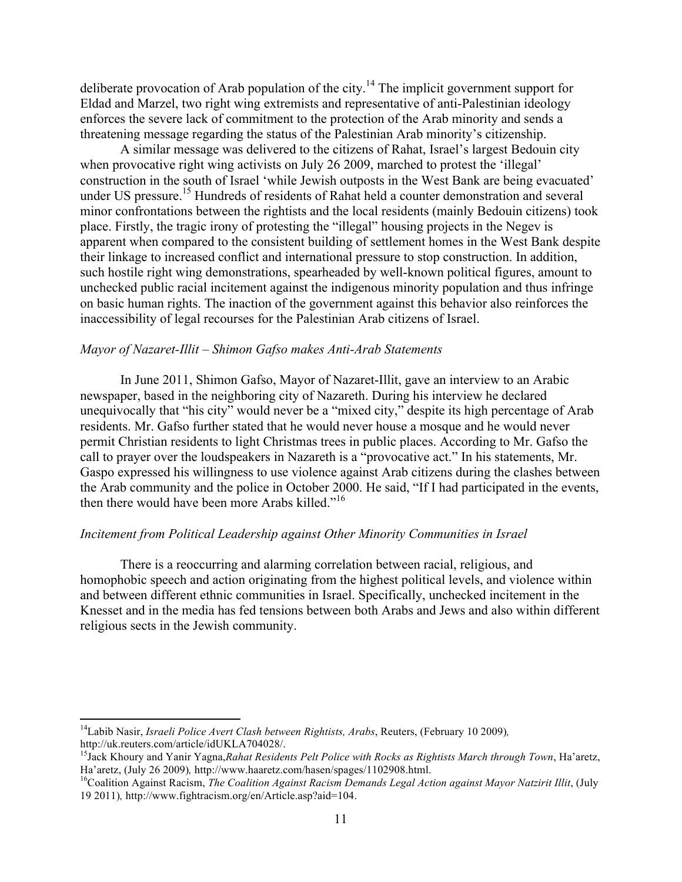deliberate provocation of Arab population of the city.[14] The implicit government support for Eldad and Marzel, two right wing extremists and representative of anti-Palestinian ideology enforces the severe lack of commitment to the protection of the Arab minority and sends a threatening message regarding the status of the Palestinian Arab minority's citizenship.

A similar message was delivered to the citizens of Rahat, Israel's largest Bedouin city when provocative right wing activists on July 26 2009, marched to protest the 'illegal' construction in the south of Israel 'while Jewish outposts in the West Bank are being evacuated' under US pressure.[15] Hundreds of residents of Rahat held a counter demonstration and several minor confrontations between the rightists and the local residents (mainly Bedouin citizens) took place. Firstly, the tragic irony of protesting the "illegal" housing projects in the Negev is apparent when compared to the consistent building of settlement homes in the West Bank despite their linkage to increased conflict and international pressure to stop construction. In addition, such hostile right wing demonstrations, spearheaded by well-known political figures, amount to unchecked public racial incitement against the indigenous minority population and thus infringe on basic human rights. The inaction of the government against this behavior also reinforces the inaccessibility of legal recourses for the Palestinian Arab citizens of Israel.

*Mayor of Nazaret-Illit – Shimon Gafso makes Anti-Arab Statements*

In June 2011, Shimon Gafso, Mayor of Nazaret-Illit, gave an interview to an Arabic newspaper, based in the neighboring city of Nazareth. During his interview he declared unequivocally that "his city" would never be a "mixed city," despite its high percentage of Arab residents. Mr. Gafso further stated that he would never house a mosque and he would never permit Christian residents to light Christmas trees in public places. According to Mr. Gafso the call to prayer over the loudspeakers in Nazareth is a "provocative act." In his statements, Mr. Gaspo expressed his willingness to use violence against Arab citizens during the clashes between the Arab community and the police in October 2000. He said, "If I had participated in the events, then there would have been more Arabs killed."[16]

*Incitement from Political Leadership against Other Minority Communities in Israel*

There is a reoccurring and alarming correlation between racial, religious, and homophobic speech and action originating from the highest political levels, and violence within and between different ethnic communities in Israel. Specifically, unchecked incitement in the Knesset and in the media has fed tensions between both Arabs and Jews and also within different religious sects in the Jewish community.

---

[14] Labib Nasir, *Israeli Police Avert Clash between Rightists, Arabs*, Reuters, (February 10 2009), http://uk.reuters.com/article/idUKLA704028/.

[15] Jack Khoury and Yanir Yagna, *Rahat Residents Pelt Police with Rocks as Rightists March through Town*, Ha'aretz, Ha'aretz, (July 26 2009), http://www.haaretz.com/hasen/spages/1102908.html.

[16] Coalition Against Racism, *The Coalition Against Racism Demands Legal Action against Mayor Natzirit Illit*, (July 19 2011), http://www.fightracism.org/en/Article.asp?aid=104.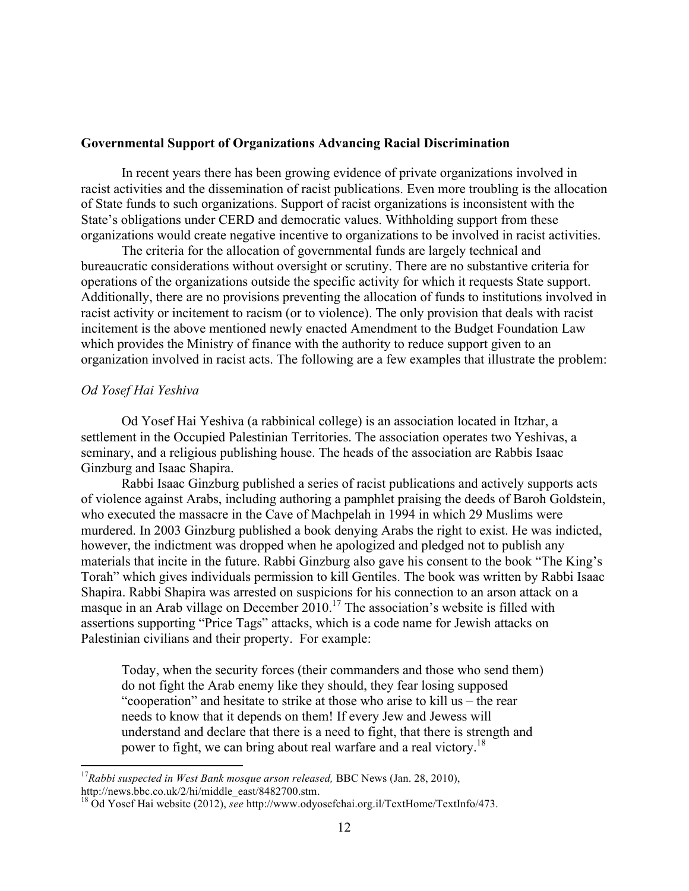**Governmental Support of Organizations Advancing Racial Discrimination**

In recent years there has been growing evidence of private organizations involved in racist activities and the dissemination of racist publications. Even more troubling is the allocation of State funds to such organizations. Support of racist organizations is inconsistent with the State's obligations under CERD and democratic values. Withholding support from these organizations would create negative incentive to organizations to be involved in racist activities.

The criteria for the allocation of governmental funds are largely technical and bureaucratic considerations without oversight or scrutiny. There are no substantive criteria for operations of the organizations outside the specific activity for which it requests State support. Additionally, there are no provisions preventing the allocation of funds to institutions involved in racist activity or incitement to racism (or to violence). The only provision that deals with racist incitement is the above mentioned newly enacted Amendment to the Budget Foundation Law which provides the Ministry of finance with the authority to reduce support given to an organization involved in racist acts. The following are a few examples that illustrate the problem:

*Od Yosef Hai Yeshiva*

Od Yosef Hai Yeshiva (a rabbinical college) is an association located in Itzhar, a settlement in the Occupied Palestinian Territories. The association operates two Yeshivas, a seminary, and a religious publishing house. The heads of the association are Rabbis Isaac Ginzburg and Isaac Shapira.

Rabbi Isaac Ginzburg published a series of racist publications and actively supports acts of violence against Arabs, including authoring a pamphlet praising the deeds of Baroh Goldstein, who executed the massacre in the Cave of Machpelah in 1994 in which 29 Muslims were murdered. In 2003 Ginzburg published a book denying Arabs the right to exist. He was indicted, however, the indictment was dropped when he apologized and pledged not to publish any materials that incite in the future. Rabbi Ginzburg also gave his consent to the book "The King's Torah" which gives individuals permission to kill Gentiles. The book was written by Rabbi Isaac Shapira. Rabbi Shapira was arrested on suspicions for his connection to an arson attack on a masque in an Arab village on December 2010.[17] The association's website is filled with assertions supporting "Price Tags" attacks, which is a code name for Jewish attacks on Palestinian civilians and their property. For example:

> Today, when the security forces (their commanders and those who send them) do not fight the Arab enemy like they should, they fear losing supposed "cooperation" and hesitate to strike at those who arise to kill us – the rear needs to know that it depends on them! If every Jew and Jewess will understand and declare that there is a need to fight, that there is strength and power to fight, we can bring about real warfare and a real victory.[18]

---

[17] *Rabbi suspected in West Bank mosque arson released,* BBC News (Jan. 28, 2010), http://news.bbc.co.uk/2/hi/middle_east/8482700.stm.

[18] Od Yosef Hai website (2012), *see* http://www.odyosefchai.org.il/TextHome/TextInfo/473.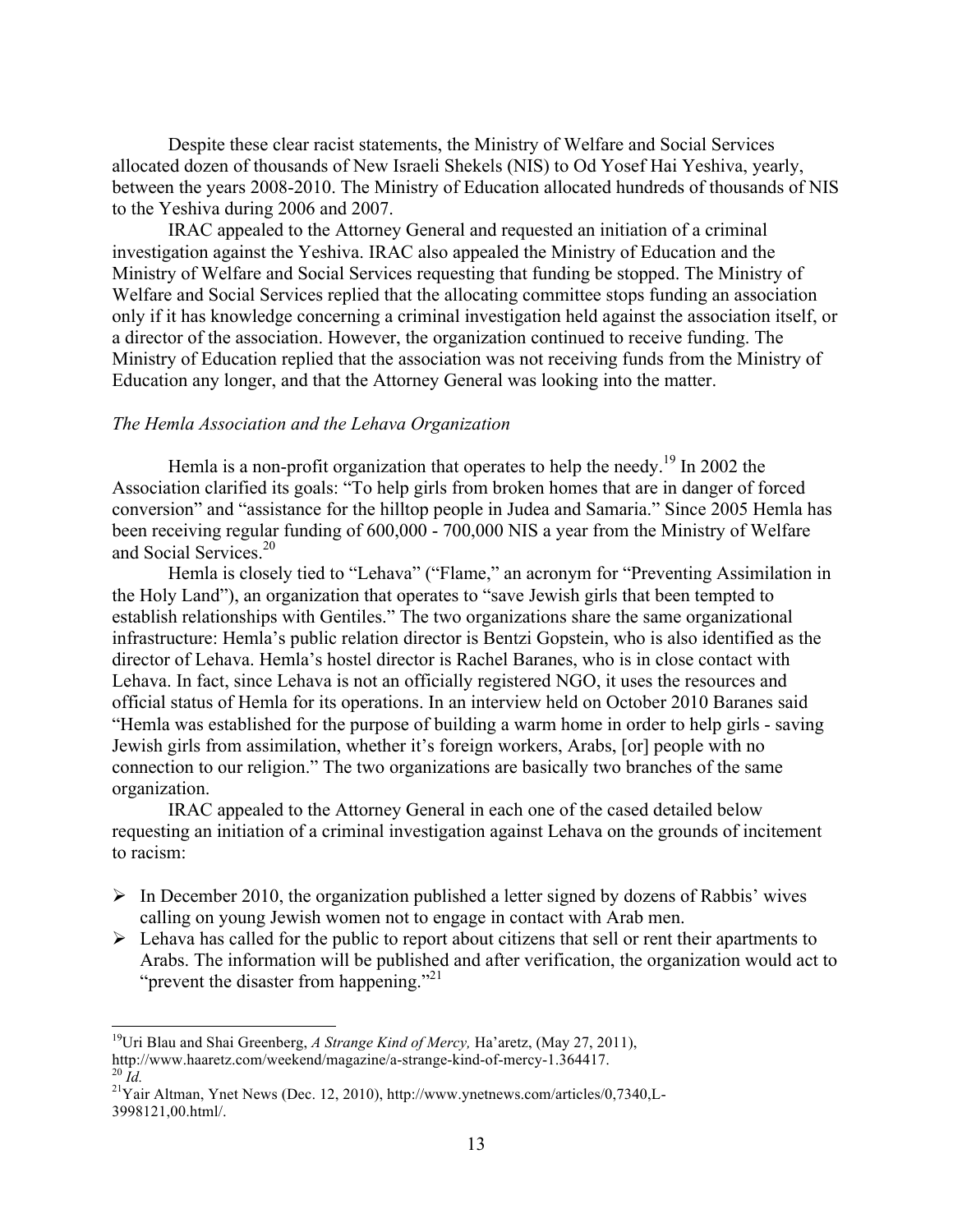Despite these clear racist statements, the Ministry of Welfare and Social Services allocated dozen of thousands of New Israeli Shekels (NIS) to Od Yosef Hai Yeshiva, yearly, between the years 2008-2010. The Ministry of Education allocated hundreds of thousands of NIS to the Yeshiva during 2006 and 2007.

IRAC appealed to the Attorney General and requested an initiation of a criminal investigation against the Yeshiva. IRAC also appealed the Ministry of Education and the Ministry of Welfare and Social Services requesting that funding be stopped. The Ministry of Welfare and Social Services replied that the allocating committee stops funding an association only if it has knowledge concerning a criminal investigation held against the association itself, or a director of the association. However, the organization continued to receive funding. The Ministry of Education replied that the association was not receiving funds from the Ministry of Education any longer, and that the Attorney General was looking into the matter.

*The Hemla Association and the Lehava Organization*

Hemla is a non-profit organization that operates to help the needy.[19] In 2002 the Association clarified its goals: "To help girls from broken homes that are in danger of forced conversion" and "assistance for the hilltop people in Judea and Samaria." Since 2005 Hemla has been receiving regular funding of 600,000 - 700,000 NIS a year from the Ministry of Welfare and Social Services.[20]

Hemla is closely tied to "Lehava" ("Flame," an acronym for "Preventing Assimilation in the Holy Land"), an organization that operates to "save Jewish girls that been tempted to establish relationships with Gentiles." The two organizations share the same organizational infrastructure: Hemla's public relation director is Bentzi Gopstein, who is also identified as the director of Lehava. Hemla's hostel director is Rachel Baranes, who is in close contact with Lehava. In fact, since Lehava is not an officially registered NGO, it uses the resources and official status of Hemla for its operations. In an interview held on October 2010 Baranes said "Hemla was established for the purpose of building a warm home in order to help girls - saving Jewish girls from assimilation, whether it's foreign workers, Arabs, [or] people with no connection to our religion." The two organizations are basically two branches of the same organization.

IRAC appealed to the Attorney General in each one of the cased detailed below requesting an initiation of a criminal investigation against Lehava on the grounds of incitement to racism:

- In December 2010, the organization published a letter signed by dozens of Rabbis' wives calling on young Jewish women not to engage in contact with Arab men.
- Lehava has called for the public to report about citizens that sell or rent their apartments to Arabs. The information will be published and after verification, the organization would act to "prevent the disaster from happening."[21]

---

[19] Uri Blau and Shai Greenberg, *A Strange Kind of Mercy,* Ha'aretz, (May 27, 2011), http://www.haaretz.com/weekend/magazine/a-strange-kind-of-mercy-1.364417.

[20] *Id.*

[21] Yair Altman, Ynet News (Dec. 12, 2010), http://www.ynetnews.com/articles/0,7340,L-3998121,00.html/.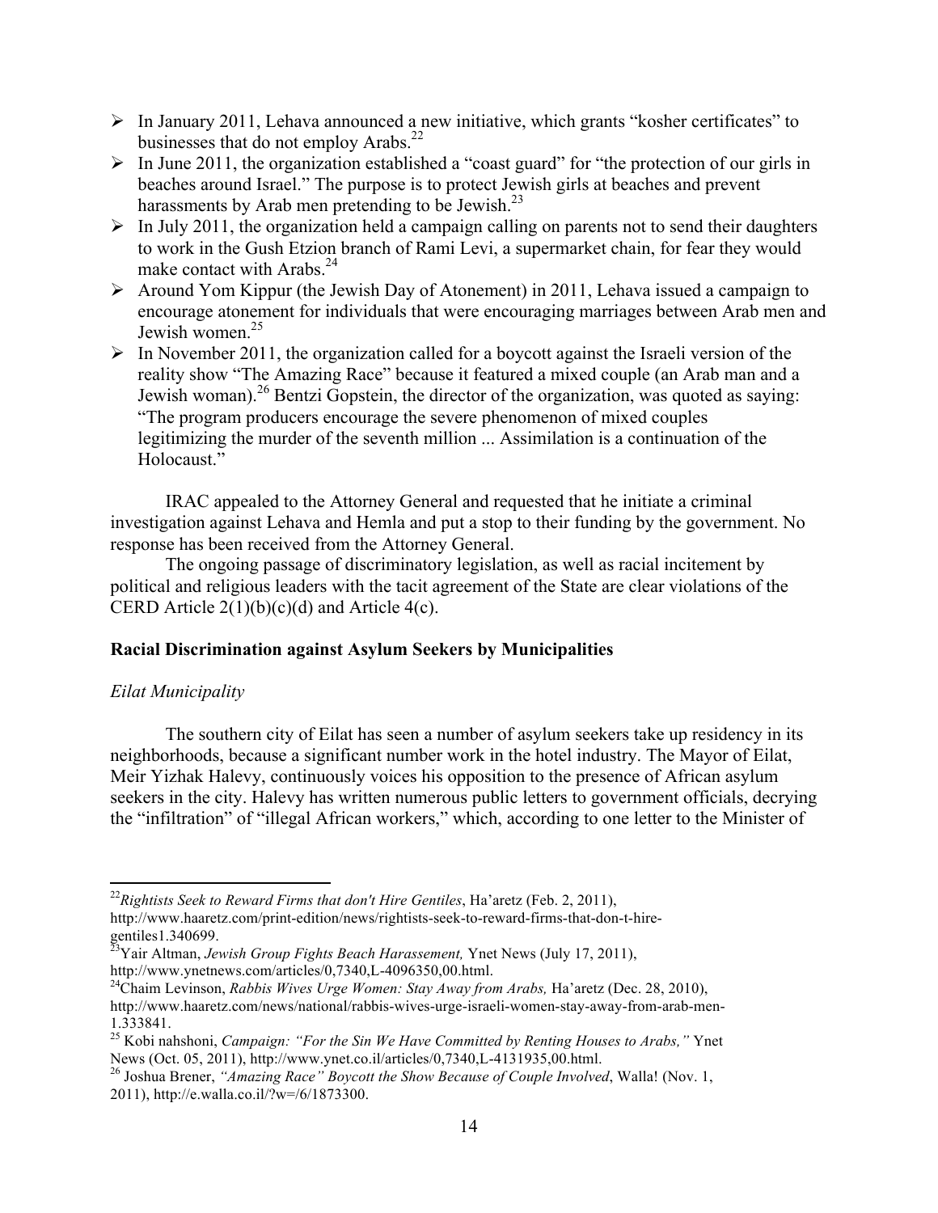- In January 2011, Lehava announced a new initiative, which grants “kosher certificates” to businesses that do not employ Arabs.[22]
- In June 2011, the organization established a “coast guard” for “the protection of our girls in beaches around Israel.” The purpose is to protect Jewish girls at beaches and prevent harassments by Arab men pretending to be Jewish.[23]
- In July 2011, the organization held a campaign calling on parents not to send their daughters to work in the Gush Etzion branch of Rami Levi, a supermarket chain, for fear they would make contact with Arabs.[24]
- Around Yom Kippur (the Jewish Day of Atonement) in 2011, Lehava issued a campaign to encourage atonement for individuals that were encouraging marriages between Arab men and Jewish women.[25]
- In November 2011, the organization called for a boycott against the Israeli version of the reality show “The Amazing Race” because it featured a mixed couple (an Arab man and a Jewish woman).[26] Bentzi Gopstein, the director of the organization, was quoted as saying: “The program producers encourage the severe phenomenon of mixed couples legitimizing the murder of the seventh million ... Assimilation is a continuation of the Holocaust.”

IRAC appealed to the Attorney General and requested that he initiate a criminal investigation against Lehava and Hemla and put a stop to their funding by the government. No response has been received from the Attorney General.

The ongoing passage of discriminatory legislation, as well as racial incitement by political and religious leaders with the tacit agreement of the State are clear violations of the CERD Article 2(1)(b)(c)(d) and Article 4(c).

**Racial Discrimination against Asylum Seekers by Municipalities**

*Eilat Municipality*

The southern city of Eilat has seen a number of asylum seekers take up residency in its neighborhoods, because a significant number work in the hotel industry. The Mayor of Eilat, Meir Yizhak Halevy, continuously voices his opposition to the presence of African asylum seekers in the city. Halevy has written numerous public letters to government officials, decrying the “infiltration” of “illegal African workers,” which, according to one letter to the Minister of

---

[22] *Rightists Seek to Reward Firms that don't Hire Gentiles*, Ha’aretz (Feb. 2, 2011), http://www.haaretz.com/print-edition/news/rightists-seek-to-reward-firms-that-don-t-hire-gentiles1.340699.

[23] Yair Altman, *Jewish Group Fights Beach Harassement,* Ynet News (July 17, 2011), http://www.ynetnews.com/articles/0,7340,L-4096350,00.html.

[24] Chaim Levinson, *Rabbis Wives Urge Women: Stay Away from Arabs,* Ha’aretz (Dec. 28, 2010), http://www.haaretz.com/news/national/rabbis-wives-urge-israeli-women-stay-away-from-arab-men-1.333841.

[25] Kobi nahshoni, *Campaign: “For the Sin We Have Committed by Renting Houses to Arabs,”* Ynet News (Oct. 05, 2011), http://www.ynet.co.il/articles/0,7340,L-4131935,00.html.

[26] Joshua Brener, *“Amazing Race” Boycott the Show Because of Couple Involved*, Walla! (Nov. 1, 2011), http://e.walla.co.il/?w=/6/1873300.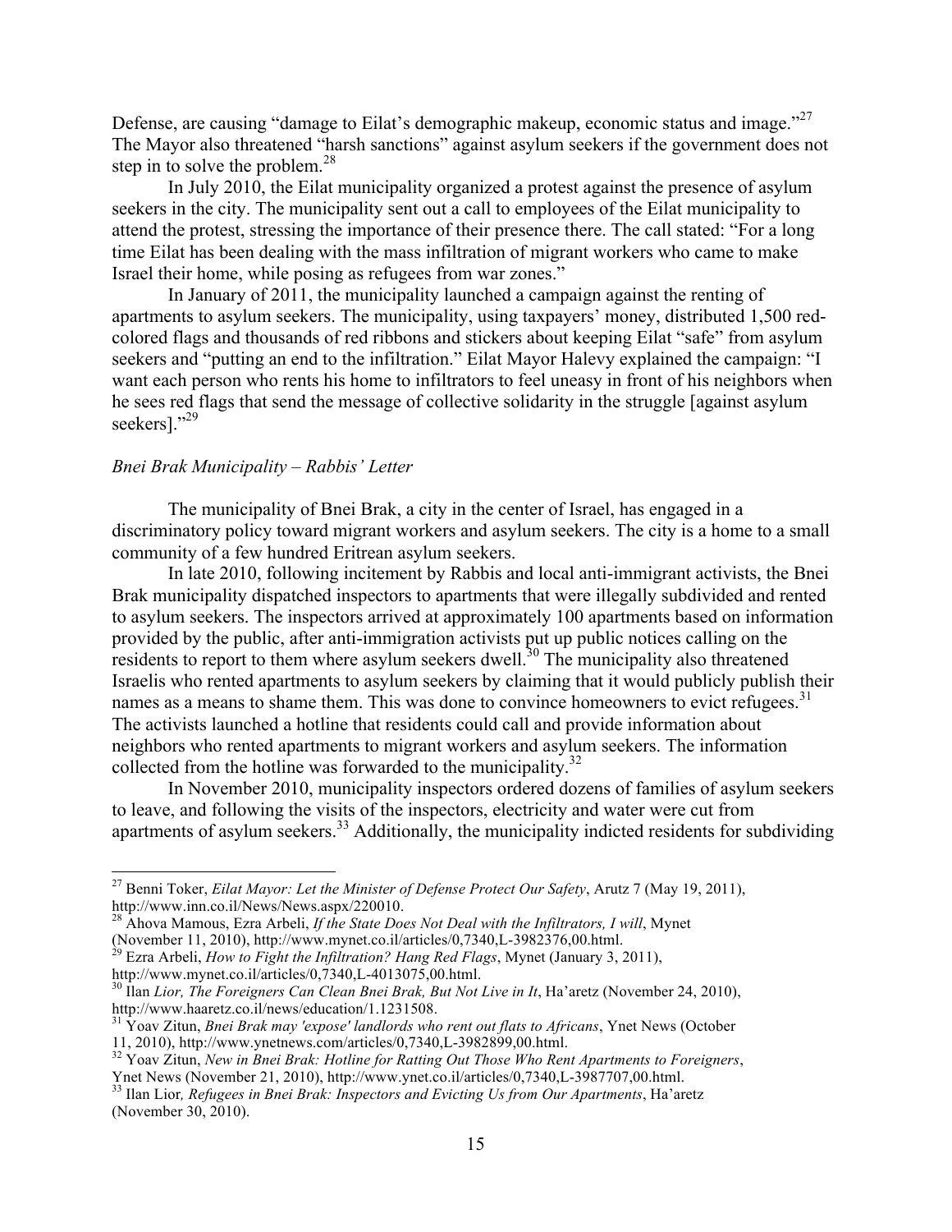Defense, are causing "damage to Eilat's demographic makeup, economic status and image."[27] The Mayor also threatened "harsh sanctions" against asylum seekers if the government does not step in to solve the problem.[28]

In July 2010, the Eilat municipality organized a protest against the presence of asylum seekers in the city. The municipality sent out a call to employees of the Eilat municipality to attend the protest, stressing the importance of their presence there. The call stated: "For a long time Eilat has been dealing with the mass infiltration of migrant workers who came to make Israel their home, while posing as refugees from war zones."

In January of 2011, the municipality launched a campaign against the renting of apartments to asylum seekers. The municipality, using taxpayers' money, distributed 1,500 red-colored flags and thousands of red ribbons and stickers about keeping Eilat "safe" from asylum seekers and "putting an end to the infiltration." Eilat Mayor Halevy explained the campaign: "I want each person who rents his home to infiltrators to feel uneasy in front of his neighbors when he sees red flags that send the message of collective solidarity in the struggle [against asylum seekers]."[29]

*Bnei Brak Municipality – Rabbis' Letter*

The municipality of Bnei Brak, a city in the center of Israel, has engaged in a discriminatory policy toward migrant workers and asylum seekers. The city is a home to a small community of a few hundred Eritrean asylum seekers.

In late 2010, following incitement by Rabbis and local anti-immigrant activists, the Bnei Brak municipality dispatched inspectors to apartments that were illegally subdivided and rented to asylum seekers. The inspectors arrived at approximately 100 apartments based on information provided by the public, after anti-immigration activists put up public notices calling on the residents to report to them where asylum seekers dwell.[30] The municipality also threatened Israelis who rented apartments to asylum seekers by claiming that it would publicly publish their names as a means to shame them. This was done to convince homeowners to evict refugees.[31] The activists launched a hotline that residents could call and provide information about neighbors who rented apartments to migrant workers and asylum seekers. The information collected from the hotline was forwarded to the municipality.[32]

In November 2010, municipality inspectors ordered dozens of families of asylum seekers to leave, and following the visits of the inspectors, electricity and water were cut from apartments of asylum seekers.[33] Additionally, the municipality indicted residents for subdividing

---

[27] Benni Toker, *Eilat Mayor: Let the Minister of Defense Protect Our Safety*, Arutz 7 (May 19, 2011), http://www.inn.co.il/News/News.aspx/220010.

[28] Ahova Mamous, Ezra Arbeli, *If the State Does Not Deal with the Infiltrators, I will*, Mynet (November 11, 2010), http://www.mynet.co.il/articles/0,7340,L-3982376,00.html.

[29] Ezra Arbeli, *How to Fight the Infiltration? Hang Red Flags*, Mynet (January 3, 2011), http://www.mynet.co.il/articles/0,7340,L-4013075,00.html.

[30] Ilan *Lior, The Foreigners Can Clean Bnei Brak, But Not Live in It*, Ha'aretz (November 24, 2010), http://www.haaretz.co.il/news/education/1.1231508.

[31] Yoav Zitun, *Bnei Brak may 'expose' landlords who rent out flats to Africans*, Ynet News (October 11, 2010), http://www.ynetnews.com/articles/0,7340,L-3982899,00.html.

[32] Yoav Zitun, *New in Bnei Brak: Hotline for Ratting Out Those Who Rent Apartments to Foreigners*, Ynet News (November 21, 2010), http://www.ynet.co.il/articles/0,7340,L-3987707,00.html.

[33] Ilan Lior*, Refugees in Bnei Brak: Inspectors and Evicting Us from Our Apartments*, Ha'aretz (November 30, 2010).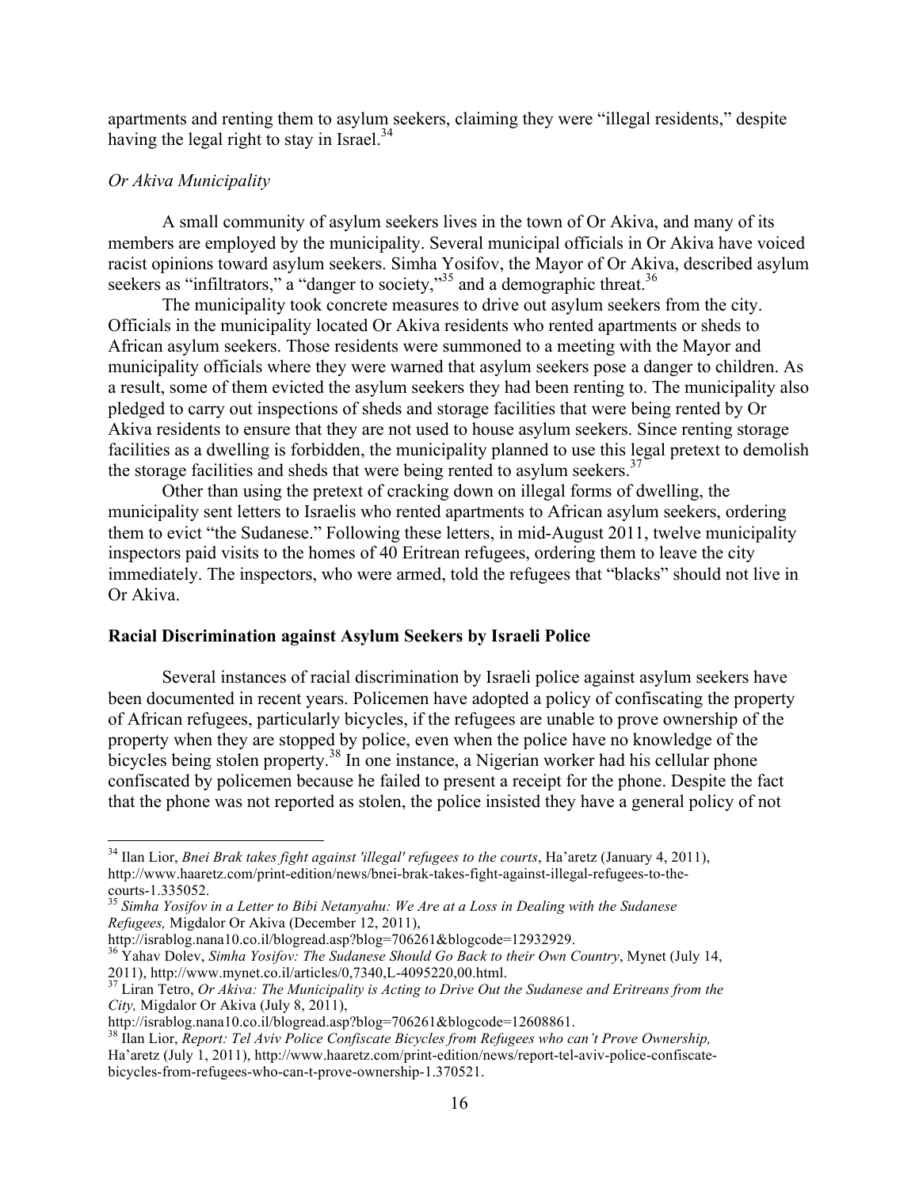apartments and renting them to asylum seekers, claiming they were "illegal residents," despite having the legal right to stay in Israel.[34]

*Or Akiva Municipality*

A small community of asylum seekers lives in the town of Or Akiva, and many of its members are employed by the municipality. Several municipal officials in Or Akiva have voiced racist opinions toward asylum seekers. Simha Yosifov, the Mayor of Or Akiva, described asylum seekers as "infiltrators," a "danger to society,"[35] and a demographic threat.[36]

The municipality took concrete measures to drive out asylum seekers from the city. Officials in the municipality located Or Akiva residents who rented apartments or sheds to African asylum seekers. Those residents were summoned to a meeting with the Mayor and municipality officials where they were warned that asylum seekers pose a danger to children. As a result, some of them evicted the asylum seekers they had been renting to. The municipality also pledged to carry out inspections of sheds and storage facilities that were being rented by Or Akiva residents to ensure that they are not used to house asylum seekers. Since renting storage facilities as a dwelling is forbidden, the municipality planned to use this legal pretext to demolish the storage facilities and sheds that were being rented to asylum seekers.[37]

Other than using the pretext of cracking down on illegal forms of dwelling, the municipality sent letters to Israelis who rented apartments to African asylum seekers, ordering them to evict "the Sudanese." Following these letters, in mid-August 2011, twelve municipality inspectors paid visits to the homes of 40 Eritrean refugees, ordering them to leave the city immediately. The inspectors, who were armed, told the refugees that "blacks" should not live in Or Akiva.

**Racial Discrimination against Asylum Seekers by Israeli Police**

Several instances of racial discrimination by Israeli police against asylum seekers have been documented in recent years. Policemen have adopted a policy of confiscating the property of African refugees, particularly bicycles, if the refugees are unable to prove ownership of the property when they are stopped by police, even when the police have no knowledge of the bicycles being stolen property.[38] In one instance, a Nigerian worker had his cellular phone confiscated by policemen because he failed to present a receipt for the phone. Despite the fact that the phone was not reported as stolen, the police insisted they have a general policy of not

---

[34] Ilan Lior, *Bnei Brak takes fight against 'illegal' refugees to the courts*, Ha'aretz (January 4, 2011), http://www.haaretz.com/print-edition/news/bnei-brak-takes-fight-against-illegal-refugees-to-the-courts-1.335052.

[35] *Simha Yosifov in a Letter to Bibi Netanyahu: We Are at a Loss in Dealing with the Sudanese Refugees,* Migdalor Or Akiva (December 12, 2011), http://israblog.nana10.co.il/blogread.asp?blog=706261&blogcode=12932929.

[36] Yahav Dolev, *Simha Yosifov: The Sudanese Should Go Back to their Own Country*, Mynet (July 14, 2011), http://www.mynet.co.il/articles/0,7340,L-4095220,00.html.

[37] Liran Tetro, *Or Akiva: The Municipality is Acting to Drive Out the Sudanese and Eritreans from the City,* Migdalor Or Akiva (July 8, 2011), http://israblog.nana10.co.il/blogread.asp?blog=706261&blogcode=12608861.

[38] Ilan Lior, *Report: Tel Aviv Police Confiscate Bicycles from Refugees who can't Prove Ownership,* Ha'aretz (July 1, 2011), http://www.haaretz.com/print-edition/news/report-tel-aviv-police-confiscate-bicycles-from-refugees-who-can-t-prove-ownership-1.370521.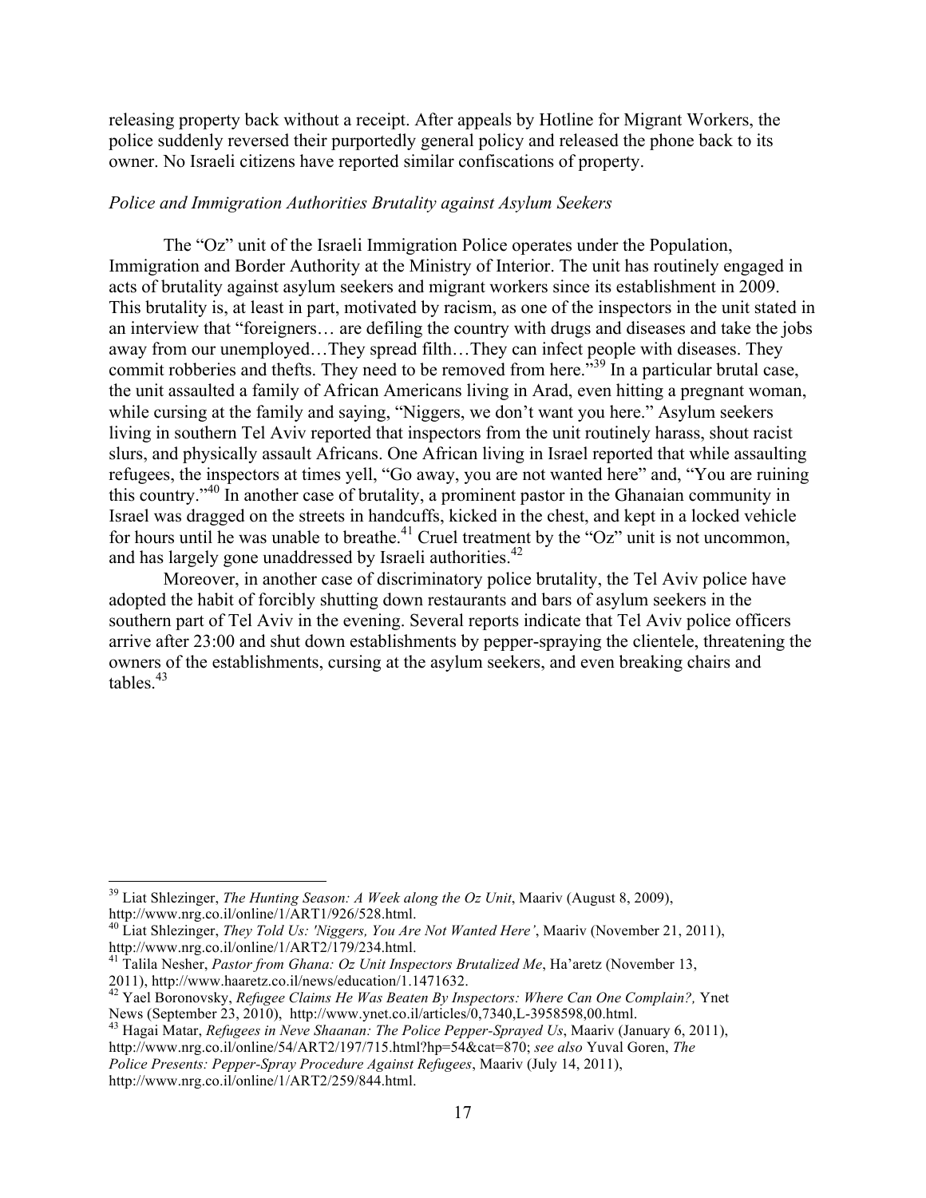releasing property back without a receipt. After appeals by Hotline for Migrant Workers, the police suddenly reversed their purportedly general policy and released the phone back to its owner. No Israeli citizens have reported similar confiscations of property.

*Police and Immigration Authorities Brutality against Asylum Seekers*

The "Oz" unit of the Israeli Immigration Police operates under the Population, Immigration and Border Authority at the Ministry of Interior. The unit has routinely engaged in acts of brutality against asylum seekers and migrant workers since its establishment in 2009. This brutality is, at least in part, motivated by racism, as one of the inspectors in the unit stated in an interview that "foreigners… are defiling the country with drugs and diseases and take the jobs away from our unemployed…They spread filth…They can infect people with diseases. They commit robberies and thefts. They need to be removed from here."[39] In a particular brutal case, the unit assaulted a family of African Americans living in Arad, even hitting a pregnant woman, while cursing at the family and saying, "Niggers, we don't want you here." Asylum seekers living in southern Tel Aviv reported that inspectors from the unit routinely harass, shout racist slurs, and physically assault Africans. One African living in Israel reported that while assaulting refugees, the inspectors at times yell, "Go away, you are not wanted here" and, "You are ruining this country."[40] In another case of brutality, a prominent pastor in the Ghanaian community in Israel was dragged on the streets in handcuffs, kicked in the chest, and kept in a locked vehicle for hours until he was unable to breathe.[41] Cruel treatment by the "Oz" unit is not uncommon, and has largely gone unaddressed by Israeli authorities.[42]

Moreover, in another case of discriminatory police brutality, the Tel Aviv police have adopted the habit of forcibly shutting down restaurants and bars of asylum seekers in the southern part of Tel Aviv in the evening. Several reports indicate that Tel Aviv police officers arrive after 23:00 and shut down establishments by pepper-spraying the clientele, threatening the owners of the establishments, cursing at the asylum seekers, and even breaking chairs and tables.[43]

---

[39] Liat Shlezinger, *The Hunting Season: A Week along the Oz Unit*, Maariv (August 8, 2009), http://www.nrg.co.il/online/1/ART1/926/528.html.

[40] Liat Shlezinger, *They Told Us: 'Niggers, You Are Not Wanted Here'*, Maariv (November 21, 2011), http://www.nrg.co.il/online/1/ART2/179/234.html.

[41] Talila Nesher, *Pastor from Ghana: Oz Unit Inspectors Brutalized Me*, Ha'aretz (November 13, 2011), http://www.haaretz.co.il/news/education/1.1471632.

[42] Yael Boronovsky, *Refugee Claims He Was Beaten By Inspectors: Where Can One Complain?,* Ynet News (September 23, 2010), http://www.ynet.co.il/articles/0,7340,L-3958598,00.html.

[43] Hagai Matar, *Refugees in Neve Shaanan: The Police Pepper-Sprayed Us*, Maariv (January 6, 2011), http://www.nrg.co.il/online/54/ART2/197/715.html?hp=54&cat=870; *see also* Yuval Goren, *The Police Presents: Pepper-Spray Procedure Against Refugees*, Maariv (July 14, 2011), http://www.nrg.co.il/online/1/ART2/259/844.html.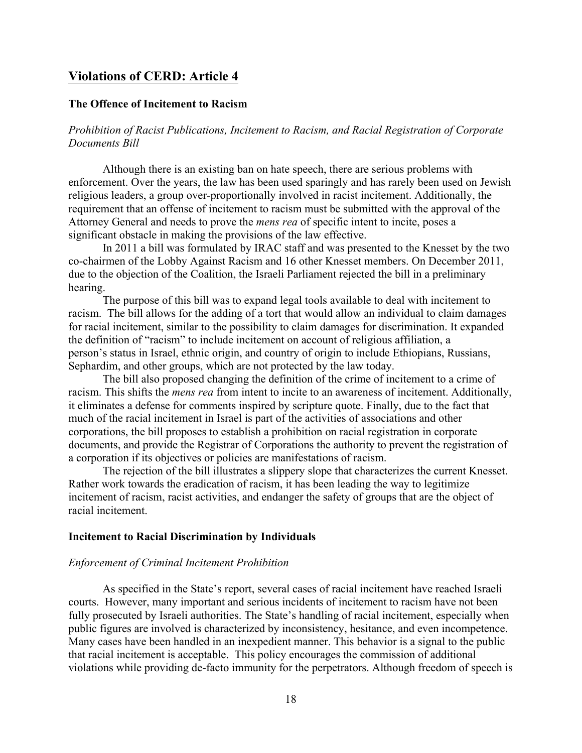## Violations of CERD: Article 4

### The Offence of Incitement to Racism

*Prohibition of Racist Publications, Incitement to Racism, and Racial Registration of Corporate Documents Bill*

Although there is an existing ban on hate speech, there are serious problems with enforcement. Over the years, the law has been used sparingly and has rarely been used on Jewish religious leaders, a group over-proportionally involved in racist incitement. Additionally, the requirement that an offense of incitement to racism must be submitted with the approval of the Attorney General and needs to prove the *mens rea* of specific intent to incite, poses a significant obstacle in making the provisions of the law effective.

In 2011 a bill was formulated by IRAC staff and was presented to the Knesset by the two co-chairmen of the Lobby Against Racism and 16 other Knesset members. On December 2011, due to the objection of the Coalition, the Israeli Parliament rejected the bill in a preliminary hearing.

The purpose of this bill was to expand legal tools available to deal with incitement to racism. The bill allows for the adding of a tort that would allow an individual to claim damages for racial incitement, similar to the possibility to claim damages for discrimination. It expanded the definition of "racism" to include incitement on account of religious affiliation, a person's status in Israel, ethnic origin, and country of origin to include Ethiopians, Russians, Sephardim, and other groups, which are not protected by the law today.

The bill also proposed changing the definition of the crime of incitement to a crime of racism. This shifts the *mens rea* from intent to incite to an awareness of incitement. Additionally, it eliminates a defense for comments inspired by scripture quote. Finally, due to the fact that much of the racial incitement in Israel is part of the activities of associations and other corporations, the bill proposes to establish a prohibition on racial registration in corporate documents, and provide the Registrar of Corporations the authority to prevent the registration of a corporation if its objectives or policies are manifestations of racism.

The rejection of the bill illustrates a slippery slope that characterizes the current Knesset. Rather work towards the eradication of racism, it has been leading the way to legitimize incitement of racism, racist activities, and endanger the safety of groups that are the object of racial incitement.

### Incitement to Racial Discrimination by Individuals

*Enforcement of Criminal Incitement Prohibition*

As specified in the State's report, several cases of racial incitement have reached Israeli courts. However, many important and serious incidents of incitement to racism have not been fully prosecuted by Israeli authorities. The State's handling of racial incitement, especially when public figures are involved is characterized by inconsistency, hesitance, and even incompetence. Many cases have been handled in an inexpedient manner. This behavior is a signal to the public that racial incitement is acceptable. This policy encourages the commission of additional violations while providing de-facto immunity for the perpetrators. Although freedom of speech is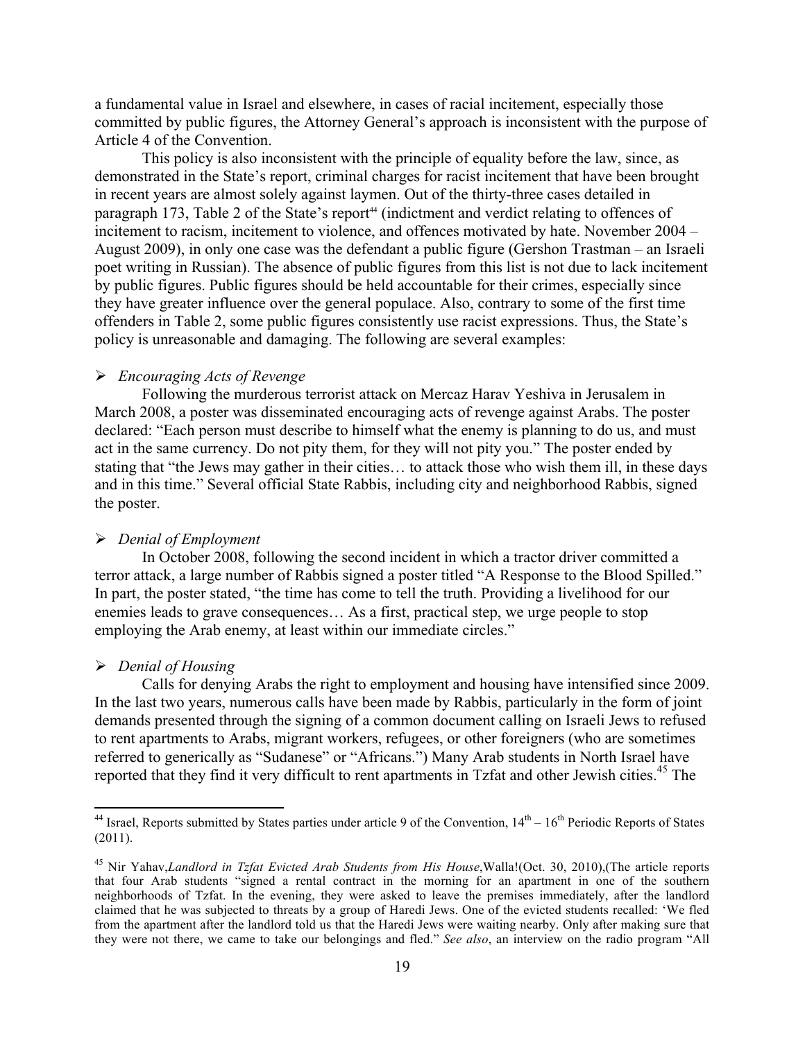a fundamental value in Israel and elsewhere, in cases of racial incitement, especially those committed by public figures, the Attorney General's approach is inconsistent with the purpose of Article 4 of the Convention.

This policy is also inconsistent with the principle of equality before the law, since, as demonstrated in the State's report, criminal charges for racist incitement that have been brought in recent years are almost solely against laymen. Out of the thirty-three cases detailed in paragraph 173, Table 2 of the State's report[44] (indictment and verdict relating to offences of incitement to racism, incitement to violence, and offences motivated by hate. November 2004 – August 2009), in only one case was the defendant a public figure (Gershon Trastman – an Israeli poet writing in Russian). The absence of public figures from this list is not due to lack incitement by public figures. Public figures should be held accountable for their crimes, especially since they have greater influence over the general populace. Also, contrary to some of the first time offenders in Table 2, some public figures consistently use racist expressions. Thus, the State's policy is unreasonable and damaging. The following are several examples:

- *Encouraging Acts of Revenge*

Following the murderous terrorist attack on Mercaz Harav Yeshiva in Jerusalem in March 2008, a poster was disseminated encouraging acts of revenge against Arabs. The poster declared: "Each person must describe to himself what the enemy is planning to do us, and must act in the same currency. Do not pity them, for they will not pity you." The poster ended by stating that "the Jews may gather in their cities… to attack those who wish them ill, in these days and in this time." Several official State Rabbis, including city and neighborhood Rabbis, signed the poster.

- *Denial of Employment*

In October 2008, following the second incident in which a tractor driver committed a terror attack, a large number of Rabbis signed a poster titled "A Response to the Blood Spilled." In part, the poster stated, "the time has come to tell the truth. Providing a livelihood for our enemies leads to grave consequences… As a first, practical step, we urge people to stop employing the Arab enemy, at least within our immediate circles."

- *Denial of Housing*

Calls for denying Arabs the right to employment and housing have intensified since 2009. In the last two years, numerous calls have been made by Rabbis, particularly in the form of joint demands presented through the signing of a common document calling on Israeli Jews to refused to rent apartments to Arabs, migrant workers, refugees, or other foreigners (who are sometimes referred to generically as "Sudanese" or "Africans.") Many Arab students in North Israel have reported that they find it very difficult to rent apartments in Tzfat and other Jewish cities.[45] The

---

[44] Israel, Reports submitted by States parties under article 9 of the Convention, $14^{th}$ – $16^{th}$ Periodic Reports of States (2011).

[45] Nir Yahav,*Landlord in Tzfat Evicted Arab Students from His House*,Walla!(Oct. 30, 2010),(The article reports that four Arab students "signed a rental contract in the morning for an apartment in one of the southern neighborhoods of Tzfat. In the evening, they were asked to leave the premises immediately, after the landlord claimed that he was subjected to threats by a group of Haredi Jews. One of the evicted students recalled: 'We fled from the apartment after the landlord told us that the Haredi Jews were waiting nearby. Only after making sure that they were not there, we came to take our belongings and fled." *See also*, an interview on the radio program "All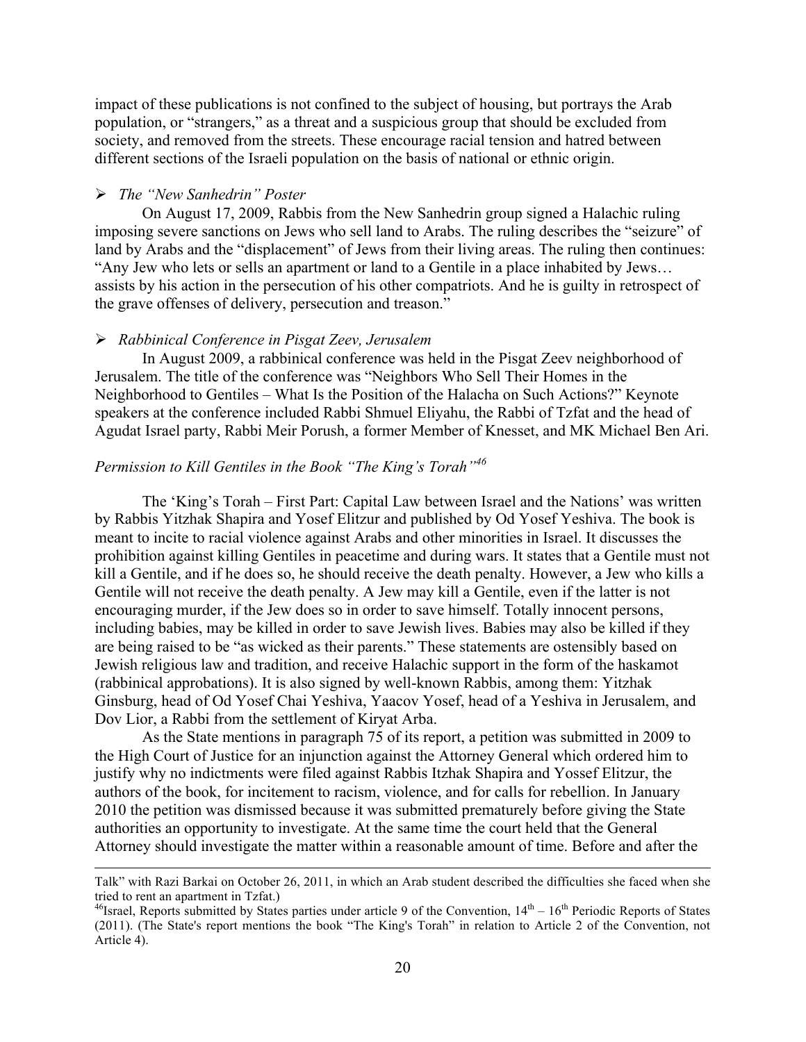impact of these publications is not confined to the subject of housing, but portrays the Arab population, or "strangers," as a threat and a suspicious group that should be excluded from society, and removed from the streets. These encourage racial tension and hatred between different sections of the Israeli population on the basis of national or ethnic origin.

- *The "New Sanhedrin" Poster*

On August 17, 2009, Rabbis from the New Sanhedrin group signed a Halachic ruling imposing severe sanctions on Jews who sell land to Arabs. The ruling describes the "seizure" of land by Arabs and the "displacement" of Jews from their living areas. The ruling then continues: "Any Jew who lets or sells an apartment or land to a Gentile in a place inhabited by Jews… assists by his action in the persecution of his other compatriots. And he is guilty in retrospect of the grave offenses of delivery, persecution and treason."

- *Rabbinical Conference in Pisgat Zeev, Jerusalem*

In August 2009, a rabbinical conference was held in the Pisgat Zeev neighborhood of Jerusalem. The title of the conference was "Neighbors Who Sell Their Homes in the Neighborhood to Gentiles – What Is the Position of the Halacha on Such Actions?" Keynote speakers at the conference included Rabbi Shmuel Eliyahu, the Rabbi of Tzfat and the head of Agudat Israel party, Rabbi Meir Porush, a former Member of Knesset, and MK Michael Ben Ari.

*Permission to Kill Gentiles in the Book "The King's Torah"*[46]

The 'King's Torah – First Part: Capital Law between Israel and the Nations' was written by Rabbis Yitzhak Shapira and Yosef Elitzur and published by Od Yosef Yeshiva. The book is meant to incite to racial violence against Arabs and other minorities in Israel. It discusses the prohibition against killing Gentiles in peacetime and during wars. It states that a Gentile must not kill a Gentile, and if he does so, he should receive the death penalty. However, a Jew who kills a Gentile will not receive the death penalty. A Jew may kill a Gentile, even if the latter is not encouraging murder, if the Jew does so in order to save himself. Totally innocent persons, including babies, may be killed in order to save Jewish lives. Babies may also be killed if they are being raised to be "as wicked as their parents." These statements are ostensibly based on Jewish religious law and tradition, and receive Halachic support in the form of the haskamot (rabbinical approbations). It is also signed by well-known Rabbis, among them: Yitzhak Ginsburg, head of Od Yosef Chai Yeshiva, Yaacov Yosef, head of a Yeshiva in Jerusalem, and Dov Lior, a Rabbi from the settlement of Kiryat Arba.

As the State mentions in paragraph 75 of its report, a petition was submitted in 2009 to the High Court of Justice for an injunction against the Attorney General which ordered him to justify why no indictments were filed against Rabbis Itzhak Shapira and Yossef Elitzur, the authors of the book, for incitement to racism, violence, and for calls for rebellion. In January 2010 the petition was dismissed because it was submitted prematurely before giving the State authorities an opportunity to investigate. At the same time the court held that the General Attorney should investigate the matter within a reasonable amount of time. Before and after the

---

Talk" with Razi Barkai on October 26, 2011, in which an Arab student described the difficulties she faced when she tried to rent an apartment in Tzfat.)

[46] Israel, Reports submitted by States parties under article 9 of the Convention, 14th – 16th Periodic Reports of States (2011). (The State's report mentions the book "The King's Torah" in relation to Article 2 of the Convention, not Article 4).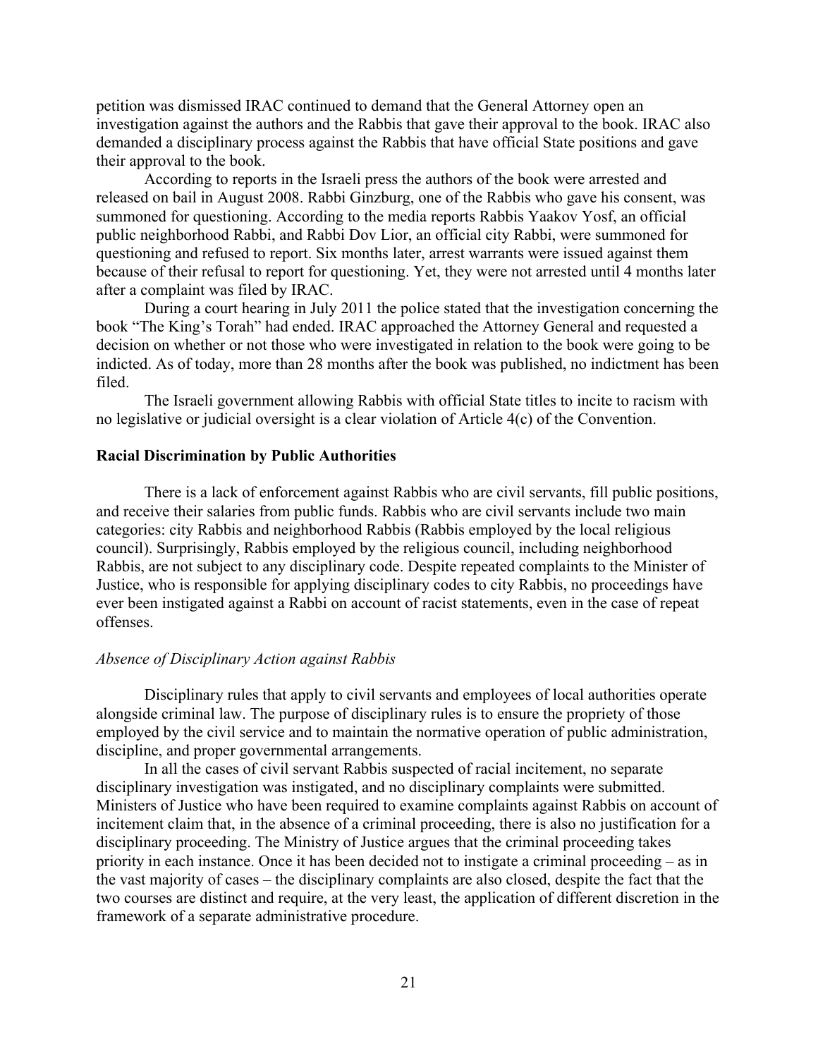petition was dismissed IRAC continued to demand that the General Attorney open an investigation against the authors and the Rabbis that gave their approval to the book. IRAC also demanded a disciplinary process against the Rabbis that have official State positions and gave their approval to the book.

According to reports in the Israeli press the authors of the book were arrested and released on bail in August 2008. Rabbi Ginzburg, one of the Rabbis who gave his consent, was summoned for questioning. According to the media reports Rabbis Yaakov Yosf, an official public neighborhood Rabbi, and Rabbi Dov Lior, an official city Rabbi, were summoned for questioning and refused to report. Six months later, arrest warrants were issued against them because of their refusal to report for questioning. Yet, they were not arrested until 4 months later after a complaint was filed by IRAC.

During a court hearing in July 2011 the police stated that the investigation concerning the book "The King's Torah" had ended. IRAC approached the Attorney General and requested a decision on whether or not those who were investigated in relation to the book were going to be indicted. As of today, more than 28 months after the book was published, no indictment has been filed.

The Israeli government allowing Rabbis with official State titles to incite to racism with no legislative or judicial oversight is a clear violation of Article 4(c) of the Convention.

**Racial Discrimination by Public Authorities**

There is a lack of enforcement against Rabbis who are civil servants, fill public positions, and receive their salaries from public funds. Rabbis who are civil servants include two main categories: city Rabbis and neighborhood Rabbis (Rabbis employed by the local religious council). Surprisingly, Rabbis employed by the religious council, including neighborhood Rabbis, are not subject to any disciplinary code. Despite repeated complaints to the Minister of Justice, who is responsible for applying disciplinary codes to city Rabbis, no proceedings have ever been instigated against a Rabbi on account of racist statements, even in the case of repeat offenses.

*Absence of Disciplinary Action against Rabbis*

Disciplinary rules that apply to civil servants and employees of local authorities operate alongside criminal law. The purpose of disciplinary rules is to ensure the propriety of those employed by the civil service and to maintain the normative operation of public administration, discipline, and proper governmental arrangements.

In all the cases of civil servant Rabbis suspected of racial incitement, no separate disciplinary investigation was instigated, and no disciplinary complaints were submitted. Ministers of Justice who have been required to examine complaints against Rabbis on account of incitement claim that, in the absence of a criminal proceeding, there is also no justification for a disciplinary proceeding. The Ministry of Justice argues that the criminal proceeding takes priority in each instance. Once it has been decided not to instigate a criminal proceeding – as in the vast majority of cases – the disciplinary complaints are also closed, despite the fact that the two courses are distinct and require, at the very least, the application of different discretion in the framework of a separate administrative procedure.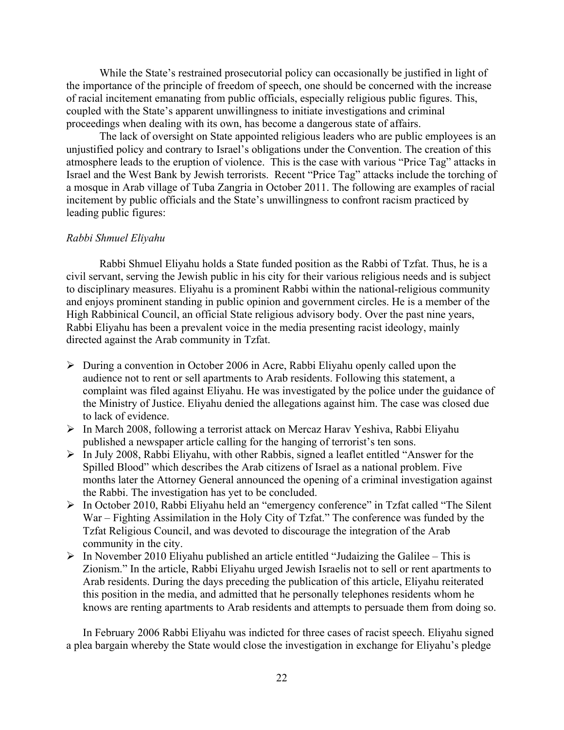While the State's restrained prosecutorial policy can occasionally be justified in light of the importance of the principle of freedom of speech, one should be concerned with the increase of racial incitement emanating from public officials, especially religious public figures. This, coupled with the State's apparent unwillingness to initiate investigations and criminal proceedings when dealing with its own, has become a dangerous state of affairs.

The lack of oversight on State appointed religious leaders who are public employees is an unjustified policy and contrary to Israel's obligations under the Convention. The creation of this atmosphere leads to the eruption of violence. This is the case with various "Price Tag" attacks in Israel and the West Bank by Jewish terrorists. Recent "Price Tag" attacks include the torching of a mosque in Arab village of Tuba Zangria in October 2011. The following are examples of racial incitement by public officials and the State's unwillingness to confront racism practiced by leading public figures:

*Rabbi Shmuel Eliyahu*

Rabbi Shmuel Eliyahu holds a State funded position as the Rabbi of Tzfat. Thus, he is a civil servant, serving the Jewish public in his city for their various religious needs and is subject to disciplinary measures. Eliyahu is a prominent Rabbi within the national-religious community and enjoys prominent standing in public opinion and government circles. He is a member of the High Rabbinical Council, an official State religious advisory body. Over the past nine years, Rabbi Eliyahu has been a prevalent voice in the media presenting racist ideology, mainly directed against the Arab community in Tzfat.

- During a convention in October 2006 in Acre, Rabbi Eliyahu openly called upon the audience not to rent or sell apartments to Arab residents. Following this statement, a complaint was filed against Eliyahu. He was investigated by the police under the guidance of the Ministry of Justice. Eliyahu denied the allegations against him. The case was closed due to lack of evidence.
- In March 2008, following a terrorist attack on Mercaz Harav Yeshiva, Rabbi Eliyahu published a newspaper article calling for the hanging of terrorist's ten sons.
- In July 2008, Rabbi Eliyahu, with other Rabbis, signed a leaflet entitled "Answer for the Spilled Blood" which describes the Arab citizens of Israel as a national problem. Five months later the Attorney General announced the opening of a criminal investigation against the Rabbi. The investigation has yet to be concluded.
- In October 2010, Rabbi Eliyahu held an "emergency conference" in Tzfat called "The Silent War – Fighting Assimilation in the Holy City of Tzfat." The conference was funded by the Tzfat Religious Council, and was devoted to discourage the integration of the Arab community in the city.
- In November 2010 Eliyahu published an article entitled "Judaizing the Galilee – This is Zionism." In the article, Rabbi Eliyahu urged Jewish Israelis not to sell or rent apartments to Arab residents. During the days preceding the publication of this article, Eliyahu reiterated this position in the media, and admitted that he personally telephones residents whom he knows are renting apartments to Arab residents and attempts to persuade them from doing so.

In February 2006 Rabbi Eliyahu was indicted for three cases of racist speech. Eliyahu signed a plea bargain whereby the State would close the investigation in exchange for Eliyahu's pledge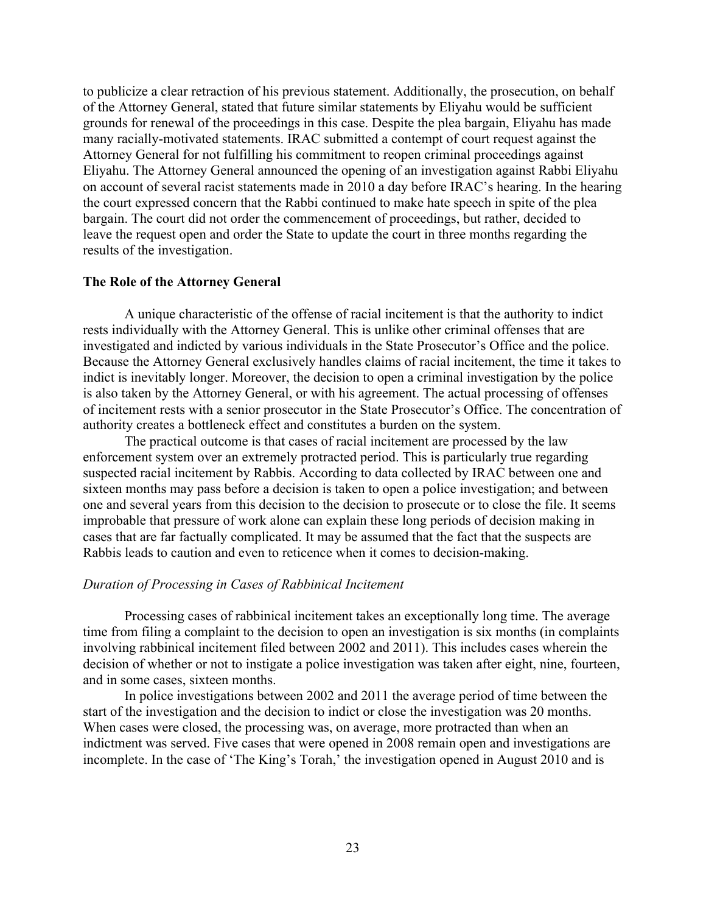to publicize a clear retraction of his previous statement. Additionally, the prosecution, on behalf of the Attorney General, stated that future similar statements by Eliyahu would be sufficient grounds for renewal of the proceedings in this case. Despite the plea bargain, Eliyahu has made many racially-motivated statements. IRAC submitted a contempt of court request against the Attorney General for not fulfilling his commitment to reopen criminal proceedings against Eliyahu. The Attorney General announced the opening of an investigation against Rabbi Eliyahu on account of several racist statements made in 2010 a day before IRAC's hearing. In the hearing the court expressed concern that the Rabbi continued to make hate speech in spite of the plea bargain. The court did not order the commencement of proceedings, but rather, decided to leave the request open and order the State to update the court in three months regarding the results of the investigation.

**The Role of the Attorney General**

A unique characteristic of the offense of racial incitement is that the authority to indict rests individually with the Attorney General. This is unlike other criminal offenses that are investigated and indicted by various individuals in the State Prosecutor's Office and the police. Because the Attorney General exclusively handles claims of racial incitement, the time it takes to indict is inevitably longer. Moreover, the decision to open a criminal investigation by the police is also taken by the Attorney General, or with his agreement. The actual processing of offenses of incitement rests with a senior prosecutor in the State Prosecutor's Office. The concentration of authority creates a bottleneck effect and constitutes a burden on the system.

The practical outcome is that cases of racial incitement are processed by the law enforcement system over an extremely protracted period. This is particularly true regarding suspected racial incitement by Rabbis. According to data collected by IRAC between one and sixteen months may pass before a decision is taken to open a police investigation; and between one and several years from this decision to the decision to prosecute or to close the file. It seems improbable that pressure of work alone can explain these long periods of decision making in cases that are far factually complicated. It may be assumed that the fact that the suspects are Rabbis leads to caution and even to reticence when it comes to decision-making.

*Duration of Processing in Cases of Rabbinical Incitement*

Processing cases of rabbinical incitement takes an exceptionally long time. The average time from filing a complaint to the decision to open an investigation is six months (in complaints involving rabbinical incitement filed between 2002 and 2011). This includes cases wherein the decision of whether or not to instigate a police investigation was taken after eight, nine, fourteen, and in some cases, sixteen months.

In police investigations between 2002 and 2011 the average period of time between the start of the investigation and the decision to indict or close the investigation was 20 months. When cases were closed, the processing was, on average, more protracted than when an indictment was served. Five cases that were opened in 2008 remain open and investigations are incomplete. In the case of 'The King's Torah,' the investigation opened in August 2010 and is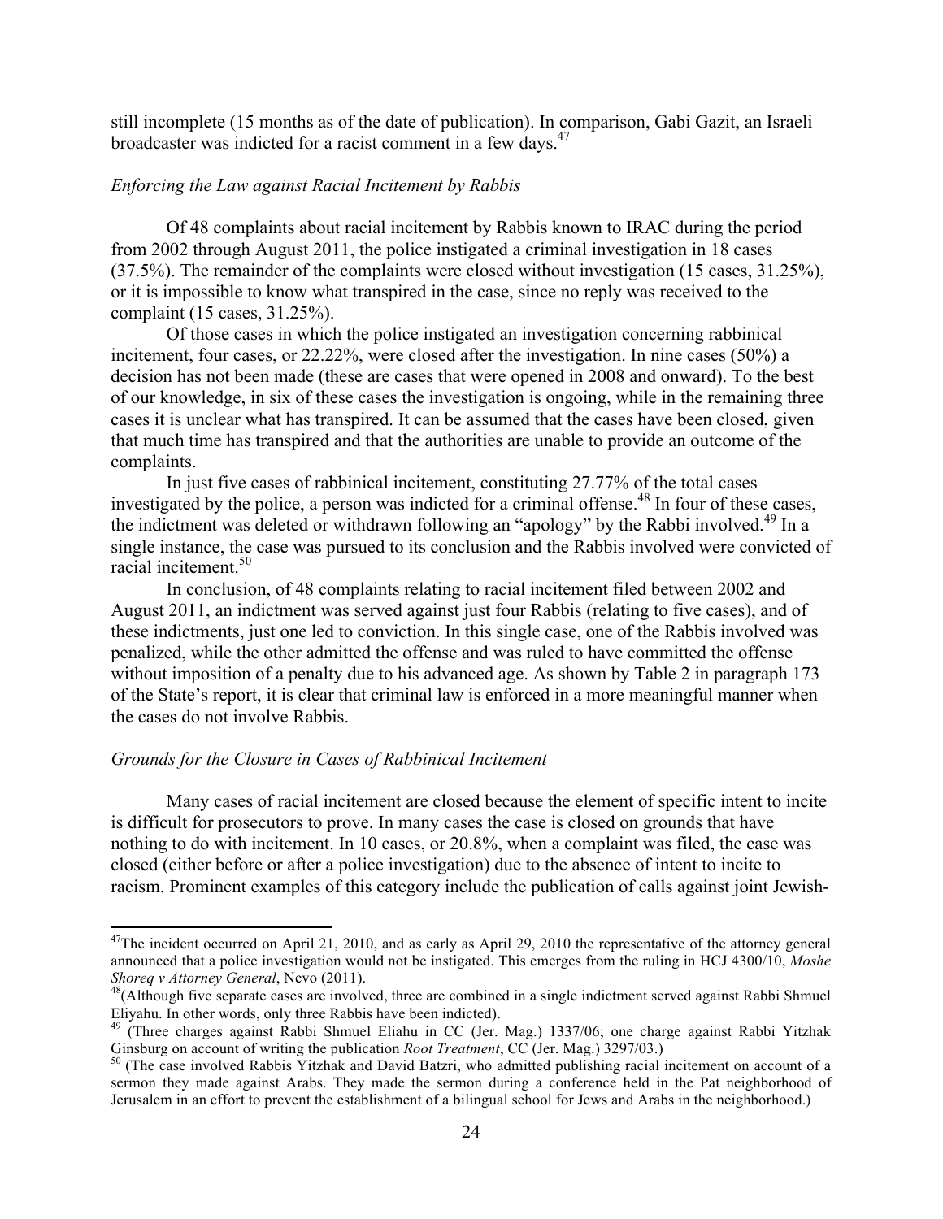still incomplete (15 months as of the date of publication). In comparison, Gabi Gazit, an Israeli broadcaster was indicted for a racist comment in a few days.[47]

*Enforcing the Law against Racial Incitement by Rabbis*

Of 48 complaints about racial incitement by Rabbis known to IRAC during the period from 2002 through August 2011, the police instigated a criminal investigation in 18 cases (37.5%). The remainder of the complaints were closed without investigation (15 cases, 31.25%), or it is impossible to know what transpired in the case, since no reply was received to the complaint (15 cases, 31.25%).

Of those cases in which the police instigated an investigation concerning rabbinical incitement, four cases, or 22.22%, were closed after the investigation. In nine cases (50%) a decision has not been made (these are cases that were opened in 2008 and onward). To the best of our knowledge, in six of these cases the investigation is ongoing, while in the remaining three cases it is unclear what has transpired. It can be assumed that the cases have been closed, given that much time has transpired and that the authorities are unable to provide an outcome of the complaints.

In just five cases of rabbinical incitement, constituting 27.77% of the total cases investigated by the police, a person was indicted for a criminal offense.[48] In four of these cases, the indictment was deleted or withdrawn following an "apology" by the Rabbi involved.[49] In a single instance, the case was pursued to its conclusion and the Rabbis involved were convicted of racial incitement.[50]

In conclusion, of 48 complaints relating to racial incitement filed between 2002 and August 2011, an indictment was served against just four Rabbis (relating to five cases), and of these indictments, just one led to conviction. In this single case, one of the Rabbis involved was penalized, while the other admitted the offense and was ruled to have committed the offense without imposition of a penalty due to his advanced age. As shown by Table 2 in paragraph 173 of the State's report, it is clear that criminal law is enforced in a more meaningful manner when the cases do not involve Rabbis.

*Grounds for the Closure in Cases of Rabbinical Incitement*

Many cases of racial incitement are closed because the element of specific intent to incite is difficult for prosecutors to prove. In many cases the case is closed on grounds that have nothing to do with incitement. In 10 cases, or 20.8%, when a complaint was filed, the case was closed (either before or after a police investigation) due to the absence of intent to incite to racism. Prominent examples of this category include the publication of calls against joint Jewish-

---

[47] The incident occurred on April 21, 2010, and as early as April 29, 2010 the representative of the attorney general announced that a police investigation would not be instigated. This emerges from the ruling in HCJ 4300/10, *Moshe Shoreq v Attorney General*, Nevo (2011).

[48] (Although five separate cases are involved, three are combined in a single indictment served against Rabbi Shmuel Eliyahu. In other words, only three Rabbis have been indicted).

[49] (Three charges against Rabbi Shmuel Eliahu in CC (Jer. Mag.) 1337/06; one charge against Rabbi Yitzhak Ginsburg on account of writing the publication *Root Treatment*, CC (Jer. Mag.) 3297/03.)

[50] (The case involved Rabbis Yitzhak and David Batzri, who admitted publishing racial incitement on account of a sermon they made against Arabs. They made the sermon during a conference held in the Pat neighborhood of Jerusalem in an effort to prevent the establishment of a bilingual school for Jews and Arabs in the neighborhood.)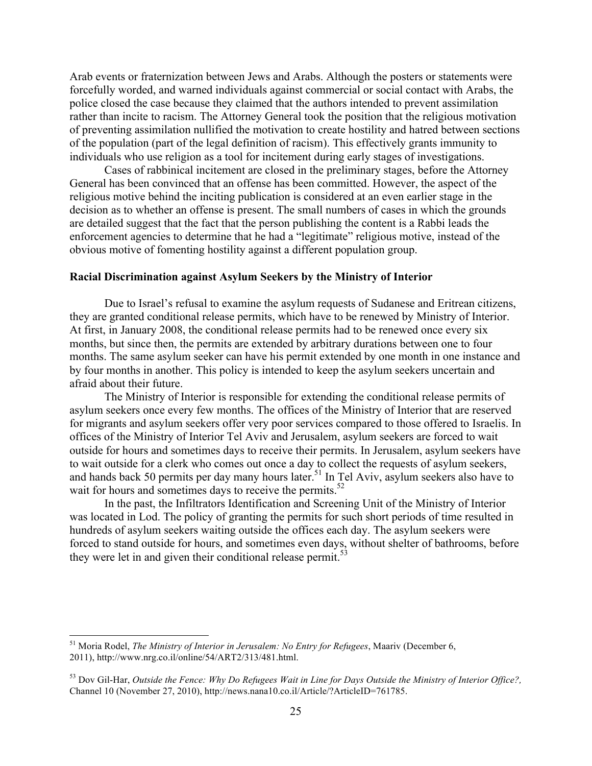Arab events or fraternization between Jews and Arabs. Although the posters or statements were forcefully worded, and warned individuals against commercial or social contact with Arabs, the police closed the case because they claimed that the authors intended to prevent assimilation rather than incite to racism. The Attorney General took the position that the religious motivation of preventing assimilation nullified the motivation to create hostility and hatred between sections of the population (part of the legal definition of racism). This effectively grants immunity to individuals who use religion as a tool for incitement during early stages of investigations.

Cases of rabbinical incitement are closed in the preliminary stages, before the Attorney General has been convinced that an offense has been committed. However, the aspect of the religious motive behind the inciting publication is considered at an even earlier stage in the decision as to whether an offense is present. The small numbers of cases in which the grounds are detailed suggest that the fact that the person publishing the content is a Rabbi leads the enforcement agencies to determine that he had a "legitimate" religious motive, instead of the obvious motive of fomenting hostility against a different population group.

**Racial Discrimination against Asylum Seekers by the Ministry of Interior**

Due to Israel's refusal to examine the asylum requests of Sudanese and Eritrean citizens, they are granted conditional release permits, which have to be renewed by Ministry of Interior. At first, in January 2008, the conditional release permits had to be renewed once every six months, but since then, the permits are extended by arbitrary durations between one to four months. The same asylum seeker can have his permit extended by one month in one instance and by four months in another. This policy is intended to keep the asylum seekers uncertain and afraid about their future.

The Ministry of Interior is responsible for extending the conditional release permits of asylum seekers once every few months. The offices of the Ministry of Interior that are reserved for migrants and asylum seekers offer very poor services compared to those offered to Israelis. In offices of the Ministry of Interior Tel Aviv and Jerusalem, asylum seekers are forced to wait outside for hours and sometimes days to receive their permits. In Jerusalem, asylum seekers have to wait outside for a clerk who comes out once a day to collect the requests of asylum seekers, and hands back 50 permits per day many hours later.[51] In Tel Aviv, asylum seekers also have to wait for hours and sometimes days to receive the permits.[52]

In the past, the Infiltrators Identification and Screening Unit of the Ministry of Interior was located in Lod. The policy of granting the permits for such short periods of time resulted in hundreds of asylum seekers waiting outside the offices each day. The asylum seekers were forced to stand outside for hours, and sometimes even days, without shelter of bathrooms, before they were let in and given their conditional release permit.[53]

---

[51] Moria Rodel, *The Ministry of Interior in Jerusalem: No Entry for Refugees*, Maariv (December 6, 2011), http://www.nrg.co.il/online/54/ART2/313/481.html.

[53] Dov Gil-Har, *Outside the Fence: Why Do Refugees Wait in Line for Days Outside the Ministry of Interior Office?,* Channel 10 (November 27, 2010), http://news.nana10.co.il/Article/?ArticleID=761785.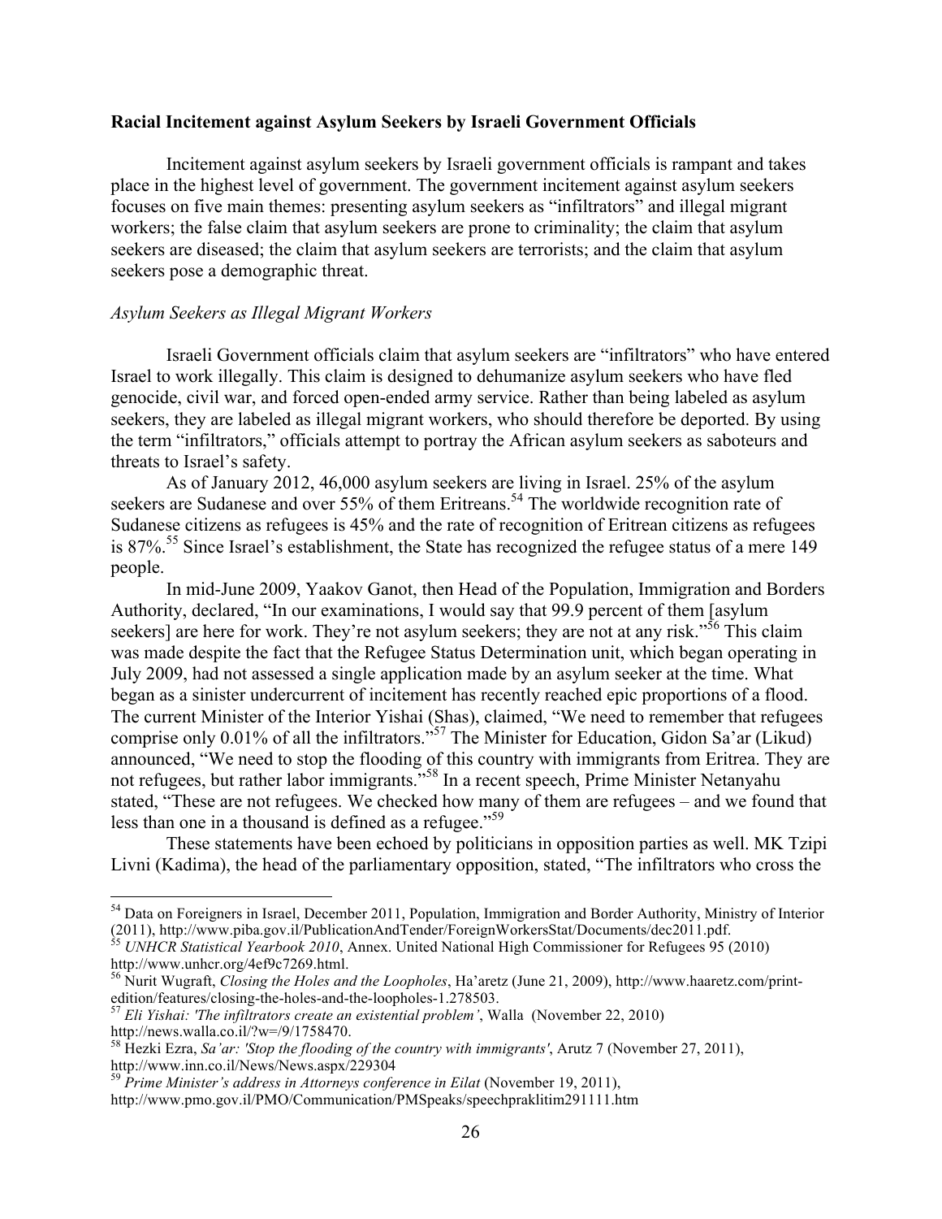**Racial Incitement against Asylum Seekers by Israeli Government Officials**

Incitement against asylum seekers by Israeli government officials is rampant and takes place in the highest level of government. The government incitement against asylum seekers focuses on five main themes: presenting asylum seekers as "infiltrators" and illegal migrant workers; the false claim that asylum seekers are prone to criminality; the claim that asylum seekers are diseased; the claim that asylum seekers are terrorists; and the claim that asylum seekers pose a demographic threat.

*Asylum Seekers as Illegal Migrant Workers*

Israeli Government officials claim that asylum seekers are "infiltrators" who have entered Israel to work illegally. This claim is designed to dehumanize asylum seekers who have fled genocide, civil war, and forced open-ended army service. Rather than being labeled as asylum seekers, they are labeled as illegal migrant workers, who should therefore be deported. By using the term "infiltrators," officials attempt to portray the African asylum seekers as saboteurs and threats to Israel's safety.

As of January 2012, 46,000 asylum seekers are living in Israel. 25% of the asylum seekers are Sudanese and over 55% of them Eritreans.[54] The worldwide recognition rate of Sudanese citizens as refugees is 45% and the rate of recognition of Eritrean citizens as refugees is 87%.[55] Since Israel's establishment, the State has recognized the refugee status of a mere 149 people.

In mid-June 2009, Yaakov Ganot, then Head of the Population, Immigration and Borders Authority, declared, "In our examinations, I would say that 99.9 percent of them [asylum seekers] are here for work. They're not asylum seekers; they are not at any risk."[56] This claim was made despite the fact that the Refugee Status Determination unit, which began operating in July 2009, had not assessed a single application made by an asylum seeker at the time. What began as a sinister undercurrent of incitement has recently reached epic proportions of a flood. The current Minister of the Interior Yishai (Shas), claimed, "We need to remember that refugees comprise only 0.01% of all the infiltrators."[57] The Minister for Education, Gidon Sa'ar (Likud) announced, "We need to stop the flooding of this country with immigrants from Eritrea. They are not refugees, but rather labor immigrants."[58] In a recent speech, Prime Minister Netanyahu stated, "These are not refugees. We checked how many of them are refugees – and we found that less than one in a thousand is defined as a refugee."[59]

These statements have been echoed by politicians in opposition parties as well. MK Tzipi Livni (Kadima), the head of the parliamentary opposition, stated, "The infiltrators who cross the

---

[54] Data on Foreigners in Israel, December 2011, Population, Immigration and Border Authority, Ministry of Interior (2011), http://www.piba.gov.il/PublicationAndTender/ForeignWorkersStat/Documents/dec2011.pdf.

[55] *UNHCR Statistical Yearbook 2010*, Annex. United National High Commissioner for Refugees 95 (2010) http://www.unhcr.org/4ef9c7269.html.

[56] Nurit Wugraft, *Closing the Holes and the Loopholes*, Ha'aretz (June 21, 2009), http://www.haaretz.com/print-edition/features/closing-the-holes-and-the-loopholes-1.278503.

[57] *Eli Yishai: 'The infiltrators create an existential problem'*, Walla (November 22, 2010) http://news.walla.co.il/?w=/9/1758470.

[58] Hezki Ezra, *Sa'ar: 'Stop the flooding of the country with immigrants'*, Arutz 7 (November 27, 2011), http://www.inn.co.il/News/News.aspx/229304

[59] *Prime Minister's address in Attorneys conference in Eilat* (November 19, 2011), http://www.pmo.gov.il/PMO/Communication/PMSpeaks/speechpraklitim291111.htm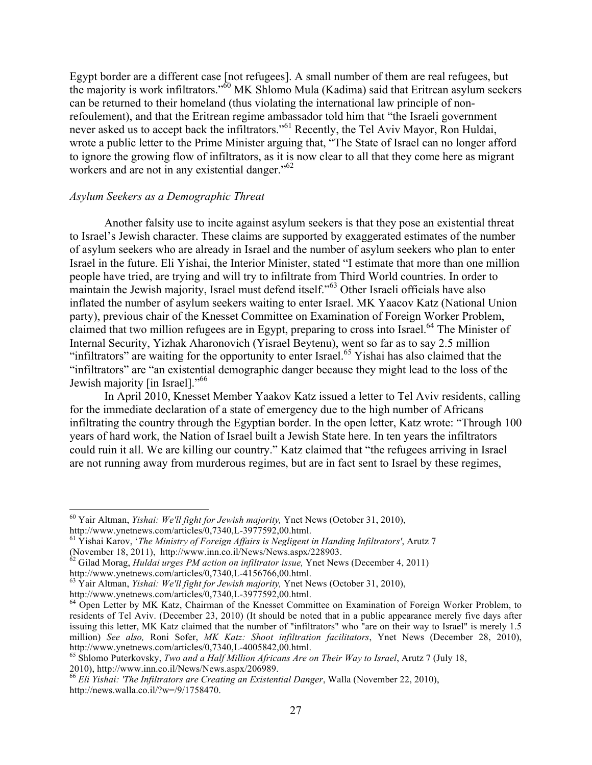Egypt border are a different case [not refugees]. A small number of them are real refugees, but the majority is work infiltrators."[60] MK Shlomo Mula (Kadima) said that Eritrean asylum seekers can be returned to their homeland (thus violating the international law principle of non-refoulement), and that the Eritrean regime ambassador told him that "the Israeli government never asked us to accept back the infiltrators."[61] Recently, the Tel Aviv Mayor, Ron Huldai, wrote a public letter to the Prime Minister arguing that, "The State of Israel can no longer afford to ignore the growing flow of infiltrators, as it is now clear to all that they come here as migrant workers and are not in any existential danger."[62]

*Asylum Seekers as a Demographic Threat*

Another falsity use to incite against asylum seekers is that they pose an existential threat to Israel's Jewish character. These claims are supported by exaggerated estimates of the number of asylum seekers who are already in Israel and the number of asylum seekers who plan to enter Israel in the future. Eli Yishai, the Interior Minister, stated "I estimate that more than one million people have tried, are trying and will try to infiltrate from Third World countries. In order to maintain the Jewish majority, Israel must defend itself."[63] Other Israeli officials have also inflated the number of asylum seekers waiting to enter Israel. MK Yaacov Katz (National Union party), previous chair of the Knesset Committee on Examination of Foreign Worker Problem, claimed that two million refugees are in Egypt, preparing to cross into Israel.[64] The Minister of Internal Security, Yizhak Aharonovich (Yisrael Beytenu), went so far as to say 2.5 million "infiltrators" are waiting for the opportunity to enter Israel.[65] Yishai has also claimed that the "infiltrators" are "an existential demographic danger because they might lead to the loss of the Jewish majority [in Israel]."[66]

In April 2010, Knesset Member Yaakov Katz issued a letter to Tel Aviv residents, calling for the immediate declaration of a state of emergency due to the high number of Africans infiltrating the country through the Egyptian border. In the open letter, Katz wrote: "Through 100 years of hard work, the Nation of Israel built a Jewish State here. In ten years the infiltrators could ruin it all. We are killing our country." Katz claimed that "the refugees arriving in Israel are not running away from murderous regimes, but are in fact sent to Israel by these regimes,

---

[60] Yair Altman, *Yishai: We'll fight for Jewish majority,* Ynet News (October 31, 2010), http://www.ynetnews.com/articles/0,7340,L-3977592,00.html.

[61] Yishai Karov, '*The Ministry of Foreign Affairs is Negligent in Handing Infiltrators'*, Arutz 7 (November 18, 2011), http://www.inn.co.il/News/News.aspx/228903.

[62] Gilad Morag, *Huldai urges PM action on infiltrator issue,* Ynet News (December 4, 2011) http://www.ynetnews.com/articles/0,7340,L-4156766,00.html.

[63] Yair Altman, *Yishai: We'll fight for Jewish majority,* Ynet News (October 31, 2010), http://www.ynetnews.com/articles/0,7340,L-3977592,00.html.

[64] Open Letter by MK Katz, Chairman of the Knesset Committee on Examination of Foreign Worker Problem, to residents of Tel Aviv. (December 23, 2010) (It should be noted that in a public appearance merely five days after issuing this letter, MK Katz claimed that the number of "infiltrators" who "are on their way to Israel" is merely 1.5 million) *See also,* Roni Sofer, *MK Katz: Shoot infiltration facilitators*, Ynet News (December 28, 2010), http://www.ynetnews.com/articles/0,7340,L-4005842,00.html.

[65] Shlomo Puterkovsky, *Two and a Half Million Africans Are on Their Way to Israel*, Arutz 7 (July 18, 2010), http://www.inn.co.il/News/News.aspx/206989.

[66] *Eli Yishai: 'The Infiltrators are Creating an Existential Danger*, Walla (November 22, 2010), http://news.walla.co.il/?w=/9/1758470.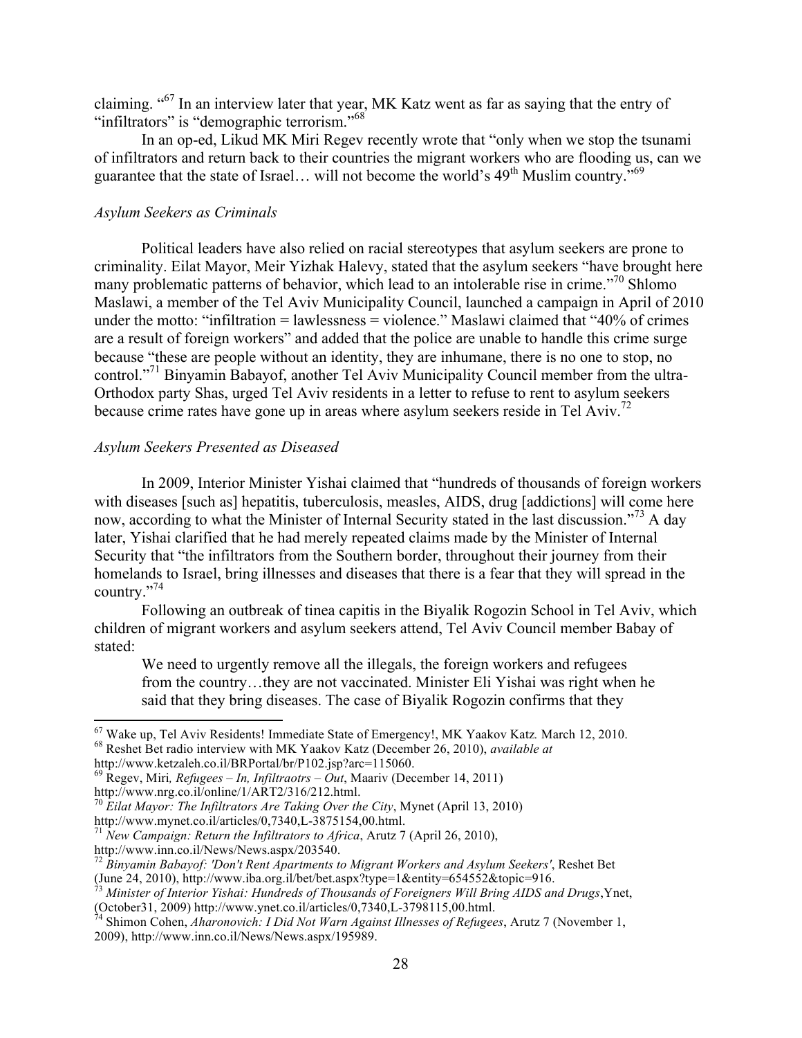claiming. "[67] In an interview later that year, MK Katz went as far as saying that the entry of "infiltrators" is "demographic terrorism."[68]

In an op-ed, Likud MK Miri Regev recently wrote that "only when we stop the tsunami of infiltrators and return back to their countries the migrant workers who are flooding us, can we guarantee that the state of Israel… will not become the world's 49th Muslim country."[69]

### *Asylum Seekers as Criminals*

Political leaders have also relied on racial stereotypes that asylum seekers are prone to criminality. Eilat Mayor, Meir Yizhak Halevy, stated that the asylum seekers "have brought here many problematic patterns of behavior, which lead to an intolerable rise in crime."[70] Shlomo Maslawi, a member of the Tel Aviv Municipality Council, launched a campaign in April of 2010 under the motto: "infiltration = lawlessness = violence." Maslawi claimed that "40% of crimes are a result of foreign workers" and added that the police are unable to handle this crime surge because "these are people without an identity, they are inhumane, there is no one to stop, no control."[71] Binyamin Babayof, another Tel Aviv Municipality Council member from the ultra-Orthodox party Shas, urged Tel Aviv residents in a letter to refuse to rent to asylum seekers because crime rates have gone up in areas where asylum seekers reside in Tel Aviv.[72]

### *Asylum Seekers Presented as Diseased*

In 2009, Interior Minister Yishai claimed that "hundreds of thousands of foreign workers with diseases [such as] hepatitis, tuberculosis, measles, AIDS, drug [addictions] will come here now, according to what the Minister of Internal Security stated in the last discussion."[73] A day later, Yishai clarified that he had merely repeated claims made by the Minister of Internal Security that "the infiltrators from the Southern border, throughout their journey from their homelands to Israel, bring illnesses and diseases that there is a fear that they will spread in the country."[74]

Following an outbreak of tinea capitis in the Biyalik Rogozin School in Tel Aviv, which children of migrant workers and asylum seekers attend, Tel Aviv Council member Babay of stated:

> We need to urgently remove all the illegals, the foreign workers and refugees from the country…they are not vaccinated. Minister Eli Yishai was right when he said that they bring diseases. The case of Biyalik Rogozin confirms that they

---

[67] Wake up, Tel Aviv Residents! Immediate State of Emergency!, MK Yaakov Katz*.* March 12, 2010.

[68] Reshet Bet radio interview with MK Yaakov Katz (December 26, 2010), *available at* http://www.ketzaleh.co.il/BRPortal/br/P102.jsp?arc=115060.

[69] Regev, Miri*, Refugees – In, Infiltraotrs – Out*, Maariv (December 14, 2011) http://www.nrg.co.il/online/1/ART2/316/212.html.

[70] *Eilat Mayor: The Infiltrators Are Taking Over the City*, Mynet (April 13, 2010) http://www.mynet.co.il/articles/0,7340,L-3875154,00.html.

[71] *New Campaign: Return the Infiltrators to Africa*, Arutz 7 (April 26, 2010), http://www.inn.co.il/News/News.aspx/203540.

[72] *Binyamin Babayof: 'Don't Rent Apartments to Migrant Workers and Asylum Seekers'*, Reshet Bet (June 24, 2010), http://www.iba.org.il/bet/bet.aspx?type=1&entity=654552&topic=916.

[73] *Minister of Interior Yishai: Hundreds of Thousands of Foreigners Will Bring AIDS and Drugs*,Ynet, (October31, 2009) http://www.ynet.co.il/articles/0,7340,L-3798115,00.html.

[74] Shimon Cohen, *Aharonovich: I Did Not Warn Against Illnesses of Refugees*, Arutz 7 (November 1, 2009), http://www.inn.co.il/News/News.aspx/195989.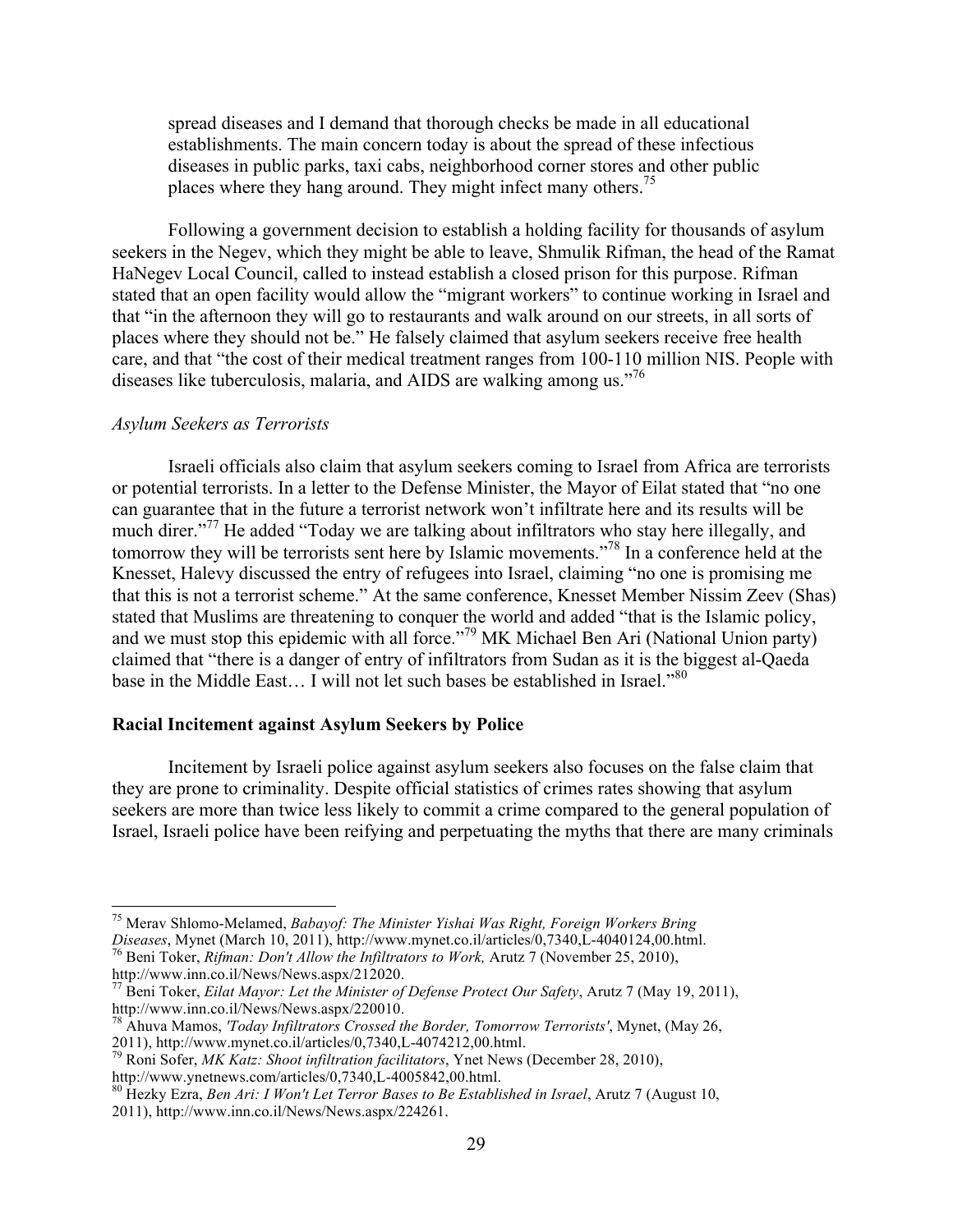> spread diseases and I demand that thorough checks be made in all educational establishments. The main concern today is about the spread of these infectious diseases in public parks, taxi cabs, neighborhood corner stores and other public places where they hang around. They might infect many others.[75]

Following a government decision to establish a holding facility for thousands of asylum seekers in the Negev, which they might be able to leave, Shmulik Rifman, the head of the Ramat HaNegev Local Council, called to instead establish a closed prison for this purpose. Rifman stated that an open facility would allow the "migrant workers" to continue working in Israel and that "in the afternoon they will go to restaurants and walk around on our streets, in all sorts of places where they should not be." He falsely claimed that asylum seekers receive free health care, and that "the cost of their medical treatment ranges from 100-110 million NIS. People with diseases like tuberculosis, malaria, and AIDS are walking among us."[76]

*Asylum Seekers as Terrorists*

Israeli officials also claim that asylum seekers coming to Israel from Africa are terrorists or potential terrorists. In a letter to the Defense Minister, the Mayor of Eilat stated that "no one can guarantee that in the future a terrorist network won't infiltrate here and its results will be much direr."[77] He added "Today we are talking about infiltrators who stay here illegally, and tomorrow they will be terrorists sent here by Islamic movements."[78] In a conference held at the Knesset, Halevy discussed the entry of refugees into Israel, claiming "no one is promising me that this is not a terrorist scheme." At the same conference, Knesset Member Nissim Zeev (Shas) stated that Muslims are threatening to conquer the world and added "that is the Islamic policy, and we must stop this epidemic with all force."[79] MK Michael Ben Ari (National Union party) claimed that "there is a danger of entry of infiltrators from Sudan as it is the biggest al-Qaeda base in the Middle East… I will not let such bases be established in Israel."[80]

**Racial Incitement against Asylum Seekers by Police**

Incitement by Israeli police against asylum seekers also focuses on the false claim that they are prone to criminality. Despite official statistics of crimes rates showing that asylum seekers are more than twice less likely to commit a crime compared to the general population of Israel, Israeli police have been reifying and perpetuating the myths that there are many criminals

---

[75] Merav Shlomo-Melamed, *Babayof: The Minister Yishai Was Right, Foreign Workers Bring Diseases*, Mynet (March 10, 2011), http://www.mynet.co.il/articles/0,7340,L-4040124,00.html.

[76] Beni Toker, *Rifman: Don't Allow the Infiltrators to Work,* Arutz 7 (November 25, 2010), http://www.inn.co.il/News/News.aspx/212020.

[77] Beni Toker, *Eilat Mayor: Let the Minister of Defense Protect Our Safety*, Arutz 7 (May 19, 2011), http://www.inn.co.il/News/News.aspx/220010.

[78] Ahuva Mamos, *'Today Infiltrators Crossed the Border, Tomorrow Terrorists'*, Mynet, (May 26, 2011), http://www.mynet.co.il/articles/0,7340,L-4074212,00.html.

[79] Roni Sofer, *MK Katz: Shoot infiltration facilitators*, Ynet News (December 28, 2010), http://www.ynetnews.com/articles/0,7340,L-4005842,00.html.

[80] Hezky Ezra, *Ben Ari: I Won't Let Terror Bases to Be Established in Israel*, Arutz 7 (August 10, 2011), http://www.inn.co.il/News/News.aspx/224261.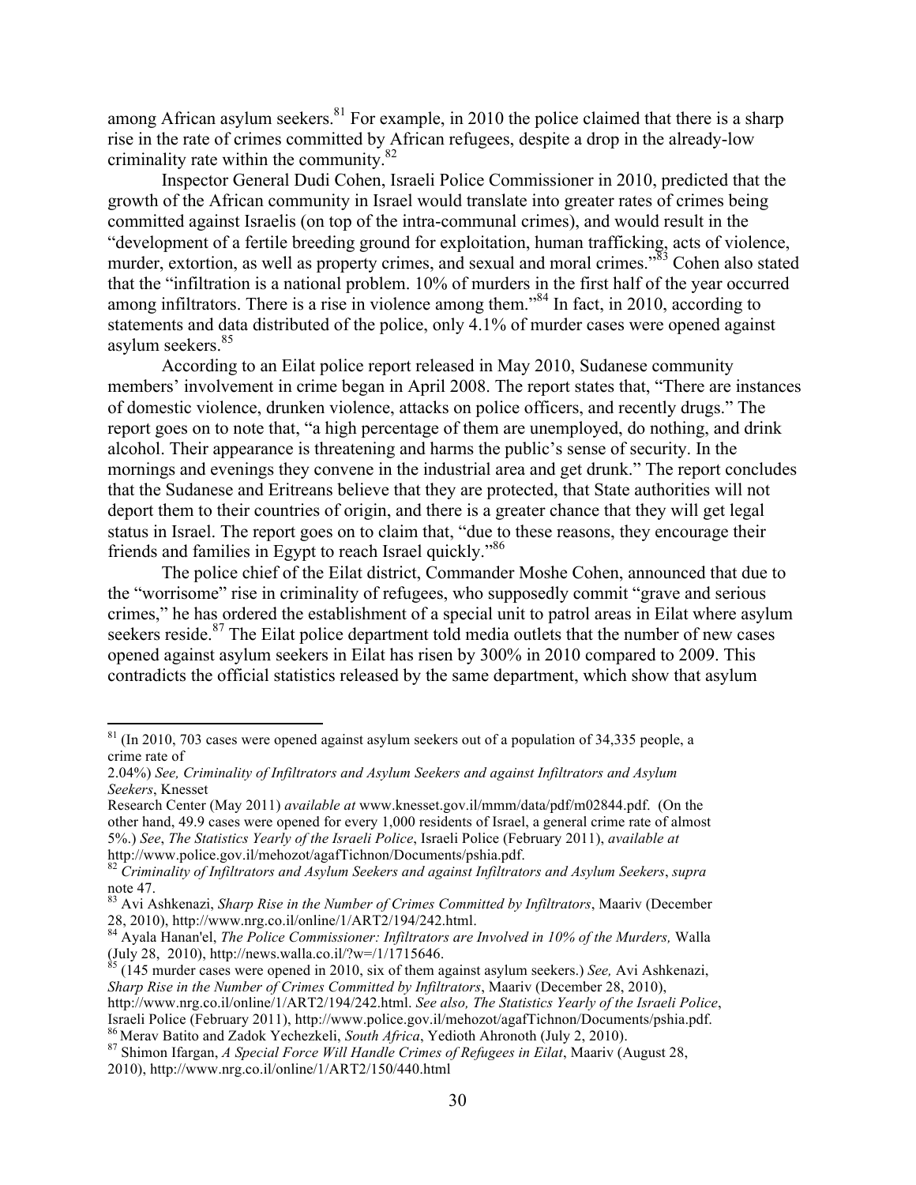among African asylum seekers.[81] For example, in 2010 the police claimed that there is a sharp rise in the rate of crimes committed by African refugees, despite a drop in the already-low criminality rate within the community.[82]

Inspector General Dudi Cohen, Israeli Police Commissioner in 2010, predicted that the growth of the African community in Israel would translate into greater rates of crimes being committed against Israelis (on top of the intra-communal crimes), and would result in the "development of a fertile breeding ground for exploitation, human trafficking, acts of violence, murder, extortion, as well as property crimes, and sexual and moral crimes."[83] Cohen also stated that the "infiltration is a national problem. 10% of murders in the first half of the year occurred among infiltrators. There is a rise in violence among them."[84] In fact, in 2010, according to statements and data distributed of the police, only 4.1% of murder cases were opened against asylum seekers.[85]

According to an Eilat police report released in May 2010, Sudanese community members' involvement in crime began in April 2008. The report states that, "There are instances of domestic violence, drunken violence, attacks on police officers, and recently drugs." The report goes on to note that, "a high percentage of them are unemployed, do nothing, and drink alcohol. Their appearance is threatening and harms the public's sense of security. In the mornings and evenings they convene in the industrial area and get drunk." The report concludes that the Sudanese and Eritreans believe that they are protected, that State authorities will not deport them to their countries of origin, and there is a greater chance that they will get legal status in Israel. The report goes on to claim that, "due to these reasons, they encourage their friends and families in Egypt to reach Israel quickly."[86]

The police chief of the Eilat district, Commander Moshe Cohen, announced that due to the "worrisome" rise in criminality of refugees, who supposedly commit "grave and serious crimes," he has ordered the establishment of a special unit to patrol areas in Eilat where asylum seekers reside.[87] The Eilat police department told media outlets that the number of new cases opened against asylum seekers in Eilat has risen by 300% in 2010 compared to 2009. This contradicts the official statistics released by the same department, which show that asylum

---

[81] (In 2010, 703 cases were opened against asylum seekers out of a population of 34,335 people, a crime rate of
2.04%) *See, Criminality of Infiltrators and Asylum Seekers and against Infiltrators and Asylum Seekers*, Knesset
Research Center (May 2011) *available at* www.knesset.gov.il/mmm/data/pdf/m02844.pdf. (On the other hand, 49.9 cases were opened for every 1,000 residents of Israel, a general crime rate of almost 5%.) *See*, *The Statistics Yearly of the Israeli Police*, Israeli Police (February 2011), *available at* http://www.police.gov.il/mehozot/agafTichnon/Documents/pshia.pdf.

[82] *Criminality of Infiltrators and Asylum Seekers and against Infiltrators and Asylum Seekers*, *supra* note 47.

[83] Avi Ashkenazi, *Sharp Rise in the Number of Crimes Committed by Infiltrators*, Maariv (December 28, 2010), http://www.nrg.co.il/online/1/ART2/194/242.html.

[84] Ayala Hanan'el, *The Police Commissioner: Infiltrators are Involved in 10% of the Murders,* Walla (July 28, 2010), http://news.walla.co.il/?w=/1/1715646.

[85] (145 murder cases were opened in 2010, six of them against asylum seekers.) *See,* Avi Ashkenazi, *Sharp Rise in the Number of Crimes Committed by Infiltrators*, Maariv (December 28, 2010), http://www.nrg.co.il/online/1/ART2/194/242.html. *See also, The Statistics Yearly of the Israeli Police*, Israeli Police (February 2011), http://www.police.gov.il/mehozot/agafTichnon/Documents/pshia.pdf.

[86] Merav Batito and Zadok Yechezkeli, *South Africa*, Yedioth Ahronoth (July 2, 2010).

[87] Shimon Ifargan, *A Special Force Will Handle Crimes of Refugees in Eilat*, Maariv (August 28, 2010), http://www.nrg.co.il/online/1/ART2/150/440.html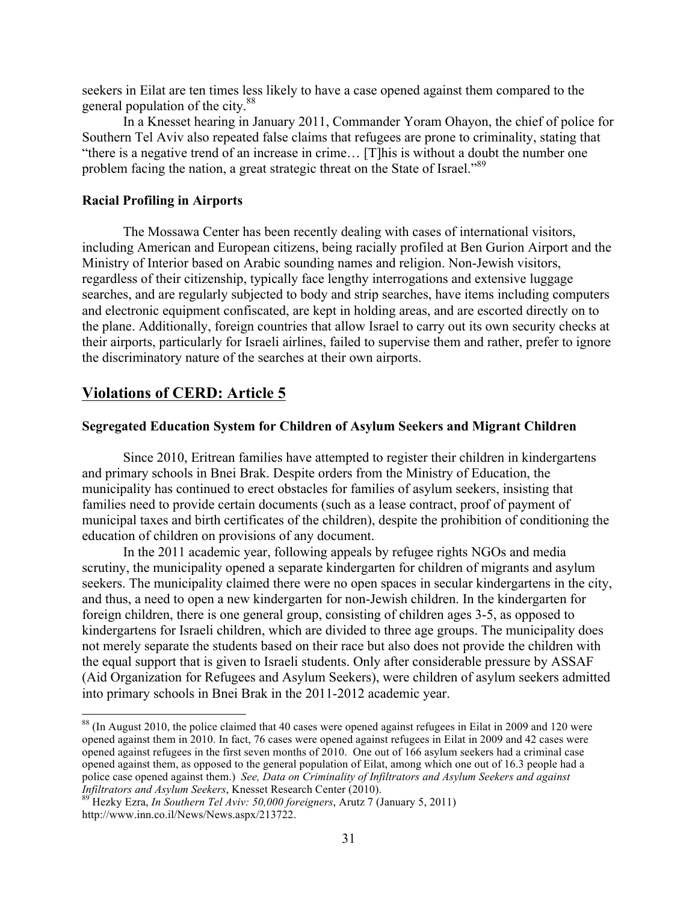seekers in Eilat are ten times less likely to have a case opened against them compared to the general population of the city.[88]

In a Knesset hearing in January 2011, Commander Yoram Ohayon, the chief of police for Southern Tel Aviv also repeated false claims that refugees are prone to criminality, stating that "there is a negative trend of an increase in crime… [T]his is without a doubt the number one problem facing the nation, a great strategic threat on the State of Israel."[89]

**Racial Profiling in Airports**

The Mossawa Center has been recently dealing with cases of international visitors, including American and European citizens, being racially profiled at Ben Gurion Airport and the Ministry of Interior based on Arabic sounding names and religion. Non-Jewish visitors, regardless of their citizenship, typically face lengthy interrogations and extensive luggage searches, and are regularly subjected to body and strip searches, have items including computers and electronic equipment confiscated, are kept in holding areas, and are escorted directly on to the plane. Additionally, foreign countries that allow Israel to carry out its own security checks at their airports, particularly for Israeli airlines, failed to supervise them and rather, prefer to ignore the discriminatory nature of the searches at their own airports.

## Violations of CERD: Article 5

**Segregated Education System for Children of Asylum Seekers and Migrant Children**

Since 2010, Eritrean families have attempted to register their children in kindergartens and primary schools in Bnei Brak. Despite orders from the Ministry of Education, the municipality has continued to erect obstacles for families of asylum seekers, insisting that families need to provide certain documents (such as a lease contract, proof of payment of municipal taxes and birth certificates of the children), despite the prohibition of conditioning the education of children on provisions of any document.

In the 2011 academic year, following appeals by refugee rights NGOs and media scrutiny, the municipality opened a separate kindergarten for children of migrants and asylum seekers. The municipality claimed there were no open spaces in secular kindergartens in the city, and thus, a need to open a new kindergarten for non-Jewish children. In the kindergarten for foreign children, there is one general group, consisting of children ages 3-5, as opposed to kindergartens for Israeli children, which are divided to three age groups. The municipality does not merely separate the students based on their race but also does not provide the children with the equal support that is given to Israeli students. Only after considerable pressure by ASSAF (Aid Organization for Refugees and Asylum Seekers), were children of asylum seekers admitted into primary schools in Bnei Brak in the 2011-2012 academic year.

---

[88] (In August 2010, the police claimed that 40 cases were opened against refugees in Eilat in 2009 and 120 were opened against them in 2010. In fact, 76 cases were opened against refugees in Eilat in 2009 and 42 cases were opened against refugees in the first seven months of 2010. One out of 166 asylum seekers had a criminal case opened against them, as opposed to the general population of Eilat, among which one out of 16.3 people had a police case opened against them.) *See, Data on Criminality of Infiltrators and Asylum Seekers and against Infiltrators and Asylum Seekers*, Knesset Research Center (2010).

[89] Hezky Ezra, *In Southern Tel Aviv: 50,000 foreigners*, Arutz 7 (January 5, 2011) http://www.inn.co.il/News/News.aspx/213722.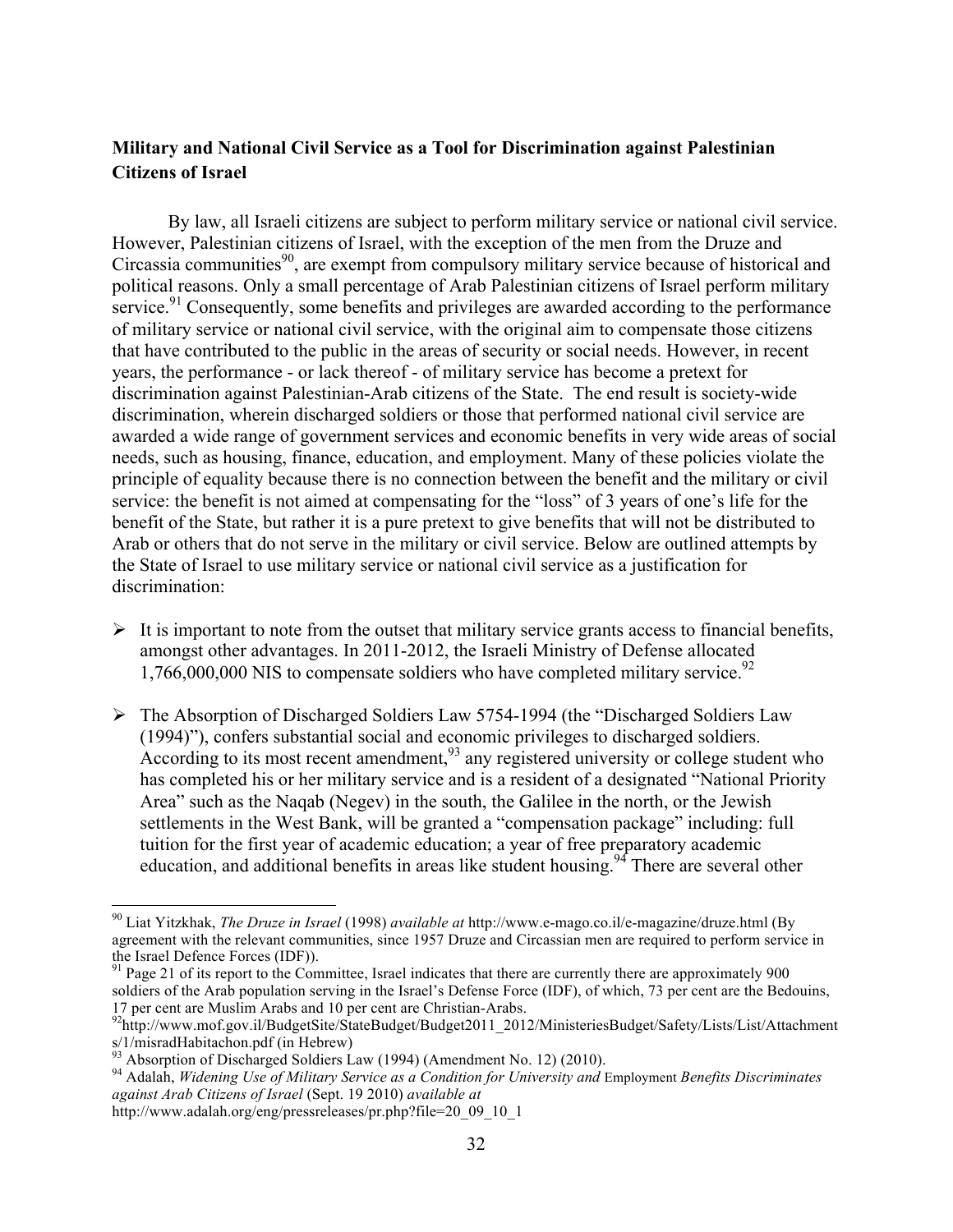**Military and National Civil Service as a Tool for Discrimination against Palestinian Citizens of Israel**

By law, all Israeli citizens are subject to perform military service or national civil service. However, Palestinian citizens of Israel, with the exception of the men from the Druze and Circassia communities[90], are exempt from compulsory military service because of historical and political reasons. Only a small percentage of Arab Palestinian citizens of Israel perform military service.[91] Consequently, some benefits and privileges are awarded according to the performance of military service or national civil service, with the original aim to compensate those citizens that have contributed to the public in the areas of security or social needs. However, in recent years, the performance - or lack thereof - of military service has become a pretext for discrimination against Palestinian-Arab citizens of the State. The end result is society-wide discrimination, wherein discharged soldiers or those that performed national civil service are awarded a wide range of government services and economic benefits in very wide areas of social needs, such as housing, finance, education, and employment. Many of these policies violate the principle of equality because there is no connection between the benefit and the military or civil service: the benefit is not aimed at compensating for the "loss" of 3 years of one's life for the benefit of the State, but rather it is a pure pretext to give benefits that will not be distributed to Arab or others that do not serve in the military or civil service. Below are outlined attempts by the State of Israel to use military service or national civil service as a justification for discrimination:

- It is important to note from the outset that military service grants access to financial benefits, amongst other advantages. In 2011-2012, the Israeli Ministry of Defense allocated 1,766,000,000 NIS to compensate soldiers who have completed military service.[92]
- The Absorption of Discharged Soldiers Law 5754-1994 (the "Discharged Soldiers Law (1994)"), confers substantial social and economic privileges to discharged soldiers. According to its most recent amendment,[93] any registered university or college student who has completed his or her military service and is a resident of a designated "National Priority Area" such as the Naqab (Negev) in the south, the Galilee in the north, or the Jewish settlements in the West Bank, will be granted a "compensation package" including: full tuition for the first year of academic education; a year of free preparatory academic education, and additional benefits in areas like student housing.[94] There are several other

---

[90] Liat Yitzkhak, *The Druze in Israel* (1998) *available at* http://www.e-mago.co.il/e-magazine/druze.html (By agreement with the relevant communities, since 1957 Druze and Circassian men are required to perform service in the Israel Defence Forces (IDF)).

[91] Page 21 of its report to the Committee, Israel indicates that there are currently there are approximately 900 soldiers of the Arab population serving in the Israel's Defense Force (IDF), of which, 73 per cent are the Bedouins, 17 per cent are Muslim Arabs and 10 per cent are Christian-Arabs.

[92] http://www.mof.gov.il/BudgetSite/StateBudget/Budget2011_2012/MinisteriesBudget/Safety/Lists/List/Attachments/1/misradHabitachon.pdf (in Hebrew)

[93] Absorption of Discharged Soldiers Law (1994) (Amendment No. 12) (2010).

[94] Adalah, *Widening Use of Military Service as a Condition for University and* Employment *Benefits Discriminates against Arab Citizens of Israel* (Sept. 19 2010) *available at* http://www.adalah.org/eng/pressreleases/pr.php?file=20_09_10_1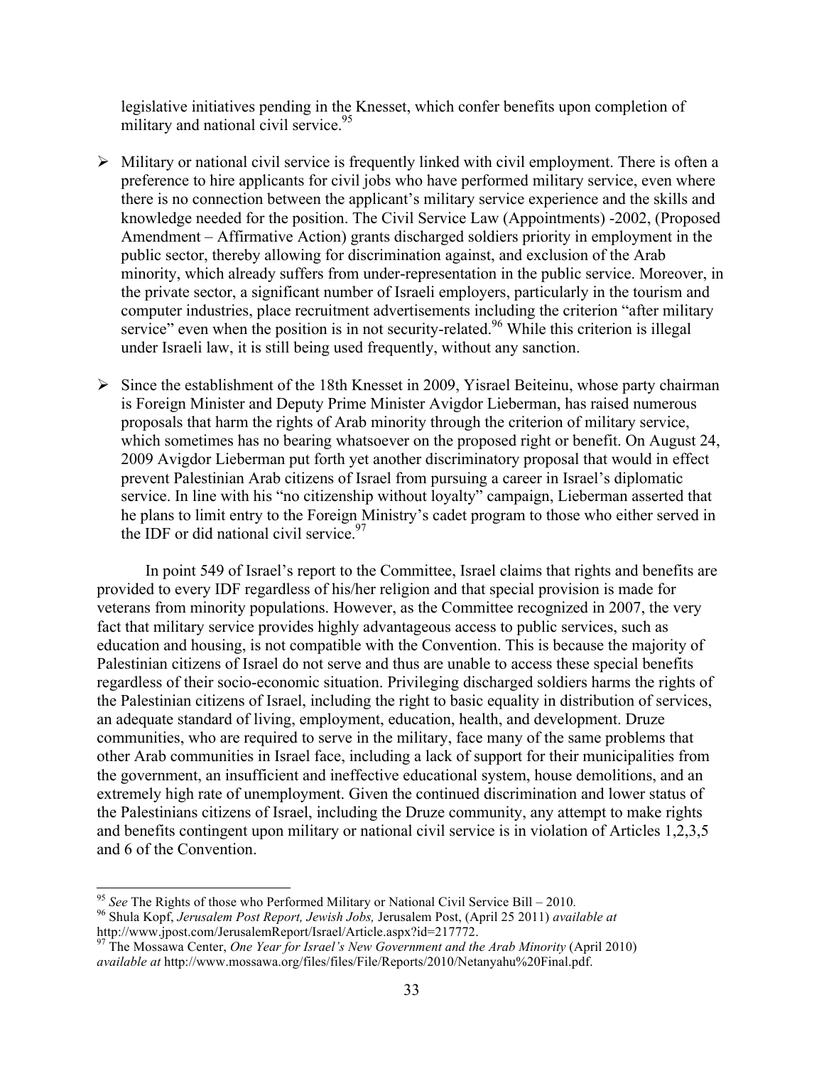legislative initiatives pending in the Knesset, which confer benefits upon completion of military and national civil service.[95]

- Military or national civil service is frequently linked with civil employment. There is often a preference to hire applicants for civil jobs who have performed military service, even where there is no connection between the applicant's military service experience and the skills and knowledge needed for the position. The Civil Service Law (Appointments) -2002, (Proposed Amendment – Affirmative Action) grants discharged soldiers priority in employment in the public sector, thereby allowing for discrimination against, and exclusion of the Arab minority, which already suffers from under-representation in the public service. Moreover, in the private sector, a significant number of Israeli employers, particularly in the tourism and computer industries, place recruitment advertisements including the criterion "after military service" even when the position is in not security-related.[96] While this criterion is illegal under Israeli law, it is still being used frequently, without any sanction.

- Since the establishment of the 18th Knesset in 2009, Yisrael Beiteinu, whose party chairman is Foreign Minister and Deputy Prime Minister Avigdor Lieberman, has raised numerous proposals that harm the rights of Arab minority through the criterion of military service, which sometimes has no bearing whatsoever on the proposed right or benefit. On August 24, 2009 Avigdor Lieberman put forth yet another discriminatory proposal that would in effect prevent Palestinian Arab citizens of Israel from pursuing a career in Israel's diplomatic service. In line with his "no citizenship without loyalty" campaign, Lieberman asserted that he plans to limit entry to the Foreign Ministry's cadet program to those who either served in the IDF or did national civil service.[97]

In point 549 of Israel's report to the Committee, Israel claims that rights and benefits are provided to every IDF regardless of his/her religion and that special provision is made for veterans from minority populations. However, as the Committee recognized in 2007, the very fact that military service provides highly advantageous access to public services, such as education and housing, is not compatible with the Convention. This is because the majority of Palestinian citizens of Israel do not serve and thus are unable to access these special benefits regardless of their socio-economic situation. Privileging discharged soldiers harms the rights of the Palestinian citizens of Israel, including the right to basic equality in distribution of services, an adequate standard of living, employment, education, health, and development. Druze communities, who are required to serve in the military, face many of the same problems that other Arab communities in Israel face, including a lack of support for their municipalities from the government, an insufficient and ineffective educational system, house demolitions, and an extremely high rate of unemployment. Given the continued discrimination and lower status of the Palestinians citizens of Israel, including the Druze community, any attempt to make rights and benefits contingent upon military or national civil service is in violation of Articles 1,2,3,5 and 6 of the Convention.

---

[95] *See* The Rights of those who Performed Military or National Civil Service Bill – 2010.

[96] Shula Kopf, *Jerusalem Post Report, Jewish Jobs,* Jerusalem Post, (April 25 2011) *available at* http://www.jpost.com/JerusalemReport/Israel/Article.aspx?id=217772.

[97] The Mossawa Center, *One Year for Israel's New Government and the Arab Minority* (April 2010) *available at* http://www.mossawa.org/files/files/File/Reports/2010/Netanyahu%20Final.pdf.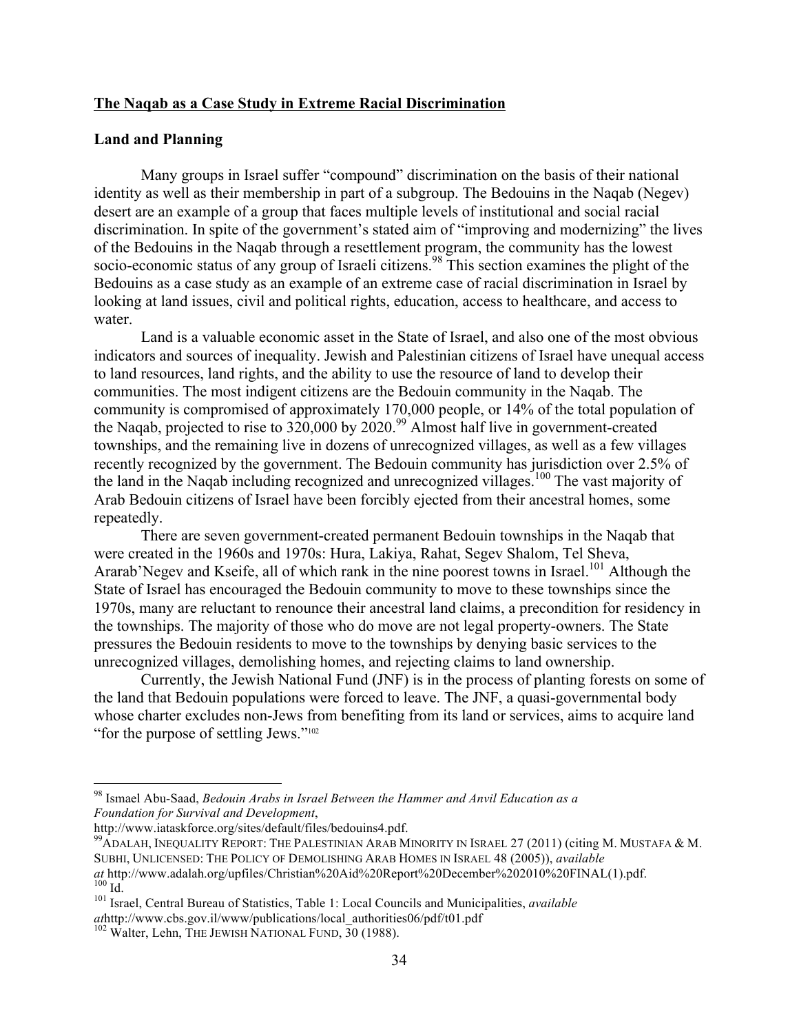## The Naqab as a Case Study in Extreme Racial Discrimination

### Land and Planning

Many groups in Israel suffer "compound" discrimination on the basis of their national identity as well as their membership in part of a subgroup. The Bedouins in the Naqab (Negev) desert are an example of a group that faces multiple levels of institutional and social racial discrimination. In spite of the government's stated aim of "improving and modernizing" the lives of the Bedouins in the Naqab through a resettlement program, the community has the lowest socio-economic status of any group of Israeli citizens.[98] This section examines the plight of the Bedouins as a case study as an example of an extreme case of racial discrimination in Israel by looking at land issues, civil and political rights, education, access to healthcare, and access to water.

Land is a valuable economic asset in the State of Israel, and also one of the most obvious indicators and sources of inequality. Jewish and Palestinian citizens of Israel have unequal access to land resources, land rights, and the ability to use the resource of land to develop their communities. The most indigent citizens are the Bedouin community in the Naqab. The community is compromised of approximately 170,000 people, or 14% of the total population of the Naqab, projected to rise to 320,000 by 2020.[99] Almost half live in government-created townships, and the remaining live in dozens of unrecognized villages, as well as a few villages recently recognized by the government. The Bedouin community has jurisdiction over 2.5% of the land in the Naqab including recognized and unrecognized villages.[100] The vast majority of Arab Bedouin citizens of Israel have been forcibly ejected from their ancestral homes, some repeatedly.

There are seven government-created permanent Bedouin townships in the Naqab that were created in the 1960s and 1970s: Hura, Lakiya, Rahat, Segev Shalom, Tel Sheva, Ararab'Negev and Kseife, all of which rank in the nine poorest towns in Israel.[101] Although the State of Israel has encouraged the Bedouin community to move to these townships since the 1970s, many are reluctant to renounce their ancestral land claims, a precondition for residency in the townships. The majority of those who do move are not legal property-owners. The State pressures the Bedouin residents to move to the townships by denying basic services to the unrecognized villages, demolishing homes, and rejecting claims to land ownership.

Currently, the Jewish National Fund (JNF) is in the process of planting forests on some of the land that Bedouin populations were forced to leave. The JNF, a quasi-governmental body whose charter excludes non-Jews from benefiting from its land or services, aims to acquire land "for the purpose of settling Jews."[102]

---

[98] Ismael Abu-Saad, *Bedouin Arabs in Israel Between the Hammer and Anvil Education as a Foundation for Survival and Development*, http://www.iataskforce.org/sites/default/files/bedouins4.pdf.

[99] ADALAH, INEQUALITY REPORT: THE PALESTINIAN ARAB MINORITY IN ISRAEL 27 (2011) (citing M. MUSTAFA & M. SUBHI, UNLICENSED: THE POLICY OF DEMOLISHING ARAB HOMES IN ISRAEL 48 (2005)), *available at* http://www.adalah.org/upfiles/Christian%20Aid%20Report%20December%202010%20FINAL(1).pdf.

[100] Id.

[101] Israel, Central Bureau of Statistics, Table 1: Local Councils and Municipalities, *available at*http://www.cbs.gov.il/www/publications/local_authorities06/pdf/t01.pdf

[102] Walter, Lehn, THE JEWISH NATIONAL FUND, 30 (1988).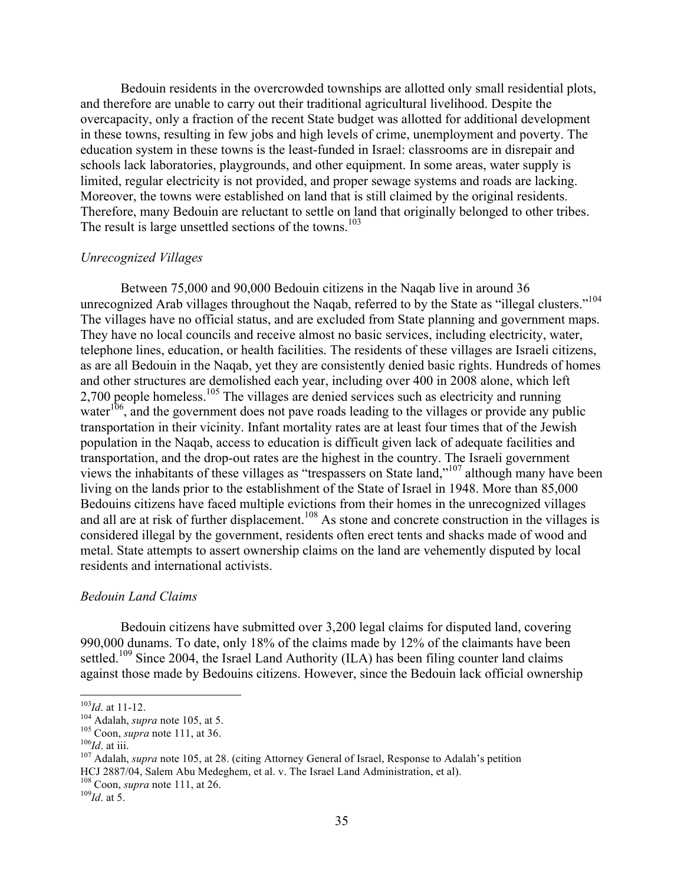Bedouin residents in the overcrowded townships are allotted only small residential plots, and therefore are unable to carry out their traditional agricultural livelihood. Despite the overcapacity, only a fraction of the recent State budget was allotted for additional development in these towns, resulting in few jobs and high levels of crime, unemployment and poverty. The education system in these towns is the least-funded in Israel: classrooms are in disrepair and schools lack laboratories, playgrounds, and other equipment. In some areas, water supply is limited, regular electricity is not provided, and proper sewage systems and roads are lacking. Moreover, the towns were established on land that is still claimed by the original residents. Therefore, many Bedouin are reluctant to settle on land that originally belonged to other tribes. The result is large unsettled sections of the towns.[103]

*Unrecognized Villages*

Between 75,000 and 90,000 Bedouin citizens in the Naqab live in around 36 unrecognized Arab villages throughout the Naqab, referred to by the State as "illegal clusters."[104] The villages have no official status, and are excluded from State planning and government maps. They have no local councils and receive almost no basic services, including electricity, water, telephone lines, education, or health facilities. The residents of these villages are Israeli citizens, as are all Bedouin in the Naqab, yet they are consistently denied basic rights. Hundreds of homes and other structures are demolished each year, including over 400 in 2008 alone, which left 2,700 people homeless.[105] The villages are denied services such as electricity and running water[106], and the government does not pave roads leading to the villages or provide any public transportation in their vicinity. Infant mortality rates are at least four times that of the Jewish population in the Naqab, access to education is difficult given lack of adequate facilities and transportation, and the drop-out rates are the highest in the country. The Israeli government views the inhabitants of these villages as "trespassers on State land,"[107] although many have been living on the lands prior to the establishment of the State of Israel in 1948. More than 85,000 Bedouins citizens have faced multiple evictions from their homes in the unrecognized villages and all are at risk of further displacement.[108] As stone and concrete construction in the villages is considered illegal by the government, residents often erect tents and shacks made of wood and metal. State attempts to assert ownership claims on the land are vehemently disputed by local residents and international activists.

*Bedouin Land Claims*

Bedouin citizens have submitted over 3,200 legal claims for disputed land, covering 990,000 dunams. To date, only 18% of the claims made by 12% of the claimants have been settled.[109] Since 2004, the Israel Land Authority (ILA) has been filing counter land claims against those made by Bedouins citizens. However, since the Bedouin lack official ownership

---

[103] *Id*. at 11-12.

[104] Adalah, *supra* note 105, at 5.

[105] Coon, *supra* note 111, at 36.

[106] *Id*. at iii.

[107] Adalah, *supra* note 105, at 28. (citing Attorney General of Israel, Response to Adalah's petition HCJ 2887/04, Salem Abu Medeghem, et al. v. The Israel Land Administration, et al).

[108] Coon, *supra* note 111, at 26.

[109] *Id*. at 5.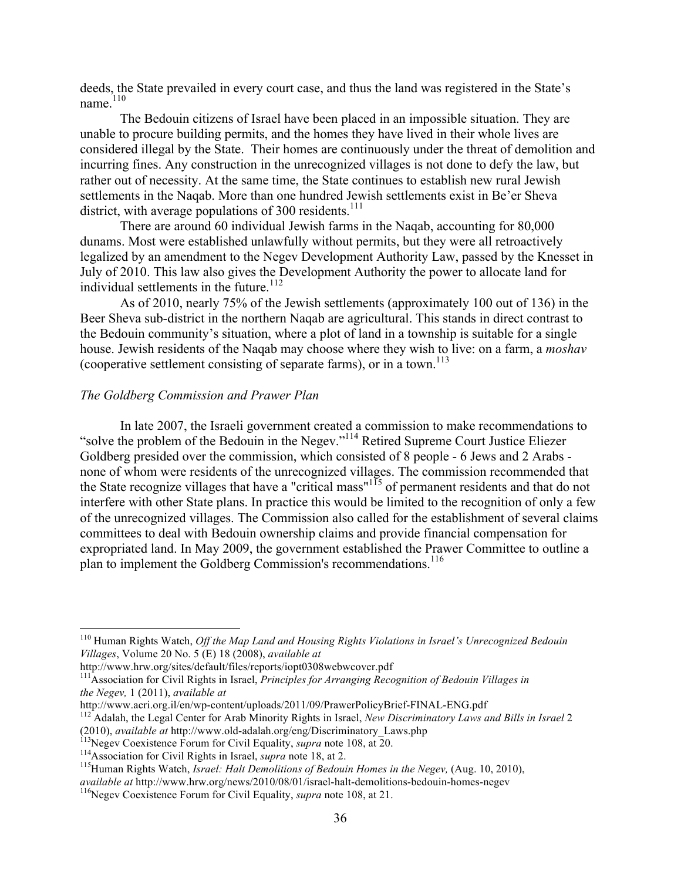deeds, the State prevailed in every court case, and thus the land was registered in the State's name.[110]

The Bedouin citizens of Israel have been placed in an impossible situation. They are unable to procure building permits, and the homes they have lived in their whole lives are considered illegal by the State. Their homes are continuously under the threat of demolition and incurring fines. Any construction in the unrecognized villages is not done to defy the law, but rather out of necessity. At the same time, the State continues to establish new rural Jewish settlements in the Naqab. More than one hundred Jewish settlements exist in Be'er Sheva district, with average populations of 300 residents.[111]

There are around 60 individual Jewish farms in the Naqab, accounting for 80,000 dunams. Most were established unlawfully without permits, but they were all retroactively legalized by an amendment to the Negev Development Authority Law, passed by the Knesset in July of 2010. This law also gives the Development Authority the power to allocate land for individual settlements in the future.[112]

As of 2010, nearly 75% of the Jewish settlements (approximately 100 out of 136) in the Beer Sheva sub-district in the northern Naqab are agricultural. This stands in direct contrast to the Bedouin community's situation, where a plot of land in a township is suitable for a single house. Jewish residents of the Naqab may choose where they wish to live: on a farm, a *moshav* (cooperative settlement consisting of separate farms), or in a town.[113]

*The Goldberg Commission and Prawer Plan*

In late 2007, the Israeli government created a commission to make recommendations to "solve the problem of the Bedouin in the Negev."[114] Retired Supreme Court Justice Eliezer Goldberg presided over the commission, which consisted of 8 people - 6 Jews and 2 Arabs - none of whom were residents of the unrecognized villages. The commission recommended that the State recognize villages that have a "critical mass"[115] of permanent residents and that do not interfere with other State plans. In practice this would be limited to the recognition of only a few of the unrecognized villages. The Commission also called for the establishment of several claims committees to deal with Bedouin ownership claims and provide financial compensation for expropriated land. In May 2009, the government established the Prawer Committee to outline a plan to implement the Goldberg Commission's recommendations.[116]

---

[110] Human Rights Watch, *Off the Map Land and Housing Rights Violations in Israel's Unrecognized Bedouin Villages*, Volume 20 No. 5 (E) 18 (2008), *available at* http://www.hrw.org/sites/default/files/reports/iopt0308webwcover.pdf

[111] Association for Civil Rights in Israel, *Principles for Arranging Recognition of Bedouin Villages in the Negev,* 1 (2011), *available at* http://www.acri.org.il/en/wp-content/uploads/2011/09/PrawerPolicyBrief-FINAL-ENG.pdf

[112] Adalah, the Legal Center for Arab Minority Rights in Israel, *New Discriminatory Laws and Bills in Israel* 2 (2010), *available at* http://www.old-adalah.org/eng/Discriminatory_Laws.php

[113] Negev Coexistence Forum for Civil Equality, *supra* note 108, at 20.

[114] Association for Civil Rights in Israel, *supra* note 18, at 2.

[115] Human Rights Watch, *Israel: Halt Demolitions of Bedouin Homes in the Negev,* (Aug. 10, 2010), *available at* http://www.hrw.org/news/2010/08/01/israel-halt-demolitions-bedouin-homes-negev

[116] Negev Coexistence Forum for Civil Equality, *supra* note 108, at 21.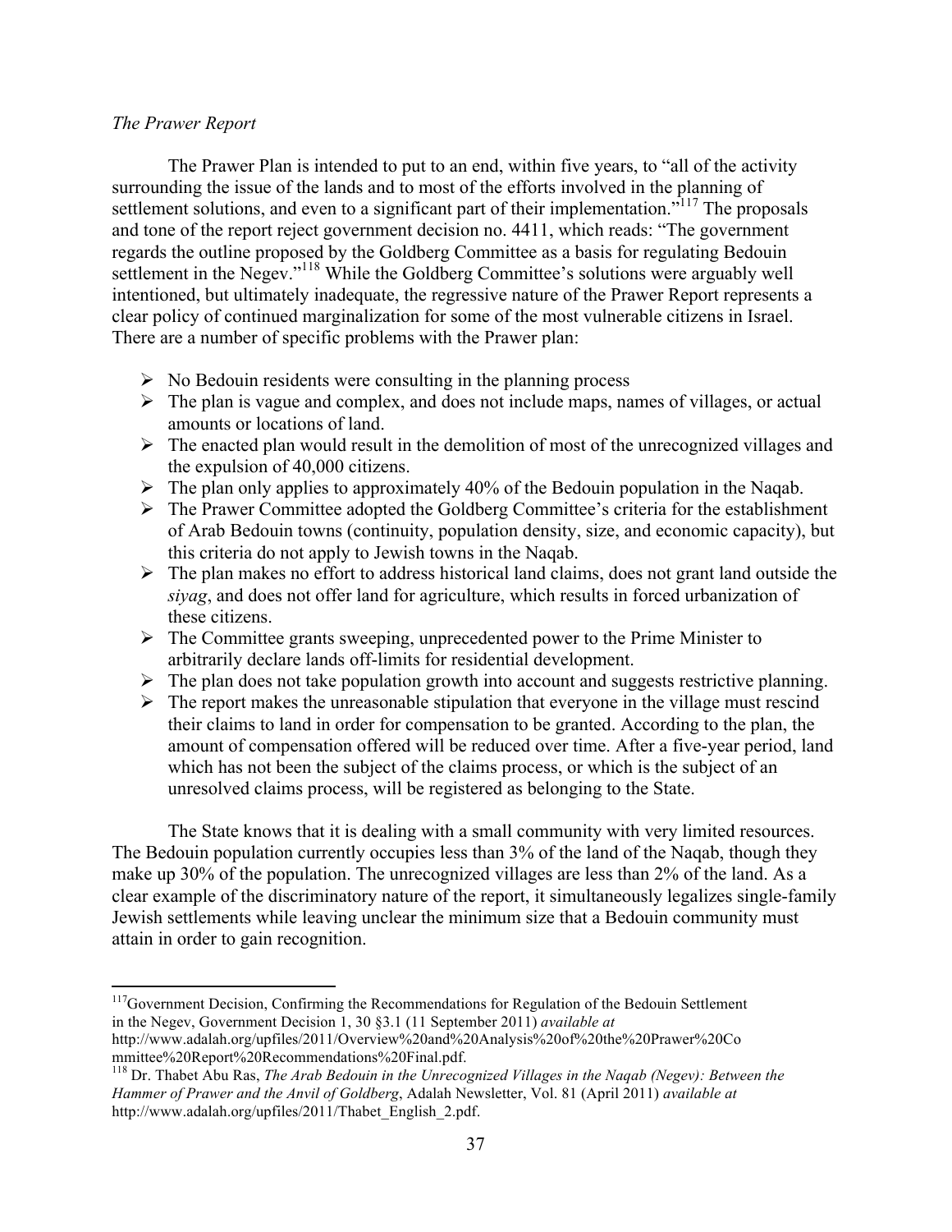*The Prawer Report*

The Prawer Plan is intended to put to an end, within five years, to "all of the activity surrounding the issue of the lands and to most of the efforts involved in the planning of settlement solutions, and even to a significant part of their implementation."[117] The proposals and tone of the report reject government decision no. 4411, which reads: "The government regards the outline proposed by the Goldberg Committee as a basis for regulating Bedouin settlement in the Negev."[118] While the Goldberg Committee's solutions were arguably well intentioned, but ultimately inadequate, the regressive nature of the Prawer Report represents a clear policy of continued marginalization for some of the most vulnerable citizens in Israel. There are a number of specific problems with the Prawer plan:

- No Bedouin residents were consulting in the planning process
- The plan is vague and complex, and does not include maps, names of villages, or actual amounts or locations of land.
- The enacted plan would result in the demolition of most of the unrecognized villages and the expulsion of 40,000 citizens.
- The plan only applies to approximately 40% of the Bedouin population in the Naqab.
- The Prawer Committee adopted the Goldberg Committee's criteria for the establishment of Arab Bedouin towns (continuity, population density, size, and economic capacity), but this criteria do not apply to Jewish towns in the Naqab.
- The plan makes no effort to address historical land claims, does not grant land outside the *siyag*, and does not offer land for agriculture, which results in forced urbanization of these citizens.
- The Committee grants sweeping, unprecedented power to the Prime Minister to arbitrarily declare lands off-limits for residential development.
- The plan does not take population growth into account and suggests restrictive planning.
- The report makes the unreasonable stipulation that everyone in the village must rescind their claims to land in order for compensation to be granted. According to the plan, the amount of compensation offered will be reduced over time. After a five-year period, land which has not been the subject of the claims process, or which is the subject of an unresolved claims process, will be registered as belonging to the State.

The State knows that it is dealing with a small community with very limited resources. The Bedouin population currently occupies less than 3% of the land of the Naqab, though they make up 30% of the population. The unrecognized villages are less than 2% of the land. As a clear example of the discriminatory nature of the report, it simultaneously legalizes single-family Jewish settlements while leaving unclear the minimum size that a Bedouin community must attain in order to gain recognition.

---

[117] Government Decision, Confirming the Recommendations for Regulation of the Bedouin Settlement in the Negev, Government Decision 1, 30 §3.1 (11 September 2011) *available at* http://www.adalah.org/upfiles/2011/Overview%20and%20Analysis%20of%20the%20Prawer%20Committee%20Report%20Recommendations%20Final.pdf.

[118] Dr. Thabet Abu Ras, *The Arab Bedouin in the Unrecognized Villages in the Naqab (Negev): Between the Hammer of Prawer and the Anvil of Goldberg*, Adalah Newsletter, Vol. 81 (April 2011) *available at* http://www.adalah.org/upfiles/2011/Thabet_English_2.pdf.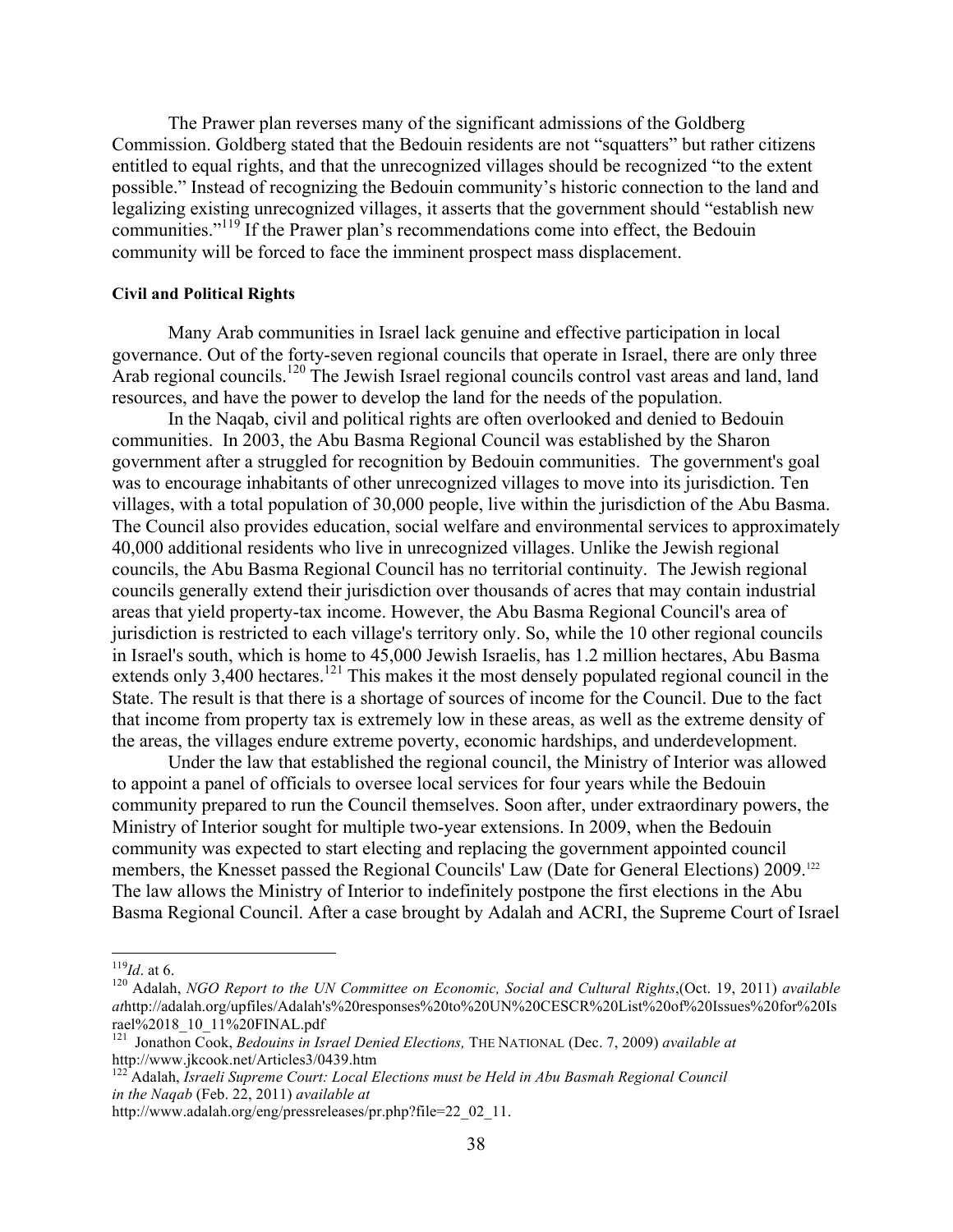The Prawer plan reverses many of the significant admissions of the Goldberg Commission. Goldberg stated that the Bedouin residents are not "squatters" but rather citizens entitled to equal rights, and that the unrecognized villages should be recognized "to the extent possible." Instead of recognizing the Bedouin community's historic connection to the land and legalizing existing unrecognized villages, it asserts that the government should "establish new communities."[119] If the Prawer plan's recommendations come into effect, the Bedouin community will be forced to face the imminent prospect mass displacement.

**Civil and Political Rights**

Many Arab communities in Israel lack genuine and effective participation in local governance. Out of the forty-seven regional councils that operate in Israel, there are only three Arab regional councils.[120] The Jewish Israel regional councils control vast areas and land, land resources, and have the power to develop the land for the needs of the population.

In the Naqab, civil and political rights are often overlooked and denied to Bedouin communities. In 2003, the Abu Basma Regional Council was established by the Sharon government after a struggled for recognition by Bedouin communities. The government's goal was to encourage inhabitants of other unrecognized villages to move into its jurisdiction. Ten villages, with a total population of 30,000 people, live within the jurisdiction of the Abu Basma. The Council also provides education, social welfare and environmental services to approximately 40,000 additional residents who live in unrecognized villages. Unlike the Jewish regional councils, the Abu Basma Regional Council has no territorial continuity. The Jewish regional councils generally extend their jurisdiction over thousands of acres that may contain industrial areas that yield property-tax income. However, the Abu Basma Regional Council's area of jurisdiction is restricted to each village's territory only. So, while the 10 other regional councils in Israel's south, which is home to 45,000 Jewish Israelis, has 1.2 million hectares, Abu Basma extends only 3,400 hectares.[121] This makes it the most densely populated regional council in the State. The result is that there is a shortage of sources of income for the Council. Due to the fact that income from property tax is extremely low in these areas, as well as the extreme density of the areas, the villages endure extreme poverty, economic hardships, and underdevelopment.

Under the law that established the regional council, the Ministry of Interior was allowed to appoint a panel of officials to oversee local services for four years while the Bedouin community prepared to run the Council themselves. Soon after, under extraordinary powers, the Ministry of Interior sought for multiple two-year extensions. In 2009, when the Bedouin community was expected to start electing and replacing the government appointed council members, the Knesset passed the Regional Councils' Law (Date for General Elections) 2009.[122] The law allows the Ministry of Interior to indefinitely postpone the first elections in the Abu Basma Regional Council. After a case brought by Adalah and ACRI, the Supreme Court of Israel

---

[119] *Id*. at 6.

[120] Adalah, *NGO Report to the UN Committee on Economic, Social and Cultural Rights*,(Oct. 19, 2011) *available at*http://adalah.org/upfiles/Adalah's%20responses%20to%20UN%20CESCR%20List%20of%20Issues%20for%20Israel%2018_10_11%20FINAL.pdf

[121] Jonathon Cook, *Bedouins in Israel Denied Elections,* THE NATIONAL (Dec. 7, 2009) *available at* http://www.jkcook.net/Articles3/0439.htm

[122] Adalah, *Israeli Supreme Court: Local Elections must be Held in Abu Basmah Regional Council in the Naqab* (Feb. 22, 2011) *available at* http://www.adalah.org/eng/pressreleases/pr.php?file=22_02_11.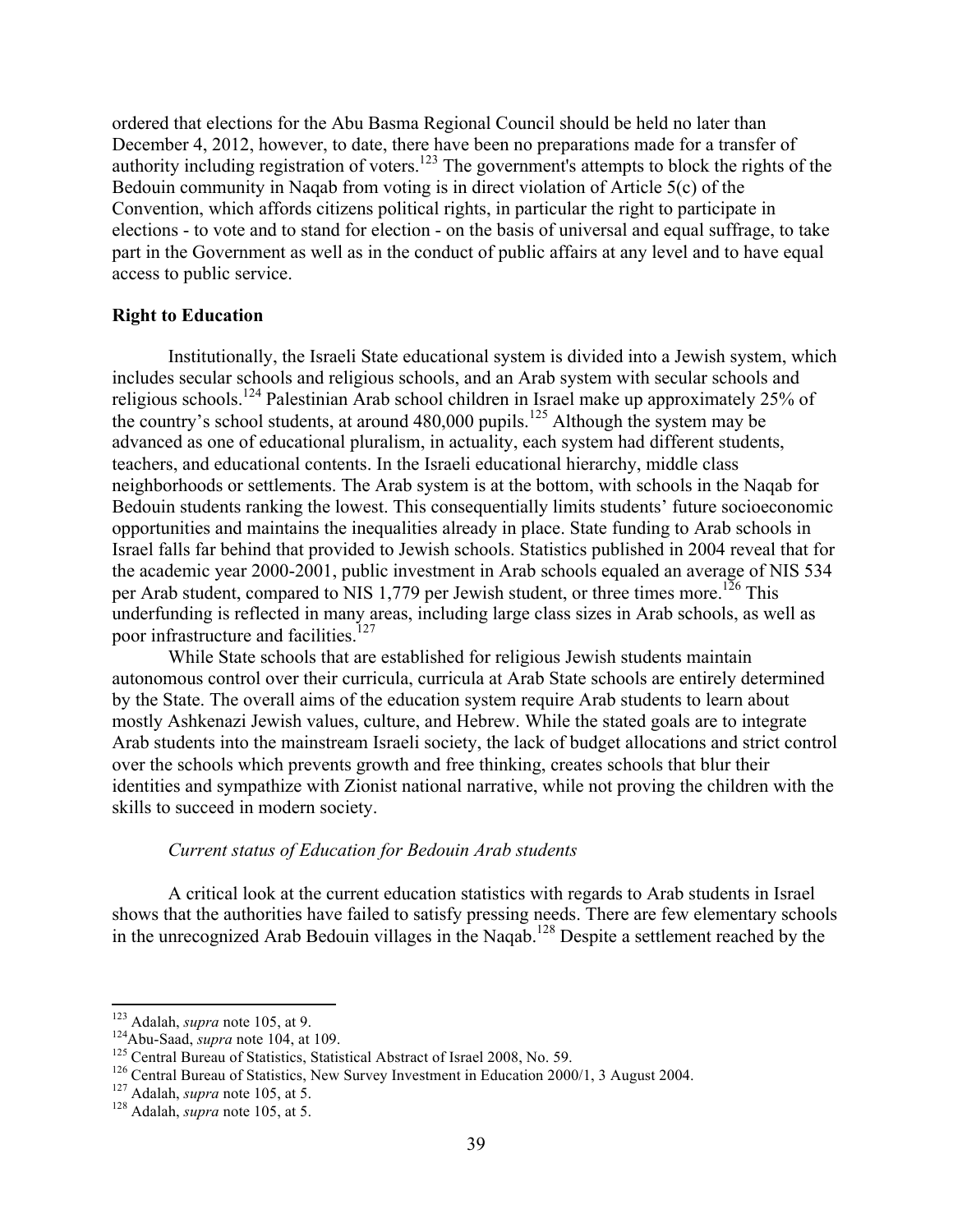ordered that elections for the Abu Basma Regional Council should be held no later than December 4, 2012, however, to date, there have been no preparations made for a transfer of authority including registration of voters.[123] The government's attempts to block the rights of the Bedouin community in Naqab from voting is in direct violation of Article 5(c) of the Convention, which affords citizens political rights, in particular the right to participate in elections - to vote and to stand for election - on the basis of universal and equal suffrage, to take part in the Government as well as in the conduct of public affairs at any level and to have equal access to public service.

**Right to Education**

Institutionally, the Israeli State educational system is divided into a Jewish system, which includes secular schools and religious schools, and an Arab system with secular schools and religious schools.[124] Palestinian Arab school children in Israel make up approximately 25% of the country's school students, at around 480,000 pupils.[125] Although the system may be advanced as one of educational pluralism, in actuality, each system had different students, teachers, and educational contents. In the Israeli educational hierarchy, middle class neighborhoods or settlements. The Arab system is at the bottom, with schools in the Naqab for Bedouin students ranking the lowest. This consequentially limits students' future socioeconomic opportunities and maintains the inequalities already in place. State funding to Arab schools in Israel falls far behind that provided to Jewish schools. Statistics published in 2004 reveal that for the academic year 2000-2001, public investment in Arab schools equaled an average of NIS 534 per Arab student, compared to NIS 1,779 per Jewish student, or three times more.[126] This underfunding is reflected in many areas, including large class sizes in Arab schools, as well as poor infrastructure and facilities.[127]

While State schools that are established for religious Jewish students maintain autonomous control over their curricula, curricula at Arab State schools are entirely determined by the State. The overall aims of the education system require Arab students to learn about mostly Ashkenazi Jewish values, culture, and Hebrew. While the stated goals are to integrate Arab students into the mainstream Israeli society, the lack of budget allocations and strict control over the schools which prevents growth and free thinking, creates schools that blur their identities and sympathize with Zionist national narrative, while not proving the children with the skills to succeed in modern society.

*Current status of Education for Bedouin Arab students*

A critical look at the current education statistics with regards to Arab students in Israel shows that the authorities have failed to satisfy pressing needs. There are few elementary schools in the unrecognized Arab Bedouin villages in the Naqab.[128] Despite a settlement reached by the

---

[123] Adalah, *supra* note 105, at 9.

[124] Abu-Saad, *supra* note 104, at 109.

[125] Central Bureau of Statistics, Statistical Abstract of Israel 2008, No. 59.

[126] Central Bureau of Statistics, New Survey Investment in Education 2000/1, 3 August 2004.

[127] Adalah, *supra* note 105, at 5.

[128] Adalah, *supra* note 105, at 5.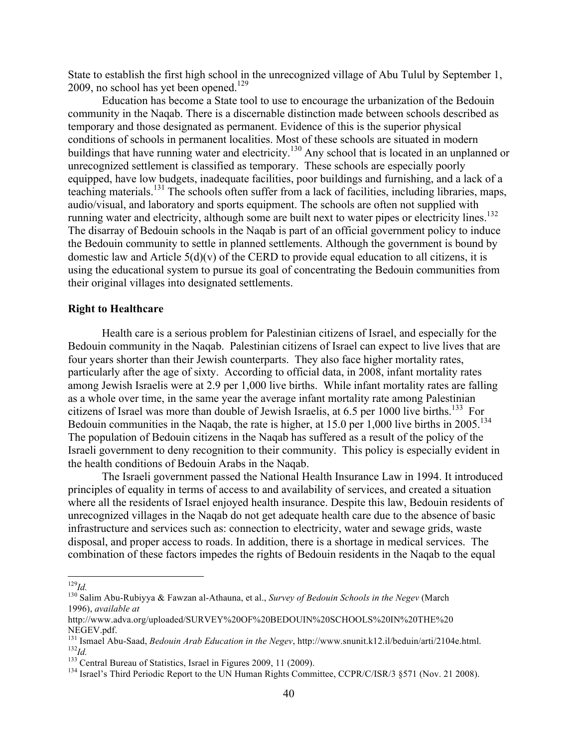State to establish the first high school in the unrecognized village of Abu Tulul by September 1, 2009, no school has yet been opened.[129]

Education has become a State tool to use to encourage the urbanization of the Bedouin community in the Naqab. There is a discernable distinction made between schools described as temporary and those designated as permanent. Evidence of this is the superior physical conditions of schools in permanent localities. Most of these schools are situated in modern buildings that have running water and electricity.[130] Any school that is located in an unplanned or unrecognized settlement is classified as temporary. These schools are especially poorly equipped, have low budgets, inadequate facilities, poor buildings and furnishing, and a lack of a teaching materials.[131] The schools often suffer from a lack of facilities, including libraries, maps, audio/visual, and laboratory and sports equipment. The schools are often not supplied with running water and electricity, although some are built next to water pipes or electricity lines.[132] The disarray of Bedouin schools in the Naqab is part of an official government policy to induce the Bedouin community to settle in planned settlements. Although the government is bound by domestic law and Article 5(d)(v) of the CERD to provide equal education to all citizens, it is using the educational system to pursue its goal of concentrating the Bedouin communities from their original villages into designated settlements.

**Right to Healthcare**

Health care is a serious problem for Palestinian citizens of Israel, and especially for the Bedouin community in the Naqab. Palestinian citizens of Israel can expect to live lives that are four years shorter than their Jewish counterparts. They also face higher mortality rates, particularly after the age of sixty. According to official data, in 2008, infant mortality rates among Jewish Israelis were at 2.9 per 1,000 live births. While infant mortality rates are falling as a whole over time, in the same year the average infant mortality rate among Palestinian citizens of Israel was more than double of Jewish Israelis, at 6.5 per 1000 live births.[133] For Bedouin communities in the Naqab, the rate is higher, at 15.0 per 1,000 live births in 2005.[134] The population of Bedouin citizens in the Naqab has suffered as a result of the policy of the Israeli government to deny recognition to their community. This policy is especially evident in the health conditions of Bedouin Arabs in the Naqab.

The Israeli government passed the National Health Insurance Law in 1994. It introduced principles of equality in terms of access to and availability of services, and created a situation where all the residents of Israel enjoyed health insurance. Despite this law, Bedouin residents of unrecognized villages in the Naqab do not get adequate health care due to the absence of basic infrastructure and services such as: connection to electricity, water and sewage grids, waste disposal, and proper access to roads. In addition, there is a shortage in medical services. The combination of these factors impedes the rights of Bedouin residents in the Naqab to the equal

---

[129] *Id.*

[130] Salim Abu-Rubiyya & Fawzan al-Athauna, et al., *Survey of Bedouin Schools in the Negev* (March 1996), *available at* http://www.adva.org/uploaded/SURVEY%20OF%20BEDOUIN%20SCHOOLS%20IN%20THE%20NEGEV.pdf.

[131] Ismael Abu-Saad, *Bedouin Arab Education in the Negev*, http://www.snunit.k12.il/beduin/arti/2104e.html.

[132] *Id.*

[133] Central Bureau of Statistics, Israel in Figures 2009, 11 (2009).

[134] Israel's Third Periodic Report to the UN Human Rights Committee, CCPR/C/ISR/3 §571 (Nov. 21 2008).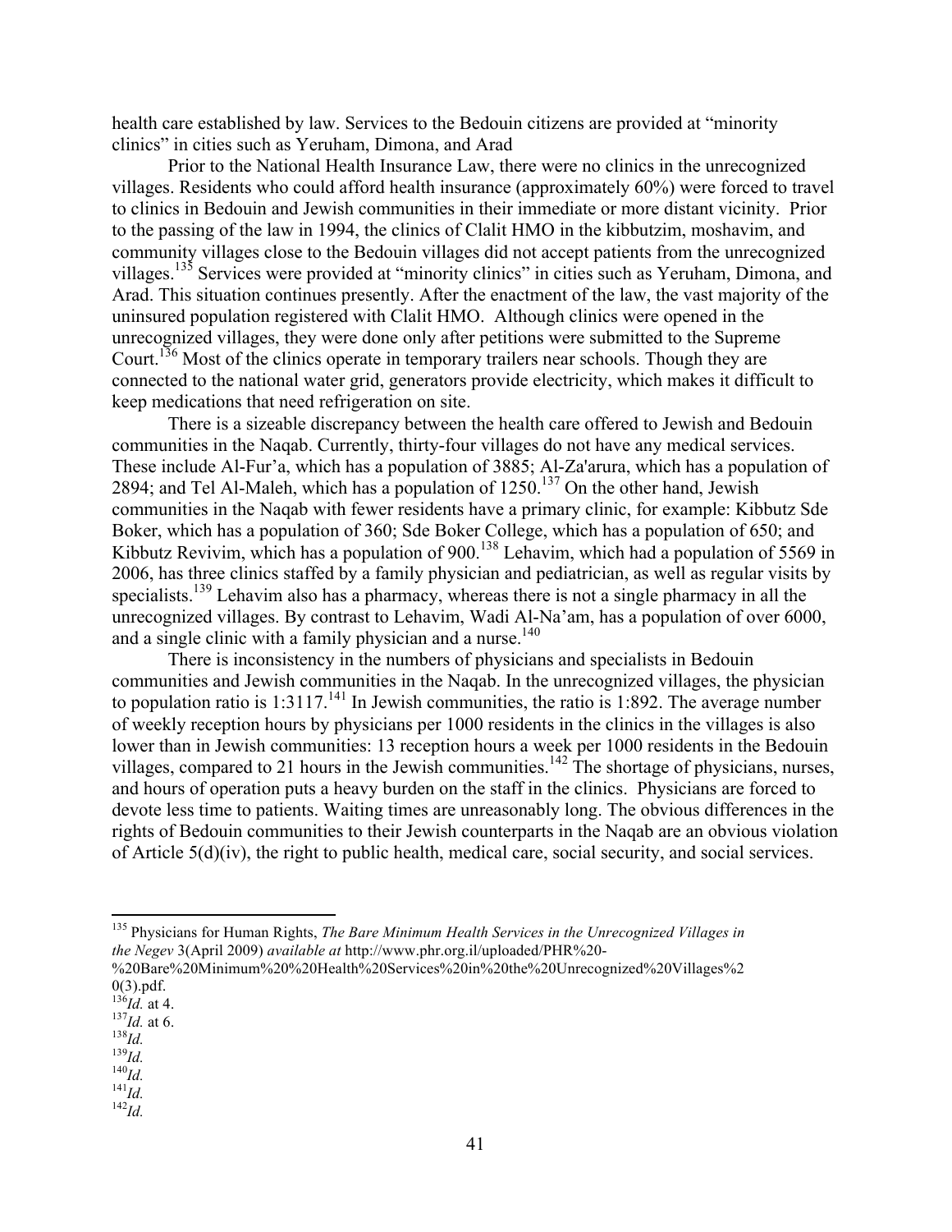health care established by law. Services to the Bedouin citizens are provided at "minority clinics" in cities such as Yeruham, Dimona, and Arad

Prior to the National Health Insurance Law, there were no clinics in the unrecognized villages. Residents who could afford health insurance (approximately 60%) were forced to travel to clinics in Bedouin and Jewish communities in their immediate or more distant vicinity. Prior to the passing of the law in 1994, the clinics of Clalit HMO in the kibbutzim, moshavim, and community villages close to the Bedouin villages did not accept patients from the unrecognized villages.[135] Services were provided at "minority clinics" in cities such as Yeruham, Dimona, and Arad. This situation continues presently. After the enactment of the law, the vast majority of the uninsured population registered with Clalit HMO. Although clinics were opened in the unrecognized villages, they were done only after petitions were submitted to the Supreme Court.[136] Most of the clinics operate in temporary trailers near schools. Though they are connected to the national water grid, generators provide electricity, which makes it difficult to keep medications that need refrigeration on site.

There is a sizeable discrepancy between the health care offered to Jewish and Bedouin communities in the Naqab. Currently, thirty-four villages do not have any medical services. These include Al-Fur'a, which has a population of 3885; Al-Za'arura, which has a population of 2894; and Tel Al-Maleh, which has a population of 1250.[137] On the other hand, Jewish communities in the Naqab with fewer residents have a primary clinic, for example: Kibbutz Sde Boker, which has a population of 360; Sde Boker College, which has a population of 650; and Kibbutz Revivim, which has a population of 900.[138] Lehavim, which had a population of 5569 in 2006, has three clinics staffed by a family physician and pediatrician, as well as regular visits by specialists.[139] Lehavim also has a pharmacy, whereas there is not a single pharmacy in all the unrecognized villages. By contrast to Lehavim, Wadi Al-Na'am, has a population of over 6000, and a single clinic with a family physician and a nurse.[140]

There is inconsistency in the numbers of physicians and specialists in Bedouin communities and Jewish communities in the Naqab. In the unrecognized villages, the physician to population ratio is 1:3117.[141] In Jewish communities, the ratio is 1:892. The average number of weekly reception hours by physicians per 1000 residents in the clinics in the villages is also lower than in Jewish communities: 13 reception hours a week per 1000 residents in the Bedouin villages, compared to 21 hours in the Jewish communities.[142] The shortage of physicians, nurses, and hours of operation puts a heavy burden on the staff in the clinics. Physicians are forced to devote less time to patients. Waiting times are unreasonably long. The obvious differences in the rights of Bedouin communities to their Jewish counterparts in the Naqab are an obvious violation of Article 5(d)(iv), the right to public health, medical care, social security, and social services.

---

[135] Physicians for Human Rights, *The Bare Minimum Health Services in the Unrecognized Villages in the Negev* 3(April 2009) *available at* http://www.phr.org.il/uploaded/PHR%20-%20Bare%20Minimum%20%20Health%20Services%20in%20the%20Unrecognized%20Villages%20(3).pdf.

[136] *Id.* at 4.

[137] *Id.* at 6.

[138] *Id.*

[139] *Id.*

[140] *Id.*

[141] *Id.*

[142] *Id.*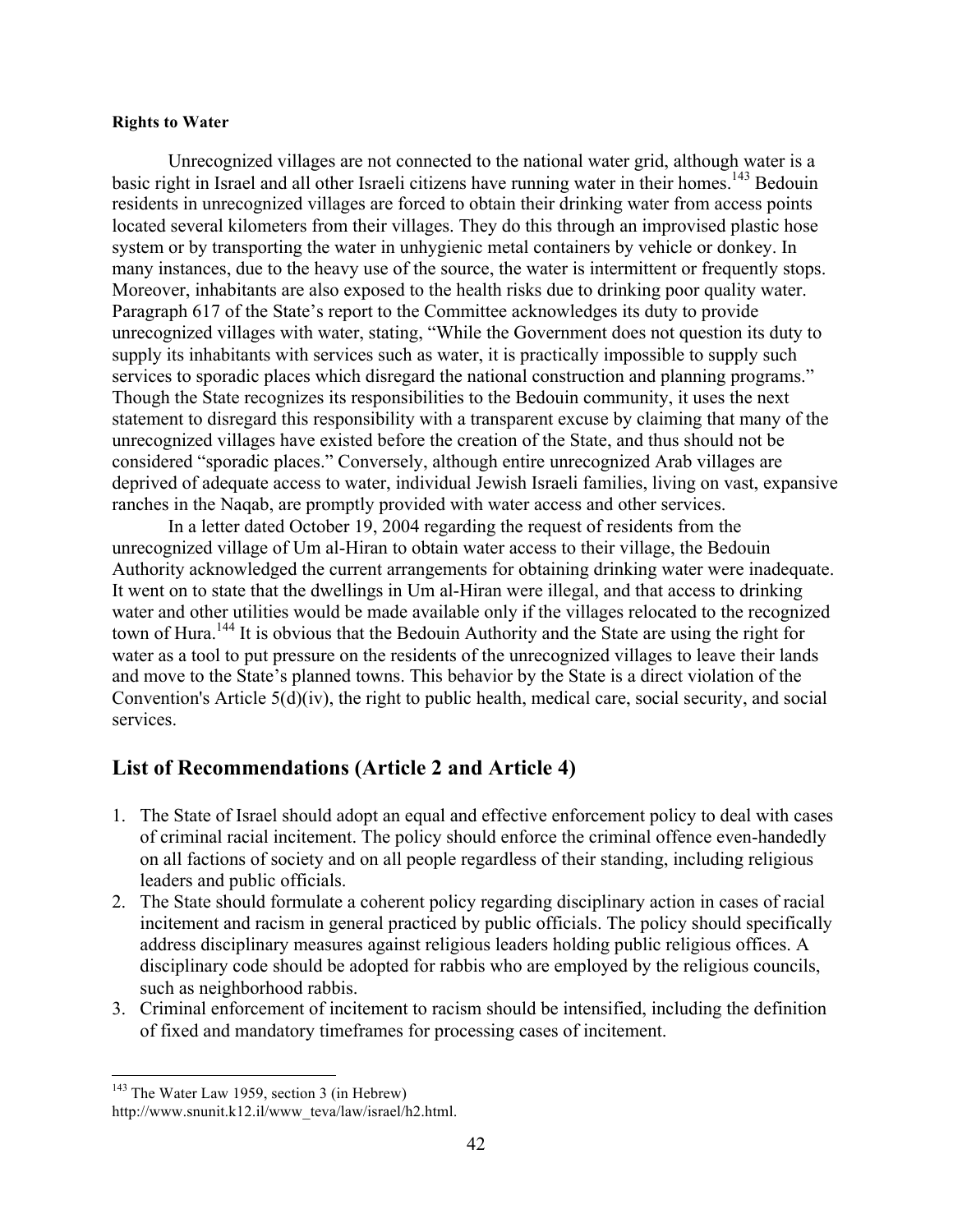**Rights to Water**

Unrecognized villages are not connected to the national water grid, although water is a basic right in Israel and all other Israeli citizens have running water in their homes.[143] Bedouin residents in unrecognized villages are forced to obtain their drinking water from access points located several kilometers from their villages. They do this through an improvised plastic hose system or by transporting the water in unhygienic metal containers by vehicle or donkey. In many instances, due to the heavy use of the source, the water is intermittent or frequently stops. Moreover, inhabitants are also exposed to the health risks due to drinking poor quality water. Paragraph 617 of the State's report to the Committee acknowledges its duty to provide unrecognized villages with water, stating, "While the Government does not question its duty to supply its inhabitants with services such as water, it is practically impossible to supply such services to sporadic places which disregard the national construction and planning programs." Though the State recognizes its responsibilities to the Bedouin community, it uses the next statement to disregard this responsibility with a transparent excuse by claiming that many of the unrecognized villages have existed before the creation of the State, and thus should not be considered "sporadic places." Conversely, although entire unrecognized Arab villages are deprived of adequate access to water, individual Jewish Israeli families, living on vast, expansive ranches in the Naqab, are promptly provided with water access and other services.

In a letter dated October 19, 2004 regarding the request of residents from the unrecognized village of Um al-Hiran to obtain water access to their village, the Bedouin Authority acknowledged the current arrangements for obtaining drinking water were inadequate. It went on to state that the dwellings in Um al-Hiran were illegal, and that access to drinking water and other utilities would be made available only if the villages relocated to the recognized town of Hura.[144] It is obvious that the Bedouin Authority and the State are using the right for water as a tool to put pressure on the residents of the unrecognized villages to leave their lands and move to the State's planned towns. This behavior by the State is a direct violation of the Convention's Article 5(d)(iv), the right to public health, medical care, social security, and social services.

## List of Recommendations (Article 2 and Article 4)

1. The State of Israel should adopt an equal and effective enforcement policy to deal with cases of criminal racial incitement. The policy should enforce the criminal offence even-handedly on all factions of society and on all people regardless of their standing, including religious leaders and public officials.
2. The State should formulate a coherent policy regarding disciplinary action in cases of racial incitement and racism in general practiced by public officials. The policy should specifically address disciplinary measures against religious leaders holding public religious offices. A disciplinary code should be adopted for rabbis who are employed by the religious councils, such as neighborhood rabbis.
3. Criminal enforcement of incitement to racism should be intensified, including the definition of fixed and mandatory timeframes for processing cases of incitement.

[143] The Water Law 1959, section 3 (in Hebrew) http://www.snunit.k12.il/www_teva/law/israel/h2.html.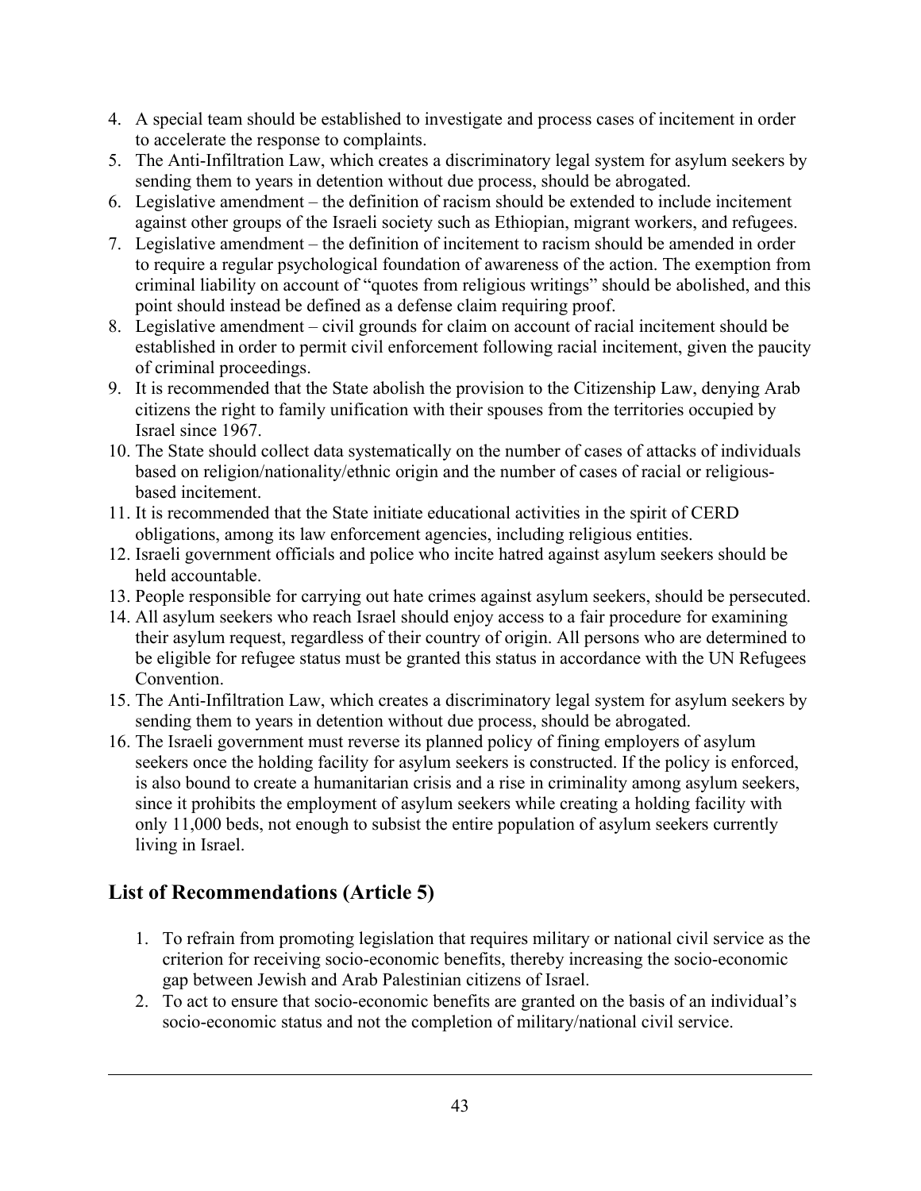4. A special team should be established to investigate and process cases of incitement in order to accelerate the response to complaints.
5. The Anti-Infiltration Law, which creates a discriminatory legal system for asylum seekers by sending them to years in detention without due process, should be abrogated.
6. Legislative amendment – the definition of racism should be extended to include incitement against other groups of the Israeli society such as Ethiopian, migrant workers, and refugees.
7. Legislative amendment – the definition of incitement to racism should be amended in order to require a regular psychological foundation of awareness of the action. The exemption from criminal liability on account of "quotes from religious writings" should be abolished, and this point should instead be defined as a defense claim requiring proof.
8. Legislative amendment – civil grounds for claim on account of racial incitement should be established in order to permit civil enforcement following racial incitement, given the paucity of criminal proceedings.
9. It is recommended that the State abolish the provision to the Citizenship Law, denying Arab citizens the right to family unification with their spouses from the territories occupied by Israel since 1967.
10. The State should collect data systematically on the number of cases of attacks of individuals based on religion/nationality/ethnic origin and the number of cases of racial or religious-based incitement.
11. It is recommended that the State initiate educational activities in the spirit of CERD obligations, among its law enforcement agencies, including religious entities.
12. Israeli government officials and police who incite hatred against asylum seekers should be held accountable.
13. People responsible for carrying out hate crimes against asylum seekers, should be persecuted.
14. All asylum seekers who reach Israel should enjoy access to a fair procedure for examining their asylum request, regardless of their country of origin. All persons who are determined to be eligible for refugee status must be granted this status in accordance with the UN Refugees Convention.
15. The Anti-Infiltration Law, which creates a discriminatory legal system for asylum seekers by sending them to years in detention without due process, should be abrogated.
16. The Israeli government must reverse its planned policy of fining employers of asylum seekers once the holding facility for asylum seekers is constructed. If the policy is enforced, is also bound to create a humanitarian crisis and a rise in criminality among asylum seekers, since it prohibits the employment of asylum seekers while creating a holding facility with only 11,000 beds, not enough to subsist the entire population of asylum seekers currently living in Israel.

## List of Recommendations (Article 5)

1. To refrain from promoting legislation that requires military or national civil service as the criterion for receiving socio-economic benefits, thereby increasing the socio-economic gap between Jewish and Arab Palestinian citizens of Israel.
2. To act to ensure that socio-economic benefits are granted on the basis of an individual's socio-economic status and not the completion of military/national civil service.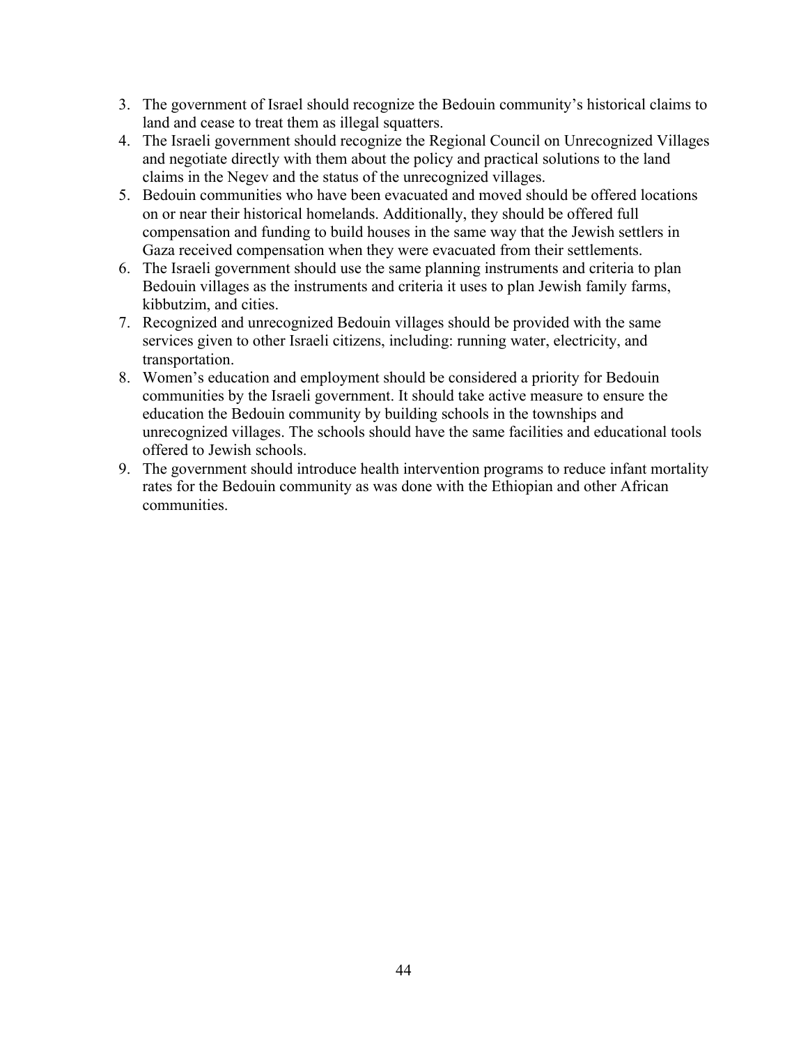3. The government of Israel should recognize the Bedouin community's historical claims to land and cease to treat them as illegal squatters.
4. The Israeli government should recognize the Regional Council on Unrecognized Villages and negotiate directly with them about the policy and practical solutions to the land claims in the Negev and the status of the unrecognized villages.
5. Bedouin communities who have been evacuated and moved should be offered locations on or near their historical homelands. Additionally, they should be offered full compensation and funding to build houses in the same way that the Jewish settlers in Gaza received compensation when they were evacuated from their settlements.
6. The Israeli government should use the same planning instruments and criteria to plan Bedouin villages as the instruments and criteria it uses to plan Jewish family farms, kibbutzim, and cities.
7. Recognized and unrecognized Bedouin villages should be provided with the same services given to other Israeli citizens, including: running water, electricity, and transportation.
8. Women's education and employment should be considered a priority for Bedouin communities by the Israeli government. It should take active measure to ensure the education the Bedouin community by building schools in the townships and unrecognized villages. The schools should have the same facilities and educational tools offered to Jewish schools.
9. The government should introduce health intervention programs to reduce infant mortality rates for the Bedouin community as was done with the Ethiopian and other African communities.